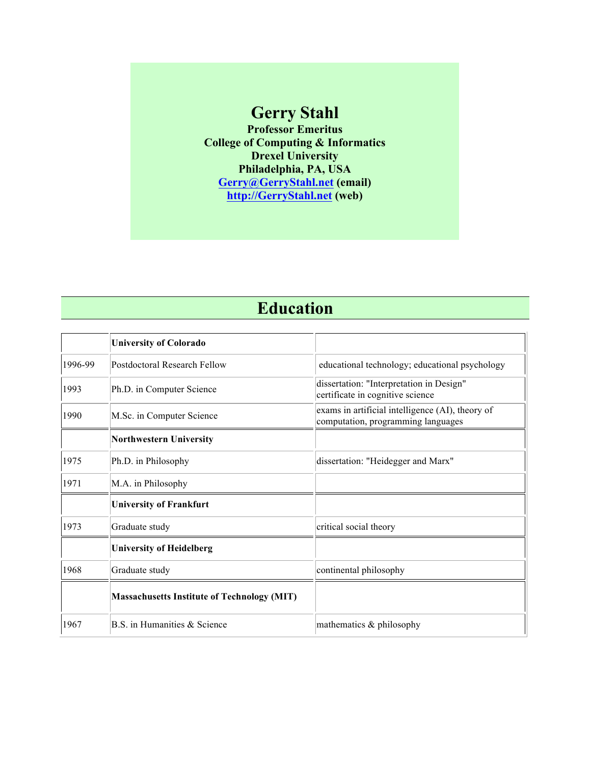# Gerry Stahl

**Professor Emeritus**
**College of Computing & Informatics**
**Drexel University**
**Philadelphia, PA, USA**
**[Gerry@GerryStahl.net](mailto:Gerry@GerryStahl.net) (email)**
**[http://GerryStahl.net](http://GerryStahl.net) (web)**

## Education

| | | |
|---|---|---|
| | **University of Colorado** | |
| 1996-99 | Postdoctoral Research Fellow | educational technology; educational psychology |
| 1993 | Ph.D. in Computer Science | dissertation: "Interpretation in Design"<br>certificate in cognitive science |
| 1990 | M.Sc. in Computer Science | exams in artificial intelligence (AI), theory of computation, programming languages |
| | **Northwestern University** | |
| 1975 | Ph.D. in Philosophy | dissertation: "Heidegger and Marx" |
| 1971 | M.A. in Philosophy | |
| | **University of Frankfurt** | |
| 1973 | Graduate study | critical social theory |
| | **University of Heidelberg** | |
| 1968 | Graduate study | continental philosophy |
| | **Massachusetts Institute of Technology (MIT)** | |
| 1967 | B.S. in Humanities & Science | mathematics & philosophy |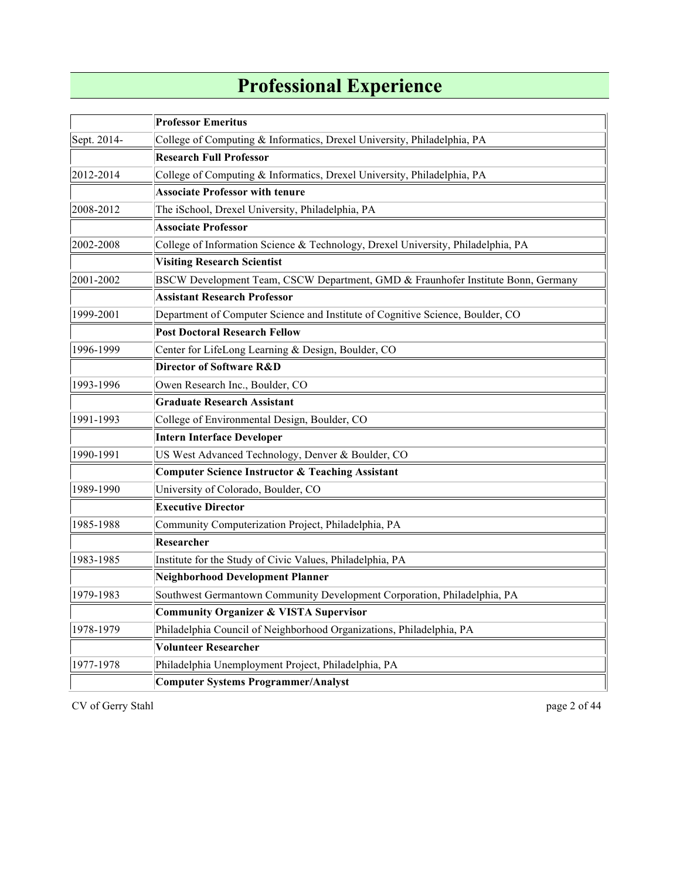# Professional Experience

| | |
|---|---|
| | **Professor Emeritus** |
| Sept. 2014- | College of Computing & Informatics, Drexel University, Philadelphia, PA |
| | **Research Full Professor** |
| 2012-2014 | College of Computing & Informatics, Drexel University, Philadelphia, PA |
| | **Associate Professor with tenure** |
| 2008-2012 | The iSchool, Drexel University, Philadelphia, PA |
| | **Associate Professor** |
| 2002-2008 | College of Information Science & Technology, Drexel University, Philadelphia, PA |
| | **Visiting Research Scientist** |
| 2001-2002 | BSCW Development Team, CSCW Department, GMD & Fraunhofer Institute Bonn, Germany |
| | **Assistant Research Professor** |
| 1999-2001 | Department of Computer Science and Institute of Cognitive Science, Boulder, CO |
| | **Post Doctoral Research Fellow** |
| 1996-1999 | Center for LifeLong Learning & Design, Boulder, CO |
| | **Director of Software R&D** |
| 1993-1996 | Owen Research Inc., Boulder, CO |
| | **Graduate Research Assistant** |
| 1991-1993 | College of Environmental Design, Boulder, CO |
| | **Intern Interface Developer** |
| 1990-1991 | US West Advanced Technology, Denver & Boulder, CO |
| | **Computer Science Instructor & Teaching Assistant** |
| 1989-1990 | University of Colorado, Boulder, CO |
| | **Executive Director** |
| 1985-1988 | Community Computerization Project, Philadelphia, PA |
| | **Researcher** |
| 1983-1985 | Institute for the Study of Civic Values, Philadelphia, PA |
| | **Neighborhood Development Planner** |
| 1979-1983 | Southwest Germantown Community Development Corporation, Philadelphia, PA |
| | **Community Organizer & VISTA Supervisor** |
| 1978-1979 | Philadelphia Council of Neighborhood Organizations, Philadelphia, PA |
| | **Volunteer Researcher** |
| 1977-1978 | Philadelphia Unemployment Project, Philadelphia, PA |
| | **Computer Systems Programmer/Analyst** |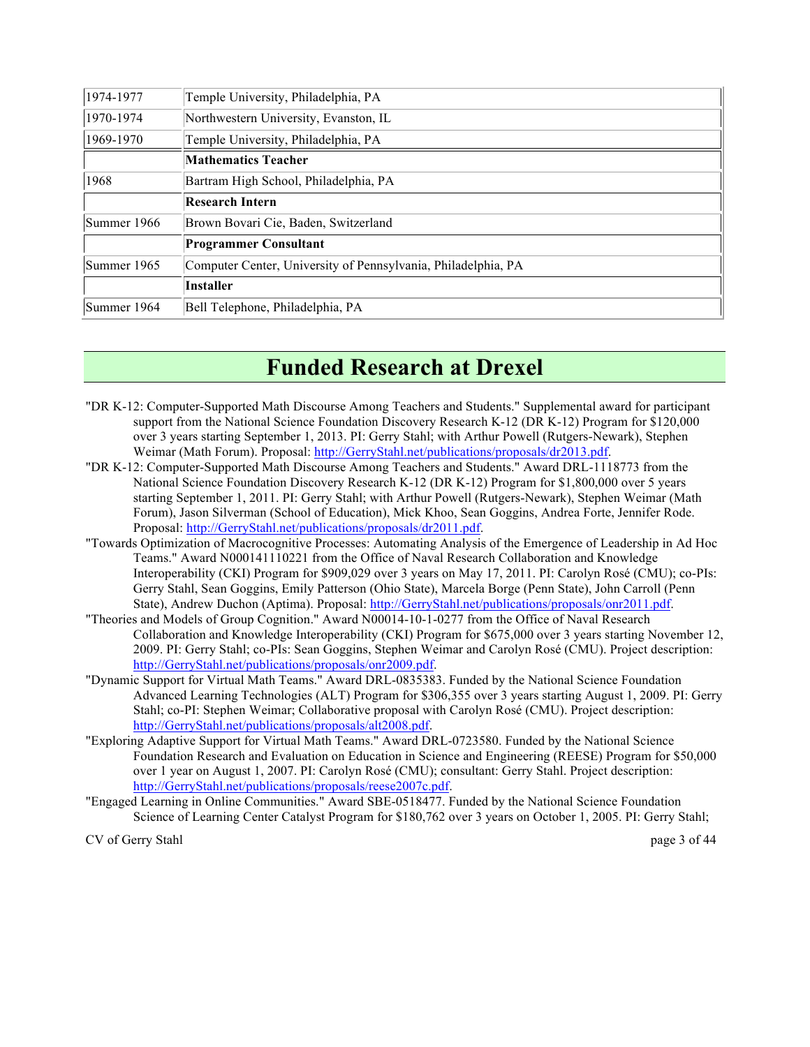| | |
|---|---|
| 1974-1977 | Temple University, Philadelphia, PA |
| 1970-1974 | Northwestern University, Evanston, IL |
| 1969-1970 | Temple University, Philadelphia, PA |
| | **Mathematics Teacher** |
| 1968 | Bartram High School, Philadelphia, PA |
| | **Research Intern** |
| Summer 1966 | Brown Bovari Cie, Baden, Switzerland |
| | **Programmer Consultant** |
| Summer 1965 | Computer Center, University of Pennsylvania, Philadelphia, PA |
| | **Installer** |
| Summer 1964 | Bell Telephone, Philadelphia, PA |

# Funded Research at Drexel

"DR K-12: Computer-Supported Math Discourse Among Teachers and Students." Supplemental award for participant support from the National Science Foundation Discovery Research K-12 (DR K-12) Program for $120,000 over 3 years starting September 1, 2013. PI: Gerry Stahl; with Arthur Powell (Rutgers-Newark), Stephen Weimar (Math Forum). Proposal: http://GerryStahl.net/publications/proposals/dr2013.pdf.

"DR K-12: Computer-Supported Math Discourse Among Teachers and Students." Award DRL-1118773 from the National Science Foundation Discovery Research K-12 (DR K-12) Program for $1,800,000 over 5 years starting September 1, 2011. PI: Gerry Stahl; with Arthur Powell (Rutgers-Newark), Stephen Weimar (Math Forum), Jason Silverman (School of Education), Mick Khoo, Sean Goggins, Andrea Forte, Jennifer Rode. Proposal: http://GerryStahl.net/publications/proposals/dr2011.pdf.

"Towards Optimization of Macrocognitive Processes: Automating Analysis of the Emergence of Leadership in Ad Hoc Teams." Award N000141110221 from the Office of Naval Research Collaboration and Knowledge Interoperability (CKI) Program for $909,029 over 3 years on May 17, 2011. PI: Carolyn Rosé (CMU); co-PIs: Gerry Stahl, Sean Goggins, Emily Patterson (Ohio State), Marcela Borge (Penn State), John Carroll (Penn State), Andrew Duchon (Aptima). Proposal: http://GerryStahl.net/publications/proposals/onr2011.pdf.

"Theories and Models of Group Cognition." Award N00014-10-1-0277 from the Office of Naval Research Collaboration and Knowledge Interoperability (CKI) Program for $675,000 over 3 years starting November 12, 2009. PI: Gerry Stahl; co-PIs: Sean Goggins, Stephen Weimar and Carolyn Rosé (CMU). Project description: http://GerryStahl.net/publications/proposals/onr2009.pdf.

"Dynamic Support for Virtual Math Teams." Award DRL-0835383. Funded by the National Science Foundation Advanced Learning Technologies (ALT) Program for $306,355 over 3 years starting August 1, 2009. PI: Gerry Stahl; co-PI: Stephen Weimar; Collaborative proposal with Carolyn Rosé (CMU). Project description: http://GerryStahl.net/publications/proposals/alt2008.pdf.

"Exploring Adaptive Support for Virtual Math Teams." Award DRL-0723580. Funded by the National Science Foundation Research and Evaluation on Education in Science and Engineering (REESE) Program for $50,000 over 1 year on August 1, 2007. PI: Carolyn Rosé (CMU); consultant: Gerry Stahl. Project description: http://GerryStahl.net/publications/proposals/reese2007c.pdf.

"Engaged Learning in Online Communities." Award SBE-0518477. Funded by the National Science Foundation Science of Learning Center Catalyst Program for $180,762 over 3 years on October 1, 2005. PI: Gerry Stahl;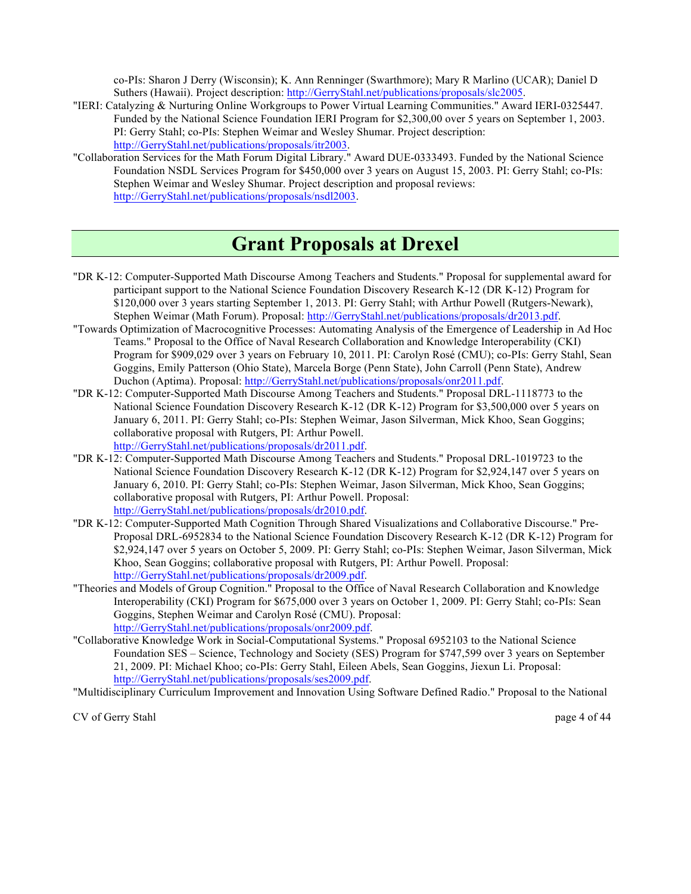co-PIs: Sharon J Derry (Wisconsin); K. Ann Renninger (Swarthmore); Mary R Marlino (UCAR); Daniel D Suthers (Hawaii). Project description: http://GerryStahl.net/publications/proposals/slc2005.

"IERI: Catalyzing & Nurturing Online Workgroups to Power Virtual Learning Communities." Award IERI-0325447. Funded by the National Science Foundation IERI Program for $2,300,00 over 5 years on September 1, 2003. PI: Gerry Stahl; co-PIs: Stephen Weimar and Wesley Shumar. Project description: http://GerryStahl.net/publications/proposals/itr2003.

"Collaboration Services for the Math Forum Digital Library." Award DUE-0333493. Funded by the National Science Foundation NSDL Services Program for $450,000 over 3 years on August 15, 2003. PI: Gerry Stahl; co-PIs: Stephen Weimar and Wesley Shumar. Project description and proposal reviews: http://GerryStahl.net/publications/proposals/nsdl2003.

# Grant Proposals at Drexel

"DR K-12: Computer-Supported Math Discourse Among Teachers and Students." Proposal for supplemental award for participant support to the National Science Foundation Discovery Research K-12 (DR K-12) Program for $120,000 over 3 years starting September 1, 2013. PI: Gerry Stahl; with Arthur Powell (Rutgers-Newark), Stephen Weimar (Math Forum). Proposal: http://GerryStahl.net/publications/proposals/dr2013.pdf.

"Towards Optimization of Macrocognitive Processes: Automating Analysis of the Emergence of Leadership in Ad Hoc Teams." Proposal to the Office of Naval Research Collaboration and Knowledge Interoperability (CKI) Program for $909,029 over 3 years on February 10, 2011. PI: Carolyn Rosé (CMU); co-PIs: Gerry Stahl, Sean Goggins, Emily Patterson (Ohio State), Marcela Borge (Penn State), John Carroll (Penn State), Andrew Duchon (Aptima). Proposal: http://GerryStahl.net/publications/proposals/onr2011.pdf.

"DR K-12: Computer-Supported Math Discourse Among Teachers and Students." Proposal DRL-1118773 to the National Science Foundation Discovery Research K-12 (DR K-12) Program for $3,500,000 over 5 years on January 6, 2011. PI: Gerry Stahl; co-PIs: Stephen Weimar, Jason Silverman, Mick Khoo, Sean Goggins; collaborative proposal with Rutgers, PI: Arthur Powell. http://GerryStahl.net/publications/proposals/dr2011.pdf.

"DR K-12: Computer-Supported Math Discourse Among Teachers and Students." Proposal DRL-1019723 to the National Science Foundation Discovery Research K-12 (DR K-12) Program for $2,924,147 over 5 years on January 6, 2010. PI: Gerry Stahl; co-PIs: Stephen Weimar, Jason Silverman, Mick Khoo, Sean Goggins; collaborative proposal with Rutgers, PI: Arthur Powell. Proposal: http://GerryStahl.net/publications/proposals/dr2010.pdf.

"DR K-12: Computer-Supported Math Cognition Through Shared Visualizations and Collaborative Discourse." Pre-Proposal DRL-6952834 to the National Science Foundation Discovery Research K-12 (DR K-12) Program for $2,924,147 over 5 years on October 5, 2009. PI: Gerry Stahl; co-PIs: Stephen Weimar, Jason Silverman, Mick Khoo, Sean Goggins; collaborative proposal with Rutgers, PI: Arthur Powell. Proposal: http://GerryStahl.net/publications/proposals/dr2009.pdf.

"Theories and Models of Group Cognition." Proposal to the Office of Naval Research Collaboration and Knowledge Interoperability (CKI) Program for $675,000 over 3 years on October 1, 2009. PI: Gerry Stahl; co-PIs: Sean Goggins, Stephen Weimar and Carolyn Rosé (CMU). Proposal: http://GerryStahl.net/publications/proposals/onr2009.pdf.

"Collaborative Knowledge Work in Social-Computational Systems." Proposal 6952103 to the National Science Foundation SES – Science, Technology and Society (SES) Program for $747,599 over 3 years on September 21, 2009. PI: Michael Khoo; co-PIs: Gerry Stahl, Eileen Abels, Sean Goggins, Jiexun Li. Proposal: http://GerryStahl.net/publications/proposals/ses2009.pdf.

"Multidisciplinary Curriculum Improvement and Innovation Using Software Defined Radio." Proposal to the National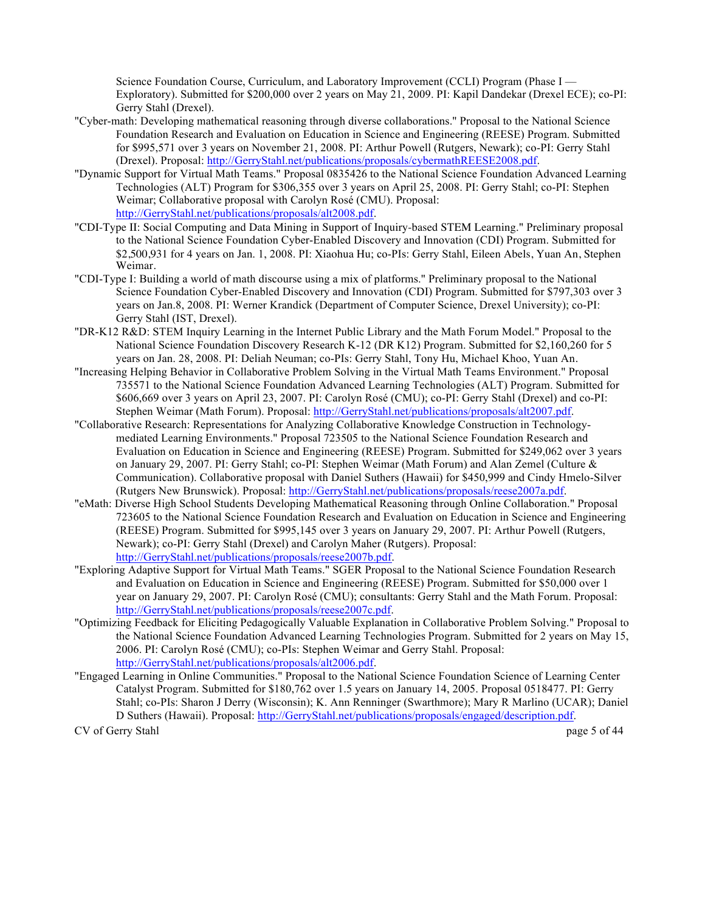Science Foundation Course, Curriculum, and Laboratory Improvement (CCLI) Program (Phase I — Exploratory). Submitted for $200,000 over 2 years on May 21, 2009. PI: Kapil Dandekar (Drexel ECE); co-PI: Gerry Stahl (Drexel).

"Cyber-math: Developing mathematical reasoning through diverse collaborations." Proposal to the National Science Foundation Research and Evaluation on Education in Science and Engineering (REESE) Program. Submitted for $995,571 over 3 years on November 21, 2008. PI: Arthur Powell (Rutgers, Newark); co-PI: Gerry Stahl (Drexel). Proposal: http://GerryStahl.net/publications/proposals/cybermathREESE2008.pdf.

"Dynamic Support for Virtual Math Teams." Proposal 0835426 to the National Science Foundation Advanced Learning Technologies (ALT) Program for $306,355 over 3 years on April 25, 2008. PI: Gerry Stahl; co-PI: Stephen Weimar; Collaborative proposal with Carolyn Rosé (CMU). Proposal: http://GerryStahl.net/publications/proposals/alt2008.pdf.

"CDI-Type II: Social Computing and Data Mining in Support of Inquiry-based STEM Learning." Preliminary proposal to the National Science Foundation Cyber-Enabled Discovery and Innovation (CDI) Program. Submitted for $2,500,931 for 4 years on Jan. 1, 2008. PI: Xiaohua Hu; co-PIs: Gerry Stahl, Eileen Abels, Yuan An, Stephen Weimar.

"CDI-Type I: Building a world of math discourse using a mix of platforms." Preliminary proposal to the National Science Foundation Cyber-Enabled Discovery and Innovation (CDI) Program. Submitted for $797,303 over 3 years on Jan.8, 2008. PI: Werner Krandick (Department of Computer Science, Drexel University); co-PI: Gerry Stahl (IST, Drexel).

"DR-K12 R&D: STEM Inquiry Learning in the Internet Public Library and the Math Forum Model." Proposal to the National Science Foundation Discovery Research K-12 (DR K12) Program. Submitted for $2,160,260 for 5 years on Jan. 28, 2008. PI: Deliah Neuman; co-PIs: Gerry Stahl, Tony Hu, Michael Khoo, Yuan An.

"Increasing Helping Behavior in Collaborative Problem Solving in the Virtual Math Teams Environment." Proposal 735571 to the National Science Foundation Advanced Learning Technologies (ALT) Program. Submitted for $606,669 over 3 years on April 23, 2007. PI: Carolyn Rosé (CMU); co-PI: Gerry Stahl (Drexel) and co-PI: Stephen Weimar (Math Forum). Proposal: http://GerryStahl.net/publications/proposals/alt2007.pdf.

"Collaborative Research: Representations for Analyzing Collaborative Knowledge Construction in Technology-mediated Learning Environments." Proposal 723505 to the National Science Foundation Research and Evaluation on Education in Science and Engineering (REESE) Program. Submitted for $249,062 over 3 years on January 29, 2007. PI: Gerry Stahl; co-PI: Stephen Weimar (Math Forum) and Alan Zemel (Culture & Communication). Collaborative proposal with Daniel Suthers (Hawaii) for $450,999 and Cindy Hmelo-Silver (Rutgers New Brunswick). Proposal: http://GerryStahl.net/publications/proposals/reese2007a.pdf.

"eMath: Diverse High School Students Developing Mathematical Reasoning through Online Collaboration." Proposal 723605 to the National Science Foundation Research and Evaluation on Education in Science and Engineering (REESE) Program. Submitted for $995,145 over 3 years on January 29, 2007. PI: Arthur Powell (Rutgers, Newark); co-PI: Gerry Stahl (Drexel) and Carolyn Maher (Rutgers). Proposal: http://GerryStahl.net/publications/proposals/reese2007b.pdf.

"Exploring Adaptive Support for Virtual Math Teams." SGER Proposal to the National Science Foundation Research and Evaluation on Education in Science and Engineering (REESE) Program. Submitted for $50,000 over 1 year on January 29, 2007. PI: Carolyn Rosé (CMU); consultants: Gerry Stahl and the Math Forum. Proposal: http://GerryStahl.net/publications/proposals/reese2007c.pdf.

"Optimizing Feedback for Eliciting Pedagogically Valuable Explanation in Collaborative Problem Solving." Proposal to the National Science Foundation Advanced Learning Technologies Program. Submitted for 2 years on May 15, 2006. PI: Carolyn Rosé (CMU); co-PIs: Stephen Weimar and Gerry Stahl. Proposal: http://GerryStahl.net/publications/proposals/alt2006.pdf.

"Engaged Learning in Online Communities." Proposal to the National Science Foundation Science of Learning Center Catalyst Program. Submitted for $180,762 over 1.5 years on January 14, 2005. Proposal 0518477. PI: Gerry Stahl; co-PIs: Sharon J Derry (Wisconsin); K. Ann Renninger (Swarthmore); Mary R Marlino (UCAR); Daniel D Suthers (Hawaii). Proposal: http://GerryStahl.net/publications/proposals/engaged/description.pdf.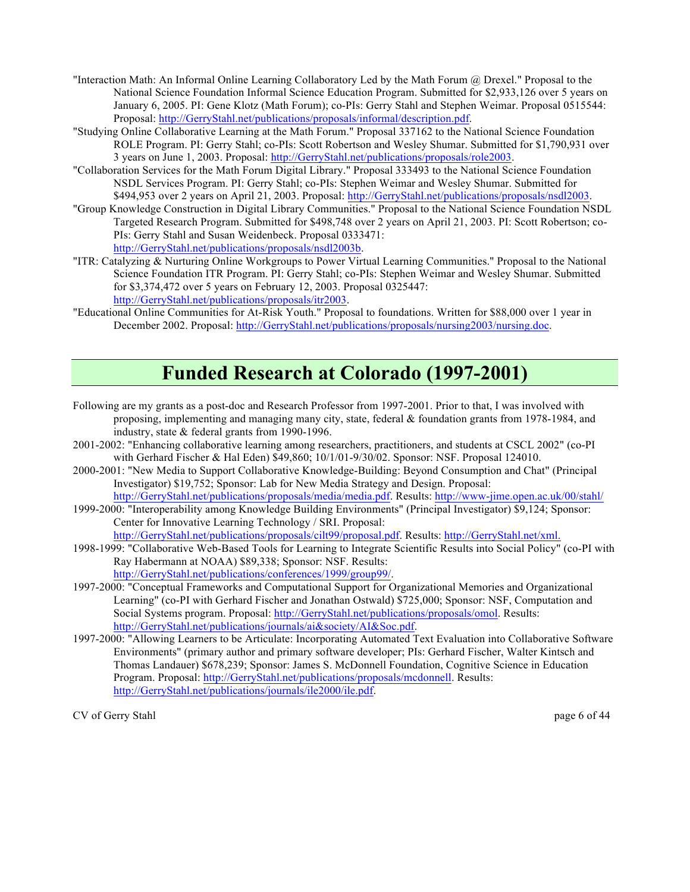"Interaction Math: An Informal Online Learning Collaboratory Led by the Math Forum @ Drexel." Proposal to the National Science Foundation Informal Science Education Program. Submitted for $2,933,126 over 5 years on January 6, 2005. PI: Gene Klotz (Math Forum); co-PIs: Gerry Stahl and Stephen Weimar. Proposal 0515544: Proposal: http://GerryStahl.net/publications/proposals/informal/description.pdf.

"Studying Online Collaborative Learning at the Math Forum." Proposal 337162 to the National Science Foundation ROLE Program. PI: Gerry Stahl; co-PIs: Scott Robertson and Wesley Shumar. Submitted for $1,790,931 over 3 years on June 1, 2003. Proposal: http://GerryStahl.net/publications/proposals/role2003.

"Collaboration Services for the Math Forum Digital Library." Proposal 333493 to the National Science Foundation NSDL Services Program. PI: Gerry Stahl; co-PIs: Stephen Weimar and Wesley Shumar. Submitted for $494,953 over 2 years on April 21, 2003. Proposal: http://GerryStahl.net/publications/proposals/nsdl2003.

"Group Knowledge Construction in Digital Library Communities." Proposal to the National Science Foundation NSDL Targeted Research Program. Submitted for $498,748 over 2 years on April 21, 2003. PI: Scott Robertson; co-PIs: Gerry Stahl and Susan Weidenbeck. Proposal 0333471: http://GerryStahl.net/publications/proposals/nsdl2003b.

"ITR: Catalyzing & Nurturing Online Workgroups to Power Virtual Learning Communities." Proposal to the National Science Foundation ITR Program. PI: Gerry Stahl; co-PIs: Stephen Weimar and Wesley Shumar. Submitted for $3,374,472 over 5 years on February 12, 2003. Proposal 0325447: http://GerryStahl.net/publications/proposals/itr2003.

"Educational Online Communities for At-Risk Youth." Proposal to foundations. Written for $88,000 over 1 year in December 2002. Proposal: http://GerryStahl.net/publications/proposals/nursing2003/nursing.doc.

# Funded Research at Colorado (1997-2001)

Following are my grants as a post-doc and Research Professor from 1997-2001. Prior to that, I was involved with proposing, implementing and managing many city, state, federal & foundation grants from 1978-1984, and industry, state & federal grants from 1990-1996.

2001-2002: "Enhancing collaborative learning among researchers, practitioners, and students at CSCL 2002" (co-PI with Gerhard Fischer & Hal Eden) $49,860; 10/1/01-9/30/02. Sponsor: NSF. Proposal 124010.

2000-2001: "New Media to Support Collaborative Knowledge-Building: Beyond Consumption and Chat" (Principal Investigator) $19,752; Sponsor: Lab for New Media Strategy and Design. Proposal: http://GerryStahl.net/publications/proposals/media/media.pdf. Results: http://www-jime.open.ac.uk/00/stahl/

1999-2000: "Interoperability among Knowledge Building Environments" (Principal Investigator) $9,124; Sponsor: Center for Innovative Learning Technology / SRI. Proposal: http://GerryStahl.net/publications/proposals/cilt99/proposal.pdf. Results: http://GerryStahl.net/xml.

1998-1999: "Collaborative Web-Based Tools for Learning to Integrate Scientific Results into Social Policy" (co-PI with Ray Habermann at NOAA) $89,338; Sponsor: NSF. Results: http://GerryStahl.net/publications/conferences/1999/group99/.

1997-2000: "Conceptual Frameworks and Computational Support for Organizational Memories and Organizational Learning" (co-PI with Gerhard Fischer and Jonathan Ostwald) $725,000; Sponsor: NSF, Computation and Social Systems program. Proposal: http://GerryStahl.net/publications/proposals/omol. Results: http://GerryStahl.net/publications/journals/ai&society/AI&Soc.pdf.

1997-2000: "Allowing Learners to be Articulate: Incorporating Automated Text Evaluation into Collaborative Software Environments" (primary author and primary software developer; PIs: Gerhard Fischer, Walter Kintsch and Thomas Landauer) $678,239; Sponsor: James S. McDonnell Foundation, Cognitive Science in Education Program. Proposal: http://GerryStahl.net/publications/proposals/mcdonnell. Results: http://GerryStahl.net/publications/journals/ile2000/ile.pdf.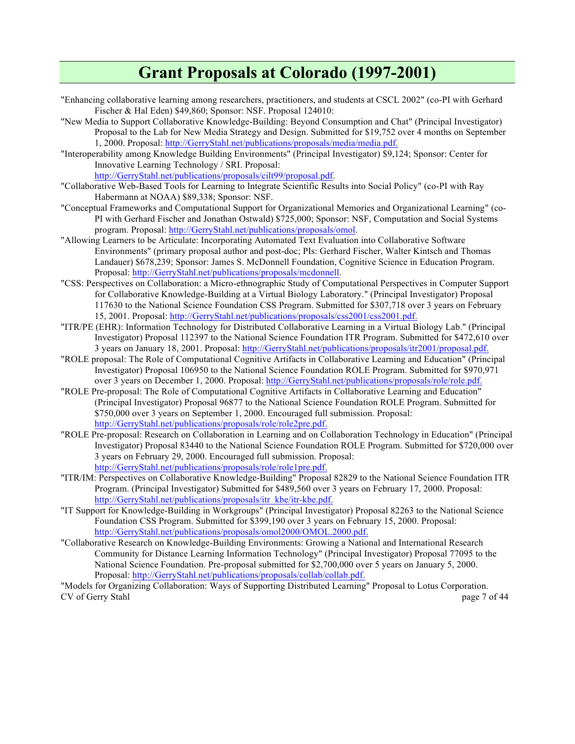# Grant Proposals at Colorado (1997-2001)

"Enhancing collaborative learning among researchers, practitioners, and students at CSCL 2002" (co-PI with Gerhard Fischer & Hal Eden) $49,860; Sponsor: NSF. Proposal 124010:

"New Media to Support Collaborative Knowledge-Building: Beyond Consumption and Chat" (Principal Investigator) Proposal to the Lab for New Media Strategy and Design. Submitted for $19,752 over 4 months on September 1, 2000. Proposal: http://GerryStahl.net/publications/proposals/media/media.pdf.

"Interoperability among Knowledge Building Environments" (Principal Investigator) $9,124; Sponsor: Center for Innovative Learning Technology / SRI. Proposal: http://GerryStahl.net/publications/proposals/cilt99/proposal.pdf.

"Collaborative Web-Based Tools for Learning to Integrate Scientific Results into Social Policy" (co-PI with Ray Habermann at NOAA) $89,338; Sponsor: NSF.

"Conceptual Frameworks and Computational Support for Organizational Memories and Organizational Learning" (co-PI with Gerhard Fischer and Jonathan Ostwald) $725,000; Sponsor: NSF, Computation and Social Systems program. Proposal: http://GerryStahl.net/publications/proposals/omol.

"Allowing Learners to be Articulate: Incorporating Automated Text Evaluation into Collaborative Software Environments" (primary proposal author and post-doc; PIs: Gerhard Fischer, Walter Kintsch and Thomas Landauer) $678,239; Sponsor: James S. McDonnell Foundation, Cognitive Science in Education Program. Proposal: http://GerryStahl.net/publications/proposals/mcdonnell.

"CSS: Perspectives on Collaboration: a Micro-ethnographic Study of Computational Perspectives in Computer Support for Collaborative Knowledge-Building at a Virtual Biology Laboratory." (Principal Investigator) Proposal 117630 to the National Science Foundation CSS Program. Submitted for $307,718 over 3 years on February 15, 2001. Proposal: http://GerryStahl.net/publications/proposals/css2001/css2001.pdf.

"ITR/PE (EHR): Information Technology for Distributed Collaborative Learning in a Virtual Biology Lab." (Principal Investigator) Proposal 112397 to the National Science Foundation ITR Program. Submitted for $472,610 over 3 years on January 18, 2001. Proposal: http://GerryStahl.net/publications/proposals/itr2001/proposal.pdf.

"ROLE proposal: The Role of Computational Cognitive Artifacts in Collaborative Learning and Education" (Principal Investigator) Proposal 106950 to the National Science Foundation ROLE Program. Submitted for $970,971 over 3 years on December 1, 2000. Proposal: http://GerryStahl.net/publications/proposals/role/role.pdf.

"ROLE Pre-proposal: The Role of Computational Cognitive Artifacts in Collaborative Learning and Education" (Principal Investigator) Proposal 96877 to the National Science Foundation ROLE Program. Submitted for $750,000 over 3 years on September 1, 2000. Encouraged full submission. Proposal: http://GerryStahl.net/publications/proposals/role/role2pre.pdf.

"ROLE Pre-proposal: Research on Collaboration in Learning and on Collaboration Technology in Education" (Principal Investigator) Proposal 83440 to the National Science Foundation ROLE Program. Submitted for $720,000 over 3 years on February 29, 2000. Encouraged full submission. Proposal: http://GerryStahl.net/publications/proposals/role/role1pre.pdf.

"ITR/IM: Perspectives on Collaborative Knowledge-Building" Proposal 82829 to the National Science Foundation ITR Program. (Principal Investigator) Submitted for $489,560 over 3 years on February 17, 2000. Proposal: http://GerryStahl.net/publications/proposals/itr_kbe/itr-kbe.pdf.

"IT Support for Knowledge-Building in Workgroups" (Principal Investigator) Proposal 82263 to the National Science Foundation CSS Program. Submitted for $399,190 over 3 years on February 15, 2000. Proposal: http://GerryStahl.net/publications/proposals/omol2000/OMOL.2000.pdf.

"Collaborative Research on Knowledge-Building Environments: Growing a National and International Research Community for Distance Learning Information Technology" (Principal Investigator) Proposal 77095 to the National Science Foundation. Pre-proposal submitted for $2,700,000 over 5 years on January 5, 2000. Proposal: http://GerryStahl.net/publications/proposals/collab/collab.pdf.

"Models for Organizing Collaboration: Ways of Supporting Distributed Learning" Proposal to Lotus Corporation.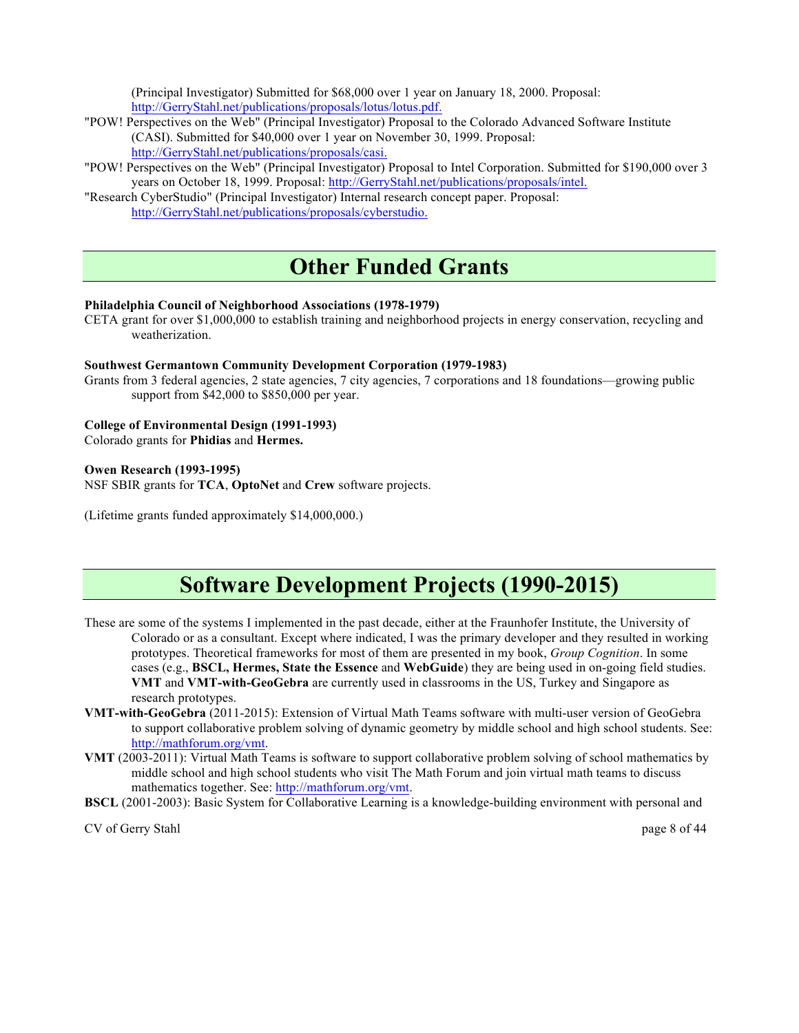(Principal Investigator) Submitted for $68,000 over 1 year on January 18, 2000. Proposal: http://GerryStahl.net/publications/proposals/lotus/lotus.pdf.

"POW! Perspectives on the Web" (Principal Investigator) Proposal to the Colorado Advanced Software Institute (CASI). Submitted for $40,000 over 1 year on November 30, 1999. Proposal: http://GerryStahl.net/publications/proposals/casi.

"POW! Perspectives on the Web" (Principal Investigator) Proposal to Intel Corporation. Submitted for $190,000 over 3 years on October 18, 1999. Proposal: http://GerryStahl.net/publications/proposals/intel.

"Research CyberStudio" (Principal Investigator) Internal research concept paper. Proposal: http://GerryStahl.net/publications/proposals/cyberstudio.

# Other Funded Grants

**Philadelphia Council of Neighborhood Associations (1978-1979)**

CETA grant for over $1,000,000 to establish training and neighborhood projects in energy conservation, recycling and weatherization.

**Southwest Germantown Community Development Corporation (1979-1983)**

Grants from 3 federal agencies, 2 state agencies, 7 city agencies, 7 corporations and 18 foundations—growing public support from $42,000 to $850,000 per year.

**College of Environmental Design (1991-1993)**

Colorado grants for **Phidias** and **Hermes.**

**Owen Research (1993-1995)**

NSF SBIR grants for **TCA**, **OptoNet** and **Crew** software projects.

(Lifetime grants funded approximately $14,000,000.)

# Software Development Projects (1990-2015)

These are some of the systems I implemented in the past decade, either at the Fraunhofer Institute, the University of Colorado or as a consultant. Except where indicated, I was the primary developer and they resulted in working prototypes. Theoretical frameworks for most of them are presented in my book, *Group Cognition*. In some cases (e.g., **BSCL, Hermes, State the Essence** and **WebGuide**) they are being used in on-going field studies. **VMT** and **VMT-with-GeoGebra** are currently used in classrooms in the US, Turkey and Singapore as research prototypes.

**VMT-with-GeoGebra** (2011-2015): Extension of Virtual Math Teams software with multi-user version of GeoGebra to support collaborative problem solving of dynamic geometry by middle school and high school students. See: http://mathforum.org/vmt.

**VMT** (2003-2011): Virtual Math Teams is software to support collaborative problem solving of school mathematics by middle school and high school students who visit The Math Forum and join virtual math teams to discuss mathematics together. See: http://mathforum.org/vmt.

**BSCL** (2001-2003): Basic System for Collaborative Learning is a knowledge-building environment with personal and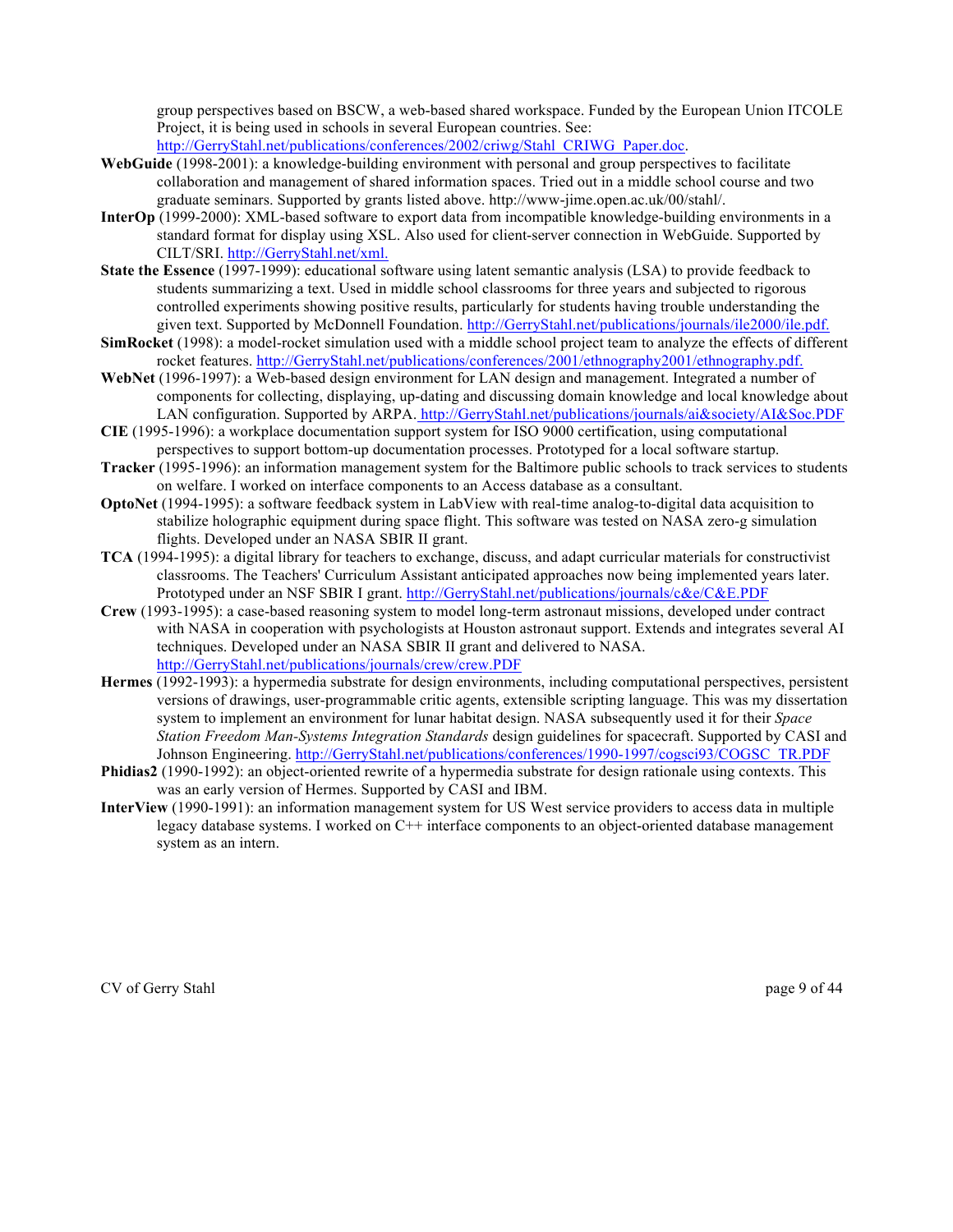group perspectives based on BSCW, a web-based shared workspace. Funded by the European Union ITCOLE Project, it is being used in schools in several European countries. See: http://GerryStahl.net/publications/conferences/2002/criwg/Stahl_CRIWG_Paper.doc.

**WebGuide** (1998-2001): a knowledge-building environment with personal and group perspectives to facilitate collaboration and management of shared information spaces. Tried out in a middle school course and two graduate seminars. Supported by grants listed above. http://www-jime.open.ac.uk/00/stahl/.

**InterOp** (1999-2000): XML-based software to export data from incompatible knowledge-building environments in a standard format for display using XSL. Also used for client-server connection in WebGuide. Supported by CILT/SRI. http://GerryStahl.net/xml.

**State the Essence** (1997-1999): educational software using latent semantic analysis (LSA) to provide feedback to students summarizing a text. Used in middle school classrooms for three years and subjected to rigorous controlled experiments showing positive results, particularly for students having trouble understanding the given text. Supported by McDonnell Foundation. http://GerryStahl.net/publications/journals/ile2000/ile.pdf.

**SimRocket** (1998): a model-rocket simulation used with a middle school project team to analyze the effects of different rocket features. http://GerryStahl.net/publications/conferences/2001/ethnography2001/ethnography.pdf.

**WebNet** (1996-1997): a Web-based design environment for LAN design and management. Integrated a number of components for collecting, displaying, up-dating and discussing domain knowledge and local knowledge about LAN configuration. Supported by ARPA. http://GerryStahl.net/publications/journals/ai&society/AI&Soc.PDF

**CIE** (1995-1996): a workplace documentation support system for ISO 9000 certification, using computational perspectives to support bottom-up documentation processes. Prototyped for a local software startup.

**Tracker** (1995-1996): an information management system for the Baltimore public schools to track services to students on welfare. I worked on interface components to an Access database as a consultant.

**OptoNet** (1994-1995): a software feedback system in LabView with real-time analog-to-digital data acquisition to stabilize holographic equipment during space flight. This software was tested on NASA zero-g simulation flights. Developed under an NASA SBIR II grant.

**TCA** (1994-1995): a digital library for teachers to exchange, discuss, and adapt curricular materials for constructivist classrooms. The Teachers' Curriculum Assistant anticipated approaches now being implemented years later. Prototyped under an NSF SBIR I grant. http://GerryStahl.net/publications/journals/c&e/C&E.PDF

**Crew** (1993-1995): a case-based reasoning system to model long-term astronaut missions, developed under contract with NASA in cooperation with psychologists at Houston astronaut support. Extends and integrates several AI techniques. Developed under an NASA SBIR II grant and delivered to NASA. http://GerryStahl.net/publications/journals/crew/crew.PDF

**Hermes** (1992-1993): a hypermedia substrate for design environments, including computational perspectives, persistent versions of drawings, user-programmable critic agents, extensible scripting language. This was my dissertation system to implement an environment for lunar habitat design. NASA subsequently used it for their *Space Station Freedom Man-Systems Integration Standards* design guidelines for spacecraft. Supported by CASI and Johnson Engineering. http://GerryStahl.net/publications/conferences/1990-1997/cogsci93/COGSC_TR.PDF

**Phidias2** (1990-1992): an object-oriented rewrite of a hypermedia substrate for design rationale using contexts. This was an early version of Hermes. Supported by CASI and IBM.

**InterView** (1990-1991): an information management system for US West service providers to access data in multiple legacy database systems. I worked on C++ interface components to an object-oriented database management system as an intern.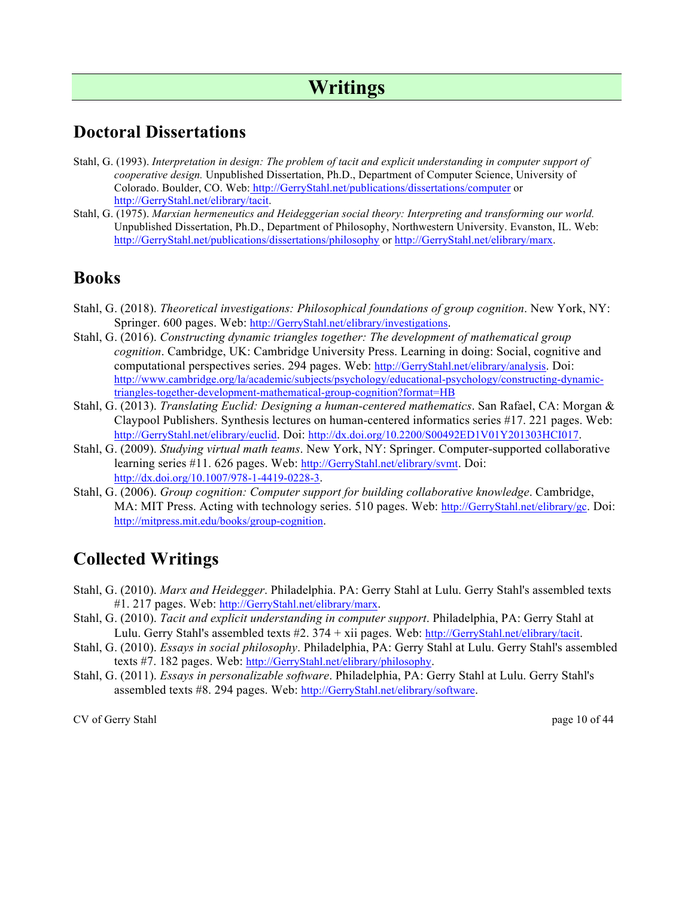# Writings

## Doctoral Dissertations

Stahl, G. (1993). *Interpretation in design: The problem of tacit and explicit understanding in computer support of cooperative design.* Unpublished Dissertation, Ph.D., Department of Computer Science, University of Colorado. Boulder, CO. Web: http://GerryStahl.net/publications/dissertations/computer or http://GerryStahl.net/elibrary/tacit.

Stahl, G. (1975). *Marxian hermeneutics and Heideggerian social theory: Interpreting and transforming our world.* Unpublished Dissertation, Ph.D., Department of Philosophy, Northwestern University. Evanston, IL. Web: http://GerryStahl.net/publications/dissertations/philosophy or http://GerryStahl.net/elibrary/marx.

## Books

Stahl, G. (2018). *Theoretical investigations: Philosophical foundations of group cognition*. New York, NY: Springer. 600 pages. Web: http://GerryStahl.net/elibrary/investigations.

Stahl, G. (2016). *Constructing dynamic triangles together: The development of mathematical group cognition*. Cambridge, UK: Cambridge University Press. Learning in doing: Social, cognitive and computational perspectives series. 294 pages. Web: http://GerryStahl.net/elibrary/analysis. Doi: http://www.cambridge.org/la/academic/subjects/psychology/educational-psychology/constructing-dynamic-triangles-together-development-mathematical-group-cognition?format=HB

Stahl, G. (2013). *Translating Euclid: Designing a human-centered mathematics*. San Rafael, CA: Morgan & Claypool Publishers. Synthesis lectures on human-centered informatics series #17. 221 pages. Web: http://GerryStahl.net/elibrary/euclid. Doi: http://dx.doi.org/10.2200/S00492ED1V01Y201303HCI017.

Stahl, G. (2009). *Studying virtual math teams*. New York, NY: Springer. Computer-supported collaborative learning series #11. 626 pages. Web: http://GerryStahl.net/elibrary/svmt. Doi: http://dx.doi.org/10.1007/978-1-4419-0228-3.

Stahl, G. (2006). *Group cognition: Computer support for building collaborative knowledge*. Cambridge, MA: MIT Press. Acting with technology series. 510 pages. Web: http://GerryStahl.net/elibrary/gc. Doi: http://mitpress.mit.edu/books/group-cognition.

## Collected Writings

Stahl, G. (2010). *Marx and Heidegger*. Philadelphia. PA: Gerry Stahl at Lulu. Gerry Stahl's assembled texts #1. 217 pages. Web: http://GerryStahl.net/elibrary/marx.

Stahl, G. (2010). *Tacit and explicit understanding in computer support*. Philadelphia, PA: Gerry Stahl at Lulu. Gerry Stahl's assembled texts #2. 374 + xii pages. Web: http://GerryStahl.net/elibrary/tacit.

Stahl, G. (2010). *Essays in social philosophy*. Philadelphia, PA: Gerry Stahl at Lulu. Gerry Stahl's assembled texts #7. 182 pages. Web: http://GerryStahl.net/elibrary/philosophy.

Stahl, G. (2011). *Essays in personalizable software*. Philadelphia, PA: Gerry Stahl at Lulu. Gerry Stahl's assembled texts #8. 294 pages. Web: http://GerryStahl.net/elibrary/software.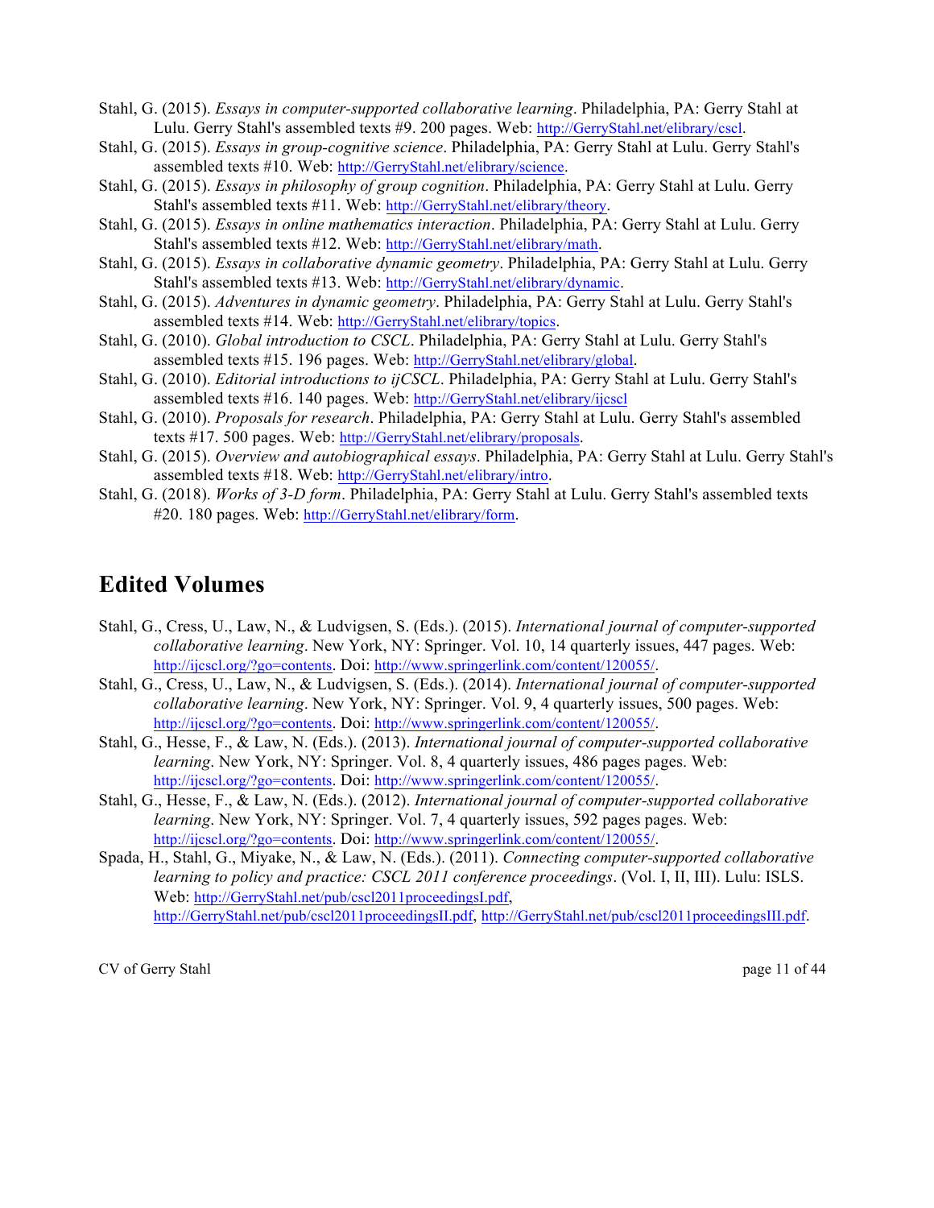Stahl, G. (2015). *Essays in computer-supported collaborative learning*. Philadelphia, PA: Gerry Stahl at Lulu. Gerry Stahl's assembled texts #9. 200 pages. Web: http://GerryStahl.net/elibrary/cscl.

Stahl, G. (2015). *Essays in group-cognitive science*. Philadelphia, PA: Gerry Stahl at Lulu. Gerry Stahl's assembled texts #10. Web: http://GerryStahl.net/elibrary/science.

Stahl, G. (2015). *Essays in philosophy of group cognition*. Philadelphia, PA: Gerry Stahl at Lulu. Gerry Stahl's assembled texts #11. Web: http://GerryStahl.net/elibrary/theory.

Stahl, G. (2015). *Essays in online mathematics interaction*. Philadelphia, PA: Gerry Stahl at Lulu. Gerry Stahl's assembled texts #12. Web: http://GerryStahl.net/elibrary/math.

Stahl, G. (2015). *Essays in collaborative dynamic geometry*. Philadelphia, PA: Gerry Stahl at Lulu. Gerry Stahl's assembled texts #13. Web: http://GerryStahl.net/elibrary/dynamic.

Stahl, G. (2015). *Adventures in dynamic geometry*. Philadelphia, PA: Gerry Stahl at Lulu. Gerry Stahl's assembled texts #14. Web: http://GerryStahl.net/elibrary/topics.

Stahl, G. (2010). *Global introduction to CSCL*. Philadelphia, PA: Gerry Stahl at Lulu. Gerry Stahl's assembled texts #15. 196 pages. Web: http://GerryStahl.net/elibrary/global.

Stahl, G. (2010). *Editorial introductions to ijCSCL*. Philadelphia, PA: Gerry Stahl at Lulu. Gerry Stahl's assembled texts #16. 140 pages. Web: http://GerryStahl.net/elibrary/ijcscl

Stahl, G. (2010). *Proposals for research*. Philadelphia, PA: Gerry Stahl at Lulu. Gerry Stahl's assembled texts #17. 500 pages. Web: http://GerryStahl.net/elibrary/proposals.

Stahl, G. (2015). *Overview and autobiographical essays*. Philadelphia, PA: Gerry Stahl at Lulu. Gerry Stahl's assembled texts #18. Web: http://GerryStahl.net/elibrary/intro.

Stahl, G. (2018). *Works of 3-D form*. Philadelphia, PA: Gerry Stahl at Lulu. Gerry Stahl's assembled texts #20. 180 pages. Web: http://GerryStahl.net/elibrary/form.

## Edited Volumes

Stahl, G., Cress, U., Law, N., & Ludvigsen, S. (Eds.). (2015). *International journal of computer-supported collaborative learning*. New York, NY: Springer. Vol. 10, 14 quarterly issues, 447 pages. Web: http://ijcscl.org/?go=contents. Doi: http://www.springerlink.com/content/120055/.

Stahl, G., Cress, U., Law, N., & Ludvigsen, S. (Eds.). (2014). *International journal of computer-supported collaborative learning*. New York, NY: Springer. Vol. 9, 4 quarterly issues, 500 pages. Web: http://ijcscl.org/?go=contents. Doi: http://www.springerlink.com/content/120055/.

Stahl, G., Hesse, F., & Law, N. (Eds.). (2013). *International journal of computer-supported collaborative learning*. New York, NY: Springer. Vol. 8, 4 quarterly issues, 486 pages pages. Web: http://ijcscl.org/?go=contents. Doi: http://www.springerlink.com/content/120055/.

Stahl, G., Hesse, F., & Law, N. (Eds.). (2012). *International journal of computer-supported collaborative learning*. New York, NY: Springer. Vol. 7, 4 quarterly issues, 592 pages pages. Web: http://ijcscl.org/?go=contents. Doi: http://www.springerlink.com/content/120055/.

Spada, H., Stahl, G., Miyake, N., & Law, N. (Eds.). (2011). *Connecting computer-supported collaborative learning to policy and practice: CSCL 2011 conference proceedings*. (Vol. I, II, III). Lulu: ISLS. Web: http://GerryStahl.net/pub/cscl2011proceedingsI.pdf, http://GerryStahl.net/pub/cscl2011proceedingsII.pdf, http://GerryStahl.net/pub/cscl2011proceedingsIII.pdf.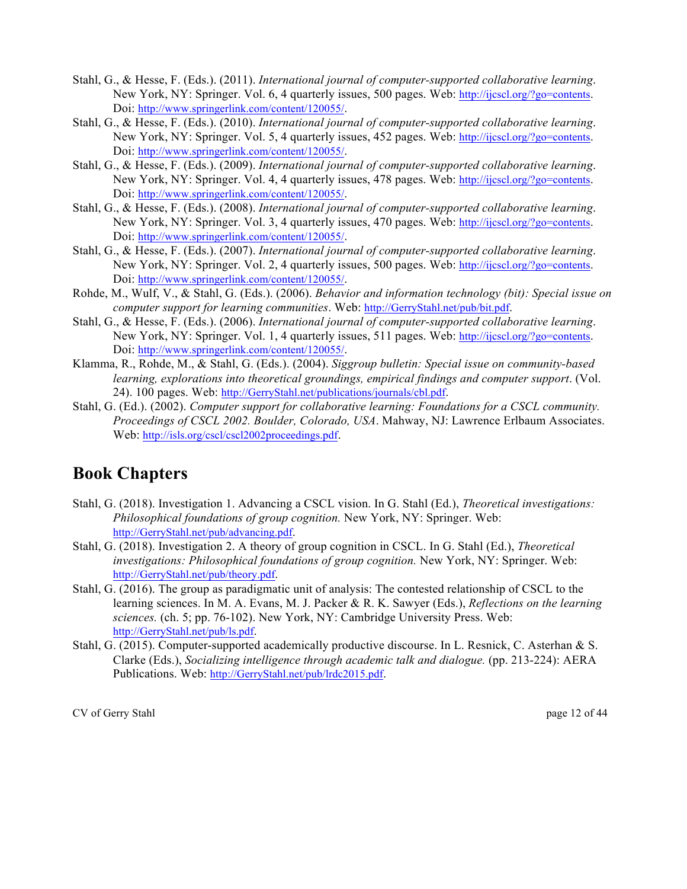Stahl, G., & Hesse, F. (Eds.). (2011). *International journal of computer-supported collaborative learning*. New York, NY: Springer. Vol. 6, 4 quarterly issues, 500 pages. Web: http://ijcscl.org/?go=contents. Doi: http://www.springerlink.com/content/120055/.

Stahl, G., & Hesse, F. (Eds.). (2010). *International journal of computer-supported collaborative learning*. New York, NY: Springer. Vol. 5, 4 quarterly issues, 452 pages. Web: http://ijcscl.org/?go=contents. Doi: http://www.springerlink.com/content/120055/.

Stahl, G., & Hesse, F. (Eds.). (2009). *International journal of computer-supported collaborative learning*. New York, NY: Springer. Vol. 4, 4 quarterly issues, 478 pages. Web: http://ijcscl.org/?go=contents. Doi: http://www.springerlink.com/content/120055/.

Stahl, G., & Hesse, F. (Eds.). (2008). *International journal of computer-supported collaborative learning*. New York, NY: Springer. Vol. 3, 4 quarterly issues, 470 pages. Web: http://ijcscl.org/?go=contents. Doi: http://www.springerlink.com/content/120055/.

Stahl, G., & Hesse, F. (Eds.). (2007). *International journal of computer-supported collaborative learning*. New York, NY: Springer. Vol. 2, 4 quarterly issues, 500 pages. Web: http://ijcscl.org/?go=contents. Doi: http://www.springerlink.com/content/120055/.

Rohde, M., Wulf, V., & Stahl, G. (Eds.). (2006). *Behavior and information technology (bit): Special issue on computer support for learning communities*. Web: http://GerryStahl.net/pub/bit.pdf.

Stahl, G., & Hesse, F. (Eds.). (2006). *International journal of computer-supported collaborative learning*. New York, NY: Springer. Vol. 1, 4 quarterly issues, 511 pages. Web: http://ijcscl.org/?go=contents. Doi: http://www.springerlink.com/content/120055/.

Klamma, R., Rohde, M., & Stahl, G. (Eds.). (2004). *Siggroup bulletin: Special issue on community-based learning, explorations into theoretical groundings, empirical findings and computer support*. (Vol. 24). 100 pages. Web: http://GerryStahl.net/publications/journals/cbl.pdf.

Stahl, G. (Ed.). (2002). *Computer support for collaborative learning: Foundations for a CSCL community. Proceedings of CSCL 2002. Boulder, Colorado, USA*. Mahway, NJ: Lawrence Erlbaum Associates. Web: http://isls.org/cscl/cscl2002proceedings.pdf.

## Book Chapters

Stahl, G. (2018). Investigation 1. Advancing a CSCL vision. In G. Stahl (Ed.), *Theoretical investigations: Philosophical foundations of group cognition.* New York, NY: Springer. Web: http://GerryStahl.net/pub/advancing.pdf.

Stahl, G. (2018). Investigation 2. A theory of group cognition in CSCL. In G. Stahl (Ed.), *Theoretical investigations: Philosophical foundations of group cognition.* New York, NY: Springer. Web: http://GerryStahl.net/pub/theory.pdf.

Stahl, G. (2016). The group as paradigmatic unit of analysis: The contested relationship of CSCL to the learning sciences. In M. A. Evans, M. J. Packer & R. K. Sawyer (Eds.), *Reflections on the learning sciences.* (ch. 5; pp. 76-102). New York, NY: Cambridge University Press. Web: http://GerryStahl.net/pub/ls.pdf.

Stahl, G. (2015). Computer-supported academically productive discourse. In L. Resnick, C. Asterhan & S. Clarke (Eds.), *Socializing intelligence through academic talk and dialogue.* (pp. 213-224): AERA Publications. Web: http://GerryStahl.net/pub/lrdc2015.pdf.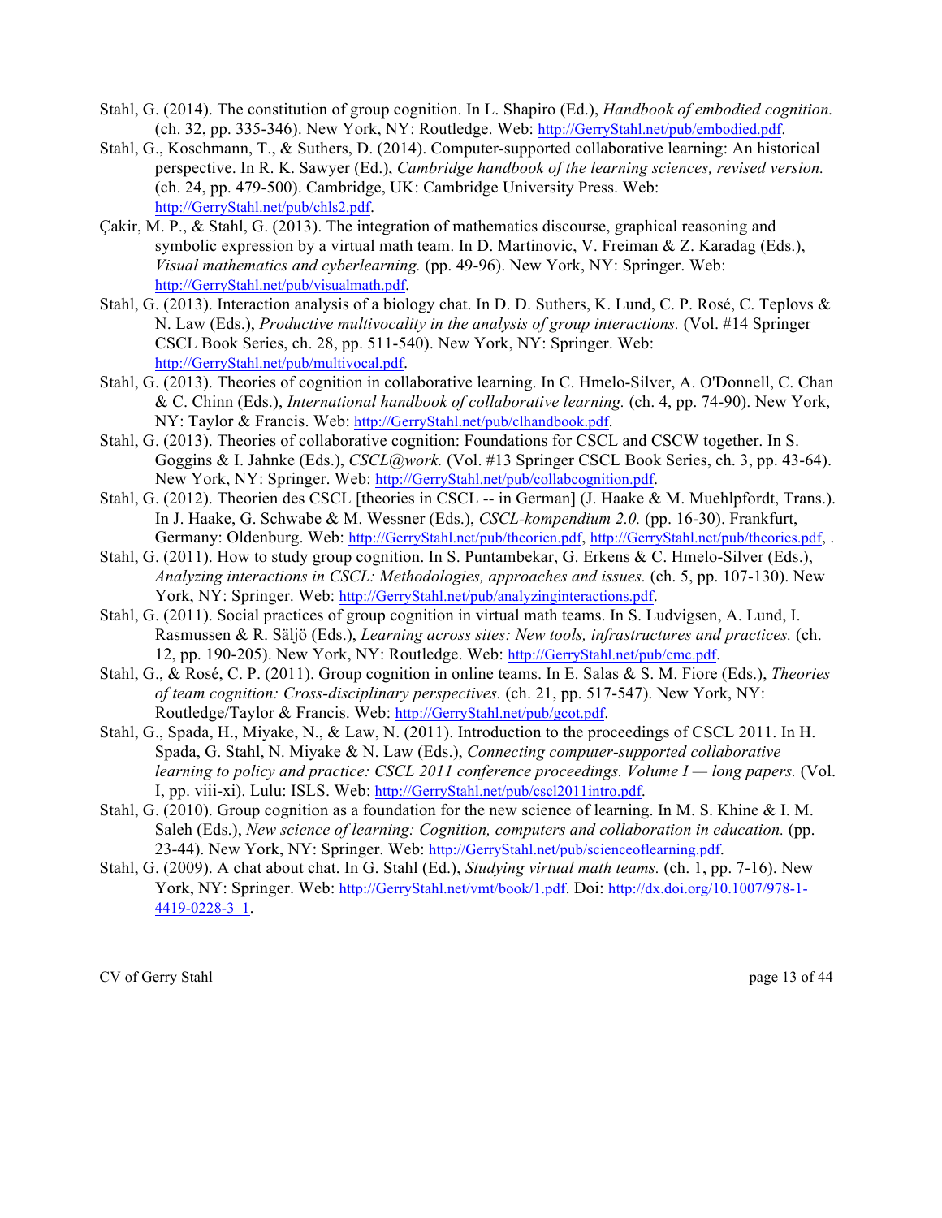Stahl, G. (2014). The constitution of group cognition. In L. Shapiro (Ed.), *Handbook of embodied cognition.* (ch. 32, pp. 335-346). New York, NY: Routledge. Web: http://GerryStahl.net/pub/embodied.pdf.

Stahl, G., Koschmann, T., & Suthers, D. (2014). Computer-supported collaborative learning: An historical perspective. In R. K. Sawyer (Ed.), *Cambridge handbook of the learning sciences, revised version.* (ch. 24, pp. 479-500). Cambridge, UK: Cambridge University Press. Web: http://GerryStahl.net/pub/chls2.pdf.

Çakir, M. P., & Stahl, G. (2013). The integration of mathematics discourse, graphical reasoning and symbolic expression by a virtual math team. In D. Martinovic, V. Freiman & Z. Karadag (Eds.), *Visual mathematics and cyberlearning.* (pp. 49-96). New York, NY: Springer. Web: http://GerryStahl.net/pub/visualmath.pdf.

Stahl, G. (2013). Interaction analysis of a biology chat. In D. D. Suthers, K. Lund, C. P. Rosé, C. Teplovs & N. Law (Eds.), *Productive multivocality in the analysis of group interactions.* (Vol. #14 Springer CSCL Book Series, ch. 28, pp. 511-540). New York, NY: Springer. Web: http://GerryStahl.net/pub/multivocal.pdf.

Stahl, G. (2013). Theories of cognition in collaborative learning. In C. Hmelo-Silver, A. O'Donnell, C. Chan & C. Chinn (Eds.), *International handbook of collaborative learning.* (ch. 4, pp. 74-90). New York, NY: Taylor & Francis. Web: http://GerryStahl.net/pub/clhandbook.pdf.

Stahl, G. (2013). Theories of collaborative cognition: Foundations for CSCL and CSCW together. In S. Goggins & I. Jahnke (Eds.), *CSCL@work.* (Vol. #13 Springer CSCL Book Series, ch. 3, pp. 43-64). New York, NY: Springer. Web: http://GerryStahl.net/pub/collabcognition.pdf.

Stahl, G. (2012). Theorien des CSCL [theories in CSCL -- in German] (J. Haake & M. Muehlpfordt, Trans.). In J. Haake, G. Schwabe & M. Wessner (Eds.), *CSCL-kompendium 2.0.* (pp. 16-30). Frankfurt, Germany: Oldenburg. Web: http://GerryStahl.net/pub/theorien.pdf, http://GerryStahl.net/pub/theories.pdf, .

Stahl, G. (2011). How to study group cognition. In S. Puntambekar, G. Erkens & C. Hmelo-Silver (Eds.), *Analyzing interactions in CSCL: Methodologies, approaches and issues.* (ch. 5, pp. 107-130). New York, NY: Springer. Web: http://GerryStahl.net/pub/analyzinginteractions.pdf.

Stahl, G. (2011). Social practices of group cognition in virtual math teams. In S. Ludvigsen, A. Lund, I. Rasmussen & R. Säljö (Eds.), *Learning across sites: New tools, infrastructures and practices.* (ch. 12, pp. 190-205). New York, NY: Routledge. Web: http://GerryStahl.net/pub/cmc.pdf.

Stahl, G., & Rosé, C. P. (2011). Group cognition in online teams. In E. Salas & S. M. Fiore (Eds.), *Theories of team cognition: Cross-disciplinary perspectives.* (ch. 21, pp. 517-547). New York, NY: Routledge/Taylor & Francis. Web: http://GerryStahl.net/pub/gcot.pdf.

Stahl, G., Spada, H., Miyake, N., & Law, N. (2011). Introduction to the proceedings of CSCL 2011. In H. Spada, G. Stahl, N. Miyake & N. Law (Eds.), *Connecting computer-supported collaborative learning to policy and practice: CSCL 2011 conference proceedings. Volume I — long papers.* (Vol. I, pp. viii-xi). Lulu: ISLS. Web: http://GerryStahl.net/pub/cscl2011intro.pdf.

Stahl, G. (2010). Group cognition as a foundation for the new science of learning. In M. S. Khine & I. M. Saleh (Eds.), *New science of learning: Cognition, computers and collaboration in education.* (pp. 23-44). New York, NY: Springer. Web: http://GerryStahl.net/pub/scienceoflearning.pdf.

Stahl, G. (2009). A chat about chat. In G. Stahl (Ed.), *Studying virtual math teams.* (ch. 1, pp. 7-16). New York, NY: Springer. Web: http://GerryStahl.net/vmt/book/1.pdf. Doi: http://dx.doi.org/10.1007/978-1-4419-0228-3_1.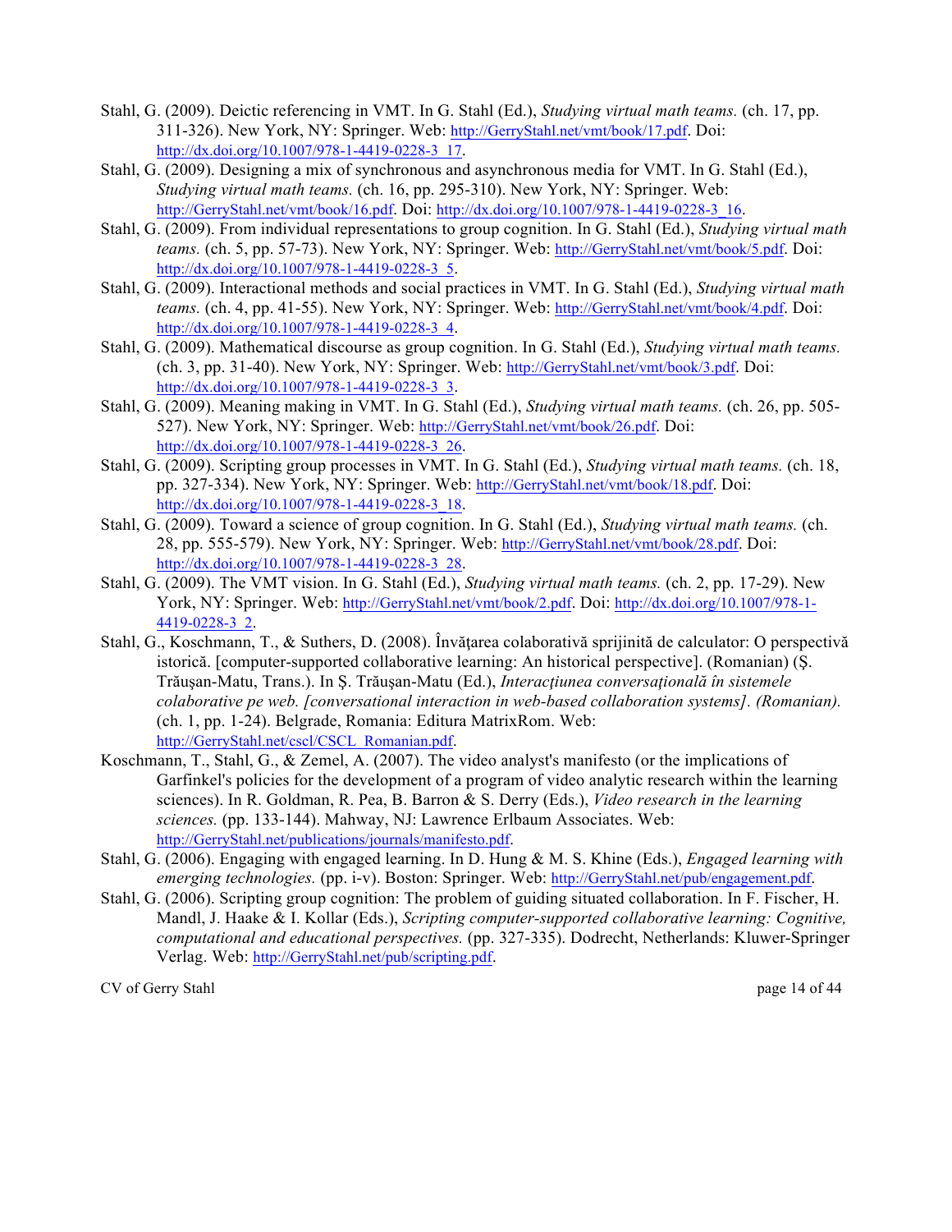Stahl, G. (2009). Deictic referencing in VMT. In G. Stahl (Ed.), *Studying virtual math teams.* (ch. 17, pp. 311-326). New York, NY: Springer. Web: http://GerryStahl.net/vmt/book/17.pdf. Doi: http://dx.doi.org/10.1007/978-1-4419-0228-3_17.

Stahl, G. (2009). Designing a mix of synchronous and asynchronous media for VMT. In G. Stahl (Ed.), *Studying virtual math teams.* (ch. 16, pp. 295-310). New York, NY: Springer. Web: http://GerryStahl.net/vmt/book/16.pdf. Doi: http://dx.doi.org/10.1007/978-1-4419-0228-3_16.

Stahl, G. (2009). From individual representations to group cognition. In G. Stahl (Ed.), *Studying virtual math teams.* (ch. 5, pp. 57-73). New York, NY: Springer. Web: http://GerryStahl.net/vmt/book/5.pdf. Doi: http://dx.doi.org/10.1007/978-1-4419-0228-3_5.

Stahl, G. (2009). Interactional methods and social practices in VMT. In G. Stahl (Ed.), *Studying virtual math teams.* (ch. 4, pp. 41-55). New York, NY: Springer. Web: http://GerryStahl.net/vmt/book/4.pdf. Doi: http://dx.doi.org/10.1007/978-1-4419-0228-3_4.

Stahl, G. (2009). Mathematical discourse as group cognition. In G. Stahl (Ed.), *Studying virtual math teams.* (ch. 3, pp. 31-40). New York, NY: Springer. Web: http://GerryStahl.net/vmt/book/3.pdf. Doi: http://dx.doi.org/10.1007/978-1-4419-0228-3_3.

Stahl, G. (2009). Meaning making in VMT. In G. Stahl (Ed.), *Studying virtual math teams.* (ch. 26, pp. 505-527). New York, NY: Springer. Web: http://GerryStahl.net/vmt/book/26.pdf. Doi: http://dx.doi.org/10.1007/978-1-4419-0228-3_26.

Stahl, G. (2009). Scripting group processes in VMT. In G. Stahl (Ed.), *Studying virtual math teams.* (ch. 18, pp. 327-334). New York, NY: Springer. Web: http://GerryStahl.net/vmt/book/18.pdf. Doi: http://dx.doi.org/10.1007/978-1-4419-0228-3_18.

Stahl, G. (2009). Toward a science of group cognition. In G. Stahl (Ed.), *Studying virtual math teams.* (ch. 28, pp. 555-579). New York, NY: Springer. Web: http://GerryStahl.net/vmt/book/28.pdf. Doi: http://dx.doi.org/10.1007/978-1-4419-0228-3_28.

Stahl, G. (2009). The VMT vision. In G. Stahl (Ed.), *Studying virtual math teams.* (ch. 2, pp. 17-29). New York, NY: Springer. Web: http://GerryStahl.net/vmt/book/2.pdf. Doi: http://dx.doi.org/10.1007/978-1-4419-0228-3_2.

Stahl, G., Koschmann, T., & Suthers, D. (2008). Învăţarea colaborativă sprijinită de calculator: O perspectivă istorică. [computer-supported collaborative learning: An historical perspective]. (Romanian) (Ş. Trăuşan-Matu, Trans.). In Ş. Trăuşan-Matu (Ed.), *Interacţiunea conversaţională în sistemele colaborative pe web. [conversational interaction in web-based collaboration systems]. (Romanian).* (ch. 1, pp. 1-24). Belgrade, Romania: Editura MatrixRom. Web: http://GerryStahl.net/cscl/CSCL_Romanian.pdf.

Koschmann, T., Stahl, G., & Zemel, A. (2007). The video analyst's manifesto (or the implications of Garfinkel's policies for the development of a program of video analytic research within the learning sciences). In R. Goldman, R. Pea, B. Barron & S. Derry (Eds.), *Video research in the learning sciences.* (pp. 133-144). Mahway, NJ: Lawrence Erlbaum Associates. Web: http://GerryStahl.net/publications/journals/manifesto.pdf.

Stahl, G. (2006). Engaging with engaged learning. In D. Hung & M. S. Khine (Eds.), *Engaged learning with emerging technologies.* (pp. i-v). Boston: Springer. Web: http://GerryStahl.net/pub/engagement.pdf.

Stahl, G. (2006). Scripting group cognition: The problem of guiding situated collaboration. In F. Fischer, H. Mandl, J. Haake & I. Kollar (Eds.), *Scripting computer-supported collaborative learning: Cognitive, computational and educational perspectives.* (pp. 327-335). Dodrecht, Netherlands: Kluwer-Springer Verlag. Web: http://GerryStahl.net/pub/scripting.pdf.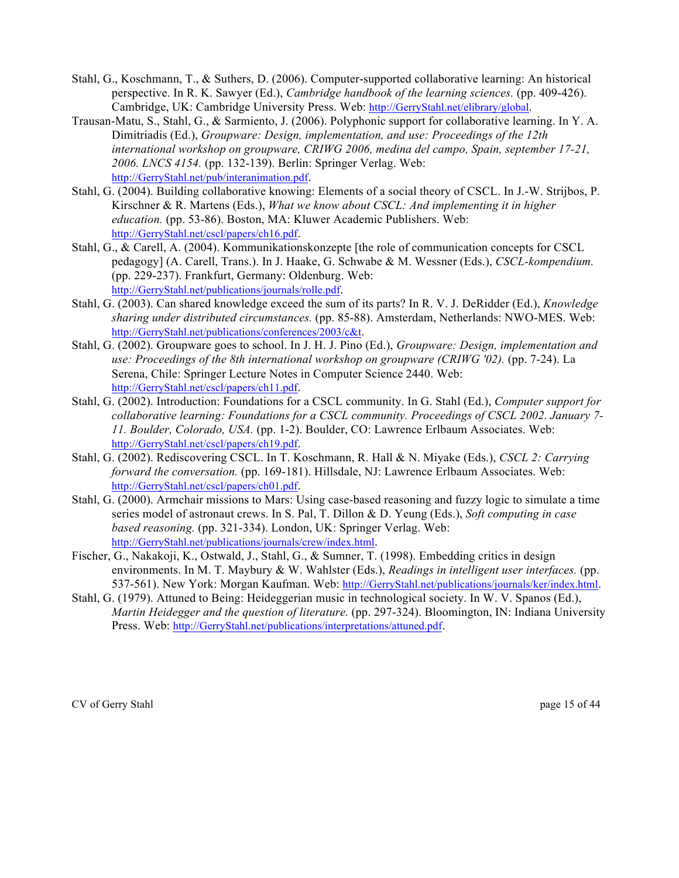Stahl, G., Koschmann, T., & Suthers, D. (2006). Computer-supported collaborative learning: An historical perspective. In R. K. Sawyer (Ed.), *Cambridge handbook of the learning sciences.* (pp. 409-426). Cambridge, UK: Cambridge University Press. Web: http://GerryStahl.net/elibrary/global.

Trausan-Matu, S., Stahl, G., & Sarmiento, J. (2006). Polyphonic support for collaborative learning. In Y. A. Dimitriadis (Ed.), *Groupware: Design, implementation, and use: Proceedings of the 12th international workshop on groupware, CRIWG 2006, medina del campo, Spain, september 17-21, 2006. LNCS 4154.* (pp. 132-139). Berlin: Springer Verlag. Web: http://GerryStahl.net/pub/interanimation.pdf.

Stahl, G. (2004). Building collaborative knowing: Elements of a social theory of CSCL. In J.-W. Strijbos, P. Kirschner & R. Martens (Eds.), *What we know about CSCL: And implementing it in higher education.* (pp. 53-86). Boston, MA: Kluwer Academic Publishers. Web: http://GerryStahl.net/cscl/papers/ch16.pdf.

Stahl, G., & Carell, A. (2004). Kommunikationskonzepte [the role of communication concepts for CSCL pedagogy] (A. Carell, Trans.). In J. Haake, G. Schwabe & M. Wessner (Eds.), *CSCL-kompendium.* (pp. 229-237). Frankfurt, Germany: Oldenburg. Web: http://GerryStahl.net/publications/journals/rolle.pdf.

Stahl, G. (2003). Can shared knowledge exceed the sum of its parts? In R. V. J. DeRidder (Ed.), *Knowledge sharing under distributed circumstances.* (pp. 85-88). Amsterdam, Netherlands: NWO-MES. Web: http://GerryStahl.net/publications/conferences/2003/c&t.

Stahl, G. (2002). Groupware goes to school. In J. H. J. Pino (Ed.), *Groupware: Design, implementation and use: Proceedings of the 8th international workshop on groupware (CRIWG '02).* (pp. 7-24). La Serena, Chile: Springer Lecture Notes in Computer Science 2440. Web: http://GerryStahl.net/cscl/papers/ch11.pdf.

Stahl, G. (2002). Introduction: Foundations for a CSCL community. In G. Stahl (Ed.), *Computer support for collaborative learning: Foundations for a CSCL community. Proceedings of CSCL 2002. January 7-11. Boulder, Colorado, USA.* (pp. 1-2). Boulder, CO: Lawrence Erlbaum Associates. Web: http://GerryStahl.net/cscl/papers/ch19.pdf.

Stahl, G. (2002). Rediscovering CSCL. In T. Koschmann, R. Hall & N. Miyake (Eds.), *CSCL 2: Carrying forward the conversation.* (pp. 169-181). Hillsdale, NJ: Lawrence Erlbaum Associates. Web: http://GerryStahl.net/cscl/papers/ch01.pdf.

Stahl, G. (2000). Armchair missions to Mars: Using case-based reasoning and fuzzy logic to simulate a time series model of astronaut crews. In S. Pal, T. Dillon & D. Yeung (Eds.), *Soft computing in case based reasoning.* (pp. 321-334). London, UK: Springer Verlag. Web: http://GerryStahl.net/publications/journals/crew/index.html.

Fischer, G., Nakakoji, K., Ostwald, J., Stahl, G., & Sumner, T. (1998). Embedding critics in design environments. In M. T. Maybury & W. Wahlster (Eds.), *Readings in intelligent user interfaces.* (pp. 537-561). New York: Morgan Kaufman. Web: http://GerryStahl.net/publications/journals/ker/index.html.

Stahl, G. (1979). Attuned to Being: Heideggerian music in technological society. In W. V. Spanos (Ed.), *Martin Heidegger and the question of literature.* (pp. 297-324). Bloomington, IN: Indiana University Press. Web: http://GerryStahl.net/publications/interpretations/attuned.pdf.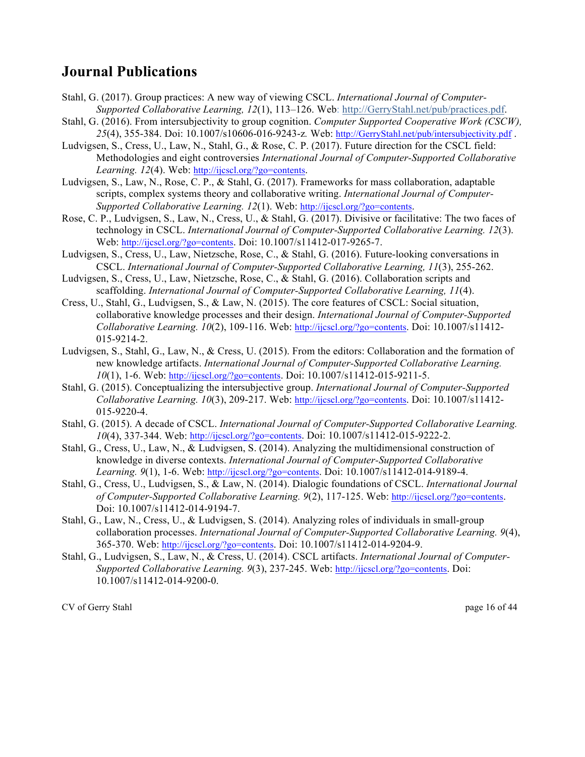## Journal Publications

Stahl, G. (2017). Group practices: A new way of viewing CSCL. *International Journal of Computer-Supported Collaborative Learning, 12*(1), 113–126. Web: http://GerryStahl.net/pub/practices.pdf.

Stahl, G. (2016). From intersubjectivity to group cognition. *Computer Supported Cooperative Work (CSCW), 25*(4), 355-384. Doi: 10.1007/s10606-016-9243-z*.* Web: http://GerryStahl.net/pub/intersubjectivity.pdf .

Ludvigsen, S., Cress, U., Law, N., Stahl, G., & Rose, C. P. (2017). Future direction for the CSCL field: Methodologies and eight controversies *International Journal of Computer-Supported Collaborative Learning. 12*(4). Web: http://ijcscl.org/?go=contents.

Ludvigsen, S., Law, N., Rose, C. P., & Stahl, G. (2017). Frameworks for mass collaboration, adaptable scripts, complex systems theory and collaborative writing. *International Journal of Computer-Supported Collaborative Learning. 12*(1). Web: http://ijcscl.org/?go=contents.

Rose, C. P., Ludvigsen, S., Law, N., Cress, U., & Stahl, G. (2017). Divisive or facilitative: The two faces of technology in CSCL. *International Journal of Computer-Supported Collaborative Learning. 12*(3). Web: http://ijcscl.org/?go=contents. Doi: 10.1007/s11412-017-9265-7.

Ludvigsen, S., Cress, U., Law, Nietzsche, Rose, C., & Stahl, G. (2016). Future-looking conversations in CSCL. *International Journal of Computer-Supported Collaborative Learning, 11*(3), 255-262.

Ludvigsen, S., Cress, U., Law, Nietzsche, Rose, C., & Stahl, G. (2016). Collaboration scripts and scaffolding. *International Journal of Computer-Supported Collaborative Learning, 11*(4).

Cress, U., Stahl, G., Ludvigsen, S., & Law, N. (2015). The core features of CSCL: Social situation, collaborative knowledge processes and their design. *International Journal of Computer-Supported Collaborative Learning. 10*(2), 109-116. Web: http://ijcscl.org/?go=contents. Doi: 10.1007/s11412-015-9214-2.

Ludvigsen, S., Stahl, G., Law, N., & Cress, U. (2015). From the editors: Collaboration and the formation of new knowledge artifacts. *International Journal of Computer-Supported Collaborative Learning. 10*(1), 1-6. Web: http://ijcscl.org/?go=contents. Doi: 10.1007/s11412-015-9211-5.

Stahl, G. (2015). Conceptualizing the intersubjective group. *International Journal of Computer-Supported Collaborative Learning. 10*(3), 209-217. Web: http://ijcscl.org/?go=contents. Doi: 10.1007/s11412-015-9220-4.

Stahl, G. (2015). A decade of CSCL. *International Journal of Computer-Supported Collaborative Learning. 10*(4), 337-344. Web: http://ijcscl.org/?go=contents. Doi: 10.1007/s11412-015-9222-2.

Stahl, G., Cress, U., Law, N., & Ludvigsen, S. (2014). Analyzing the multidimensional construction of knowledge in diverse contexts. *International Journal of Computer-Supported Collaborative Learning. 9*(1), 1-6. Web: http://ijcscl.org/?go=contents. Doi: 10.1007/s11412-014-9189-4.

Stahl, G., Cress, U., Ludvigsen, S., & Law, N. (2014). Dialogic foundations of CSCL. *International Journal of Computer-Supported Collaborative Learning. 9*(2), 117-125. Web: http://ijcscl.org/?go=contents. Doi: 10.1007/s11412-014-9194-7.

Stahl, G., Law, N., Cress, U., & Ludvigsen, S. (2014). Analyzing roles of individuals in small-group collaboration processes. *International Journal of Computer-Supported Collaborative Learning. 9*(4), 365-370. Web: http://ijcscl.org/?go=contents. Doi: 10.1007/s11412-014-9204-9.

Stahl, G., Ludvigsen, S., Law, N., & Cress, U. (2014). CSCL artifacts. *International Journal of Computer-Supported Collaborative Learning. 9*(3), 237-245. Web: http://ijcscl.org/?go=contents. Doi: 10.1007/s11412-014-9200-0.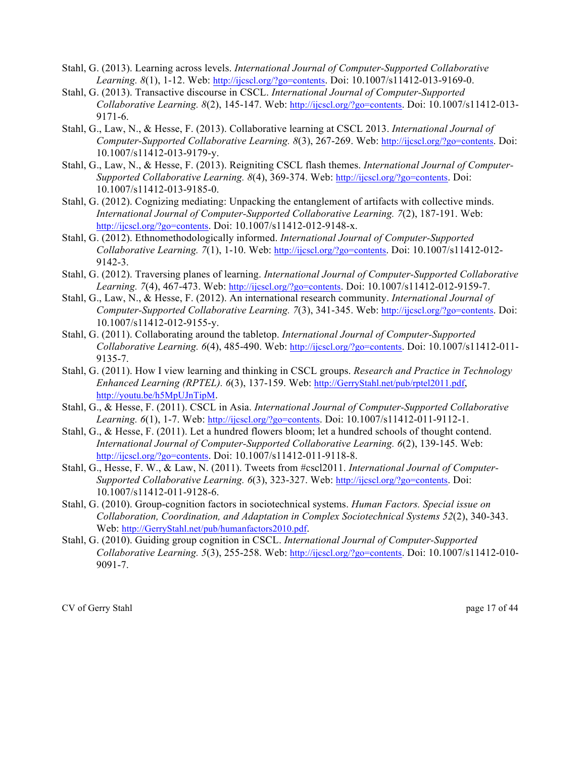Stahl, G. (2013). Learning across levels. *International Journal of Computer-Supported Collaborative Learning. 8*(1), 1-12. Web: http://ijcscl.org/?go=contents. Doi: 10.1007/s11412-013-9169-0.

Stahl, G. (2013). Transactive discourse in CSCL. *International Journal of Computer-Supported Collaborative Learning. 8*(2), 145-147. Web: http://ijcscl.org/?go=contents. Doi: 10.1007/s11412-013-9171-6.

Stahl, G., Law, N., & Hesse, F. (2013). Collaborative learning at CSCL 2013. *International Journal of Computer-Supported Collaborative Learning. 8*(3), 267-269. Web: http://ijcscl.org/?go=contents. Doi: 10.1007/s11412-013-9179-y.

Stahl, G., Law, N., & Hesse, F. (2013). Reigniting CSCL flash themes. *International Journal of Computer-Supported Collaborative Learning. 8*(4), 369-374. Web: http://ijcscl.org/?go=contents. Doi: 10.1007/s11412-013-9185-0.

Stahl, G. (2012). Cognizing mediating: Unpacking the entanglement of artifacts with collective minds. *International Journal of Computer-Supported Collaborative Learning. 7*(2), 187-191. Web: http://ijcscl.org/?go=contents. Doi: 10.1007/s11412-012-9148-x.

Stahl, G. (2012). Ethnomethodologically informed. *International Journal of Computer-Supported Collaborative Learning. 7*(1), 1-10. Web: http://ijcscl.org/?go=contents. Doi: 10.1007/s11412-012-9142-3.

Stahl, G. (2012). Traversing planes of learning. *International Journal of Computer-Supported Collaborative Learning. 7*(4), 467-473. Web: http://ijcscl.org/?go=contents. Doi: 10.1007/s11412-012-9159-7.

Stahl, G., Law, N., & Hesse, F. (2012). An international research community. *International Journal of Computer-Supported Collaborative Learning. 7*(3), 341-345. Web: http://ijcscl.org/?go=contents. Doi: 10.1007/s11412-012-9155-y.

Stahl, G. (2011). Collaborating around the tabletop. *International Journal of Computer-Supported Collaborative Learning. 6*(4), 485-490. Web: http://ijcscl.org/?go=contents. Doi: 10.1007/s11412-011-9135-7.

Stahl, G. (2011). How I view learning and thinking in CSCL groups. *Research and Practice in Technology Enhanced Learning (RPTEL). 6*(3), 137-159. Web: http://GerryStahl.net/pub/rptel2011.pdf, http://youtu.be/h5MpUJnTipM.

Stahl, G., & Hesse, F. (2011). CSCL in Asia. *International Journal of Computer-Supported Collaborative Learning. 6*(1), 1-7. Web: http://ijcscl.org/?go=contents. Doi: 10.1007/s11412-011-9112-1.

Stahl, G., & Hesse, F. (2011). Let a hundred flowers bloom; let a hundred schools of thought contend. *International Journal of Computer-Supported Collaborative Learning. 6*(2), 139-145. Web: http://ijcscl.org/?go=contents. Doi: 10.1007/s11412-011-9118-8.

Stahl, G., Hesse, F. W., & Law, N. (2011). Tweets from #cscl2011. *International Journal of Computer-Supported Collaborative Learning. 6*(3), 323-327. Web: http://ijcscl.org/?go=contents. Doi: 10.1007/s11412-011-9128-6.

Stahl, G. (2010). Group-cognition factors in sociotechnical systems. *Human Factors. Special issue on Collaboration, Coordination, and Adaptation in Complex Sociotechnical Systems 52*(2), 340-343. Web: http://GerryStahl.net/pub/humanfactors2010.pdf.

Stahl, G. (2010). Guiding group cognition in CSCL. *International Journal of Computer-Supported Collaborative Learning. 5*(3), 255-258. Web: http://ijcscl.org/?go=contents. Doi: 10.1007/s11412-010-9091-7.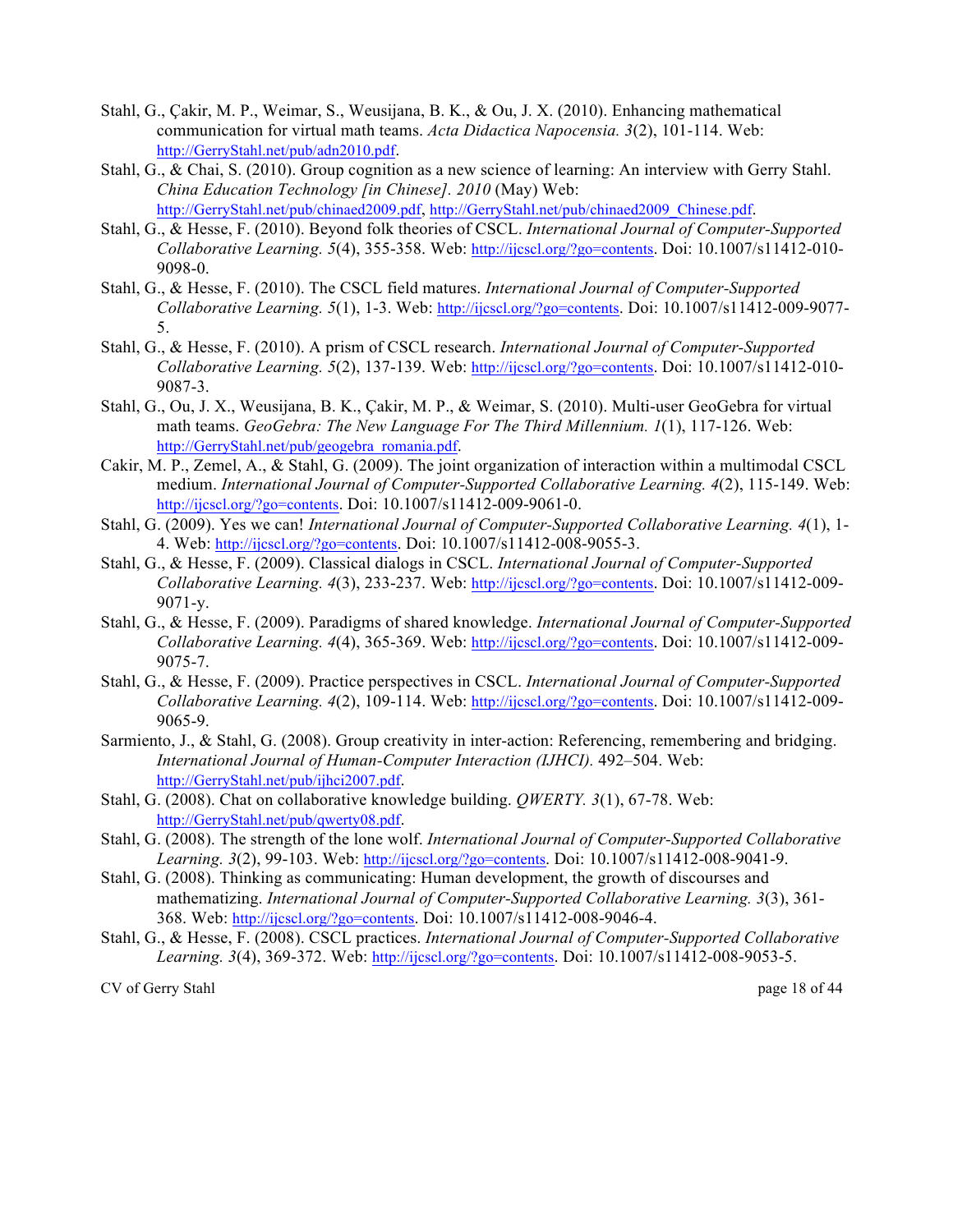Stahl, G., Çakir, M. P., Weimar, S., Weusijana, B. K., & Ou, J. X. (2010). Enhancing mathematical communication for virtual math teams. *Acta Didactica Napocensia. 3*(2), 101-114. Web: http://GerryStahl.net/pub/adn2010.pdf.

Stahl, G., & Chai, S. (2010). Group cognition as a new science of learning: An interview with Gerry Stahl. *China Education Technology [in Chinese]. 2010* (May) Web: http://GerryStahl.net/pub/chinaed2009.pdf, http://GerryStahl.net/pub/chinaed2009_Chinese.pdf.

Stahl, G., & Hesse, F. (2010). Beyond folk theories of CSCL. *International Journal of Computer-Supported Collaborative Learning. 5*(4), 355-358. Web: http://ijcscl.org/?go=contents. Doi: 10.1007/s11412-010-9098-0.

Stahl, G., & Hesse, F. (2010). The CSCL field matures. *International Journal of Computer-Supported Collaborative Learning. 5*(1), 1-3. Web: http://ijcscl.org/?go=contents. Doi: 10.1007/s11412-009-9077-5.

Stahl, G., & Hesse, F. (2010). A prism of CSCL research. *International Journal of Computer-Supported Collaborative Learning. 5*(2), 137-139. Web: http://ijcscl.org/?go=contents. Doi: 10.1007/s11412-010-9087-3.

Stahl, G., Ou, J. X., Weusijana, B. K., Çakir, M. P., & Weimar, S. (2010). Multi-user GeoGebra for virtual math teams. *GeoGebra: The New Language For The Third Millennium. 1*(1), 117-126. Web: http://GerryStahl.net/pub/geogebra_romania.pdf.

Cakir, M. P., Zemel, A., & Stahl, G. (2009). The joint organization of interaction within a multimodal CSCL medium. *International Journal of Computer-Supported Collaborative Learning. 4*(2), 115-149. Web: http://ijcscl.org/?go=contents. Doi: 10.1007/s11412-009-9061-0.

Stahl, G. (2009). Yes we can! *International Journal of Computer-Supported Collaborative Learning. 4*(1), 1-4. Web: http://ijcscl.org/?go=contents. Doi: 10.1007/s11412-008-9055-3.

Stahl, G., & Hesse, F. (2009). Classical dialogs in CSCL. *International Journal of Computer-Supported Collaborative Learning. 4*(3), 233-237. Web: http://ijcscl.org/?go=contents. Doi: 10.1007/s11412-009-9071-y.

Stahl, G., & Hesse, F. (2009). Paradigms of shared knowledge. *International Journal of Computer-Supported Collaborative Learning. 4*(4), 365-369. Web: http://ijcscl.org/?go=contents. Doi: 10.1007/s11412-009-9075-7.

Stahl, G., & Hesse, F. (2009). Practice perspectives in CSCL. *International Journal of Computer-Supported Collaborative Learning. 4*(2), 109-114. Web: http://ijcscl.org/?go=contents. Doi: 10.1007/s11412-009-9065-9.

Sarmiento, J., & Stahl, G. (2008). Group creativity in inter-action: Referencing, remembering and bridging. *International Journal of Human-Computer Interaction (IJHCI).* 492–504. Web: http://GerryStahl.net/pub/ijhci2007.pdf.

Stahl, G. (2008). Chat on collaborative knowledge building. *QWERTY. 3*(1), 67-78. Web: http://GerryStahl.net/pub/qwerty08.pdf.

Stahl, G. (2008). The strength of the lone wolf. *International Journal of Computer-Supported Collaborative Learning. 3*(2), 99-103. Web: http://ijcscl.org/?go=contents. Doi: 10.1007/s11412-008-9041-9.

Stahl, G. (2008). Thinking as communicating: Human development, the growth of discourses and mathematizing. *International Journal of Computer-Supported Collaborative Learning. 3*(3), 361-368. Web: http://ijcscl.org/?go=contents. Doi: 10.1007/s11412-008-9046-4.

Stahl, G., & Hesse, F. (2008). CSCL practices. *International Journal of Computer-Supported Collaborative Learning. 3*(4), 369-372. Web: http://ijcscl.org/?go=contents. Doi: 10.1007/s11412-008-9053-5.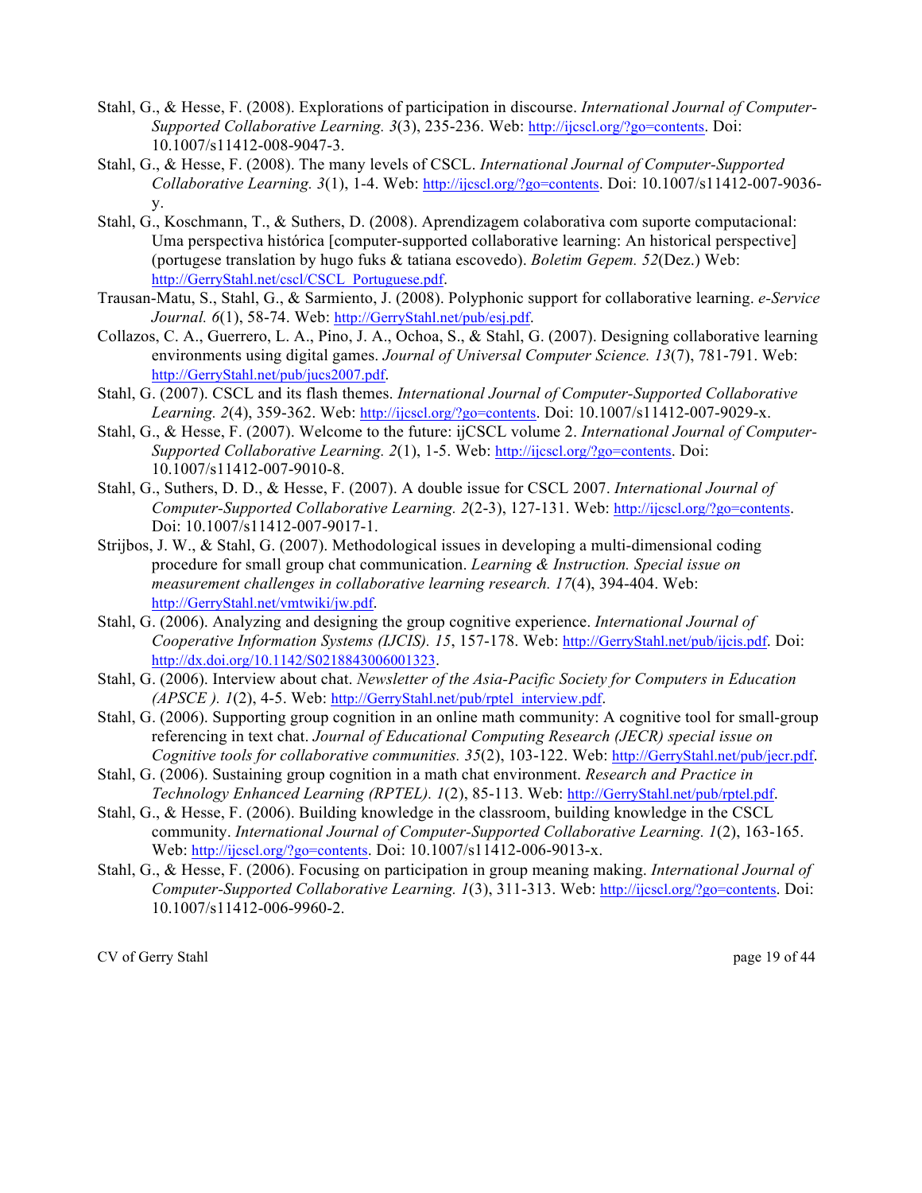Stahl, G., & Hesse, F. (2008). Explorations of participation in discourse. *International Journal of Computer-Supported Collaborative Learning. 3*(3), 235-236. Web: http://ijcscl.org/?go=contents. Doi: 10.1007/s11412-008-9047-3.

Stahl, G., & Hesse, F. (2008). The many levels of CSCL. *International Journal of Computer-Supported Collaborative Learning. 3*(1), 1-4. Web: http://ijcscl.org/?go=contents. Doi: 10.1007/s11412-007-9036-y.

Stahl, G., Koschmann, T., & Suthers, D. (2008). Aprendizagem colaborativa com suporte computacional: Uma perspectiva histórica [computer-supported collaborative learning: An historical perspective] (portugese translation by hugo fuks & tatiana escovedo). *Boletim Gepem. 52*(Dez.) Web: http://GerryStahl.net/cscl/CSCL_Portuguese.pdf.

Trausan-Matu, S., Stahl, G., & Sarmiento, J. (2008). Polyphonic support for collaborative learning. *e-Service Journal. 6*(1), 58-74. Web: http://GerryStahl.net/pub/esj.pdf.

Collazos, C. A., Guerrero, L. A., Pino, J. A., Ochoa, S., & Stahl, G. (2007). Designing collaborative learning environments using digital games. *Journal of Universal Computer Science. 13*(7), 781-791. Web: http://GerryStahl.net/pub/jucs2007.pdf.

Stahl, G. (2007). CSCL and its flash themes. *International Journal of Computer-Supported Collaborative Learning. 2*(4), 359-362. Web: http://ijcscl.org/?go=contents. Doi: 10.1007/s11412-007-9029-x.

Stahl, G., & Hesse, F. (2007). Welcome to the future: ijCSCL volume 2. *International Journal of Computer-Supported Collaborative Learning. 2*(1), 1-5. Web: http://ijcscl.org/?go=contents. Doi: 10.1007/s11412-007-9010-8.

Stahl, G., Suthers, D. D., & Hesse, F. (2007). A double issue for CSCL 2007. *International Journal of Computer-Supported Collaborative Learning. 2*(2-3), 127-131. Web: http://ijcscl.org/?go=contents. Doi: 10.1007/s11412-007-9017-1.

Strijbos, J. W., & Stahl, G. (2007). Methodological issues in developing a multi-dimensional coding procedure for small group chat communication. *Learning & Instruction. Special issue on measurement challenges in collaborative learning research. 17*(4), 394-404. Web: http://GerryStahl.net/vmtwiki/jw.pdf.

Stahl, G. (2006). Analyzing and designing the group cognitive experience. *International Journal of Cooperative Information Systems (IJCIS). 15*, 157-178. Web: http://GerryStahl.net/pub/ijcis.pdf. Doi: http://dx.doi.org/10.1142/S0218843006001323.

Stahl, G. (2006). Interview about chat. *Newsletter of the Asia-Pacific Society for Computers in Education (APSCE ). 1*(2), 4-5. Web: http://GerryStahl.net/pub/rptel_interview.pdf.

Stahl, G. (2006). Supporting group cognition in an online math community: A cognitive tool for small-group referencing in text chat. *Journal of Educational Computing Research (JECR) special issue on Cognitive tools for collaborative communities. 35*(2), 103-122. Web: http://GerryStahl.net/pub/jecr.pdf.

Stahl, G. (2006). Sustaining group cognition in a math chat environment. *Research and Practice in Technology Enhanced Learning (RPTEL). 1*(2), 85-113. Web: http://GerryStahl.net/pub/rptel.pdf.

Stahl, G., & Hesse, F. (2006). Building knowledge in the classroom, building knowledge in the CSCL community. *International Journal of Computer-Supported Collaborative Learning. 1*(2), 163-165. Web: http://ijcscl.org/?go=contents. Doi: 10.1007/s11412-006-9013-x.

Stahl, G., & Hesse, F. (2006). Focusing on participation in group meaning making. *International Journal of Computer-Supported Collaborative Learning. 1*(3), 311-313. Web: http://ijcscl.org/?go=contents. Doi: 10.1007/s11412-006-9960-2.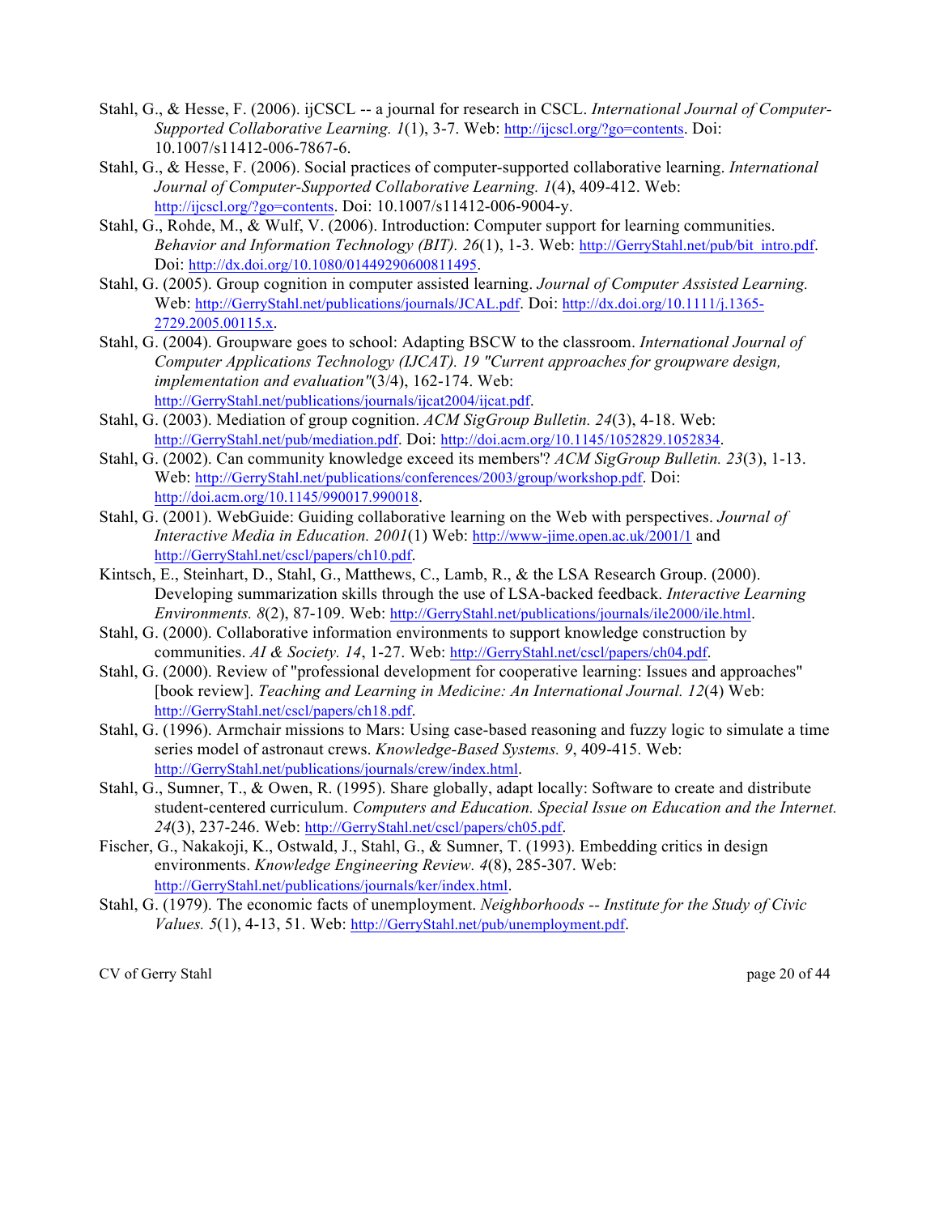Stahl, G., & Hesse, F. (2006). ijCSCL -- a journal for research in CSCL. *International Journal of Computer-Supported Collaborative Learning. 1*(1), 3-7. Web: http://ijcscl.org/?go=contents. Doi: 10.1007/s11412-006-7867-6.

Stahl, G., & Hesse, F. (2006). Social practices of computer-supported collaborative learning. *International Journal of Computer-Supported Collaborative Learning. 1*(4), 409-412. Web: http://ijcscl.org/?go=contents. Doi: 10.1007/s11412-006-9004-y.

Stahl, G., Rohde, M., & Wulf, V. (2006). Introduction: Computer support for learning communities. *Behavior and Information Technology (BIT). 26*(1), 1-3. Web: http://GerryStahl.net/pub/bit_intro.pdf. Doi: http://dx.doi.org/10.1080/01449290600811495.

Stahl, G. (2005). Group cognition in computer assisted learning. *Journal of Computer Assisted Learning.* Web: http://GerryStahl.net/publications/journals/JCAL.pdf. Doi: http://dx.doi.org/10.1111/j.1365-2729.2005.00115.x.

Stahl, G. (2004). Groupware goes to school: Adapting BSCW to the classroom. *International Journal of Computer Applications Technology (IJCAT). 19 "Current approaches for groupware design, implementation and evaluation"*(3/4), 162-174. Web: http://GerryStahl.net/publications/journals/ijcat2004/ijcat.pdf.

Stahl, G. (2003). Mediation of group cognition. *ACM SigGroup Bulletin. 24*(3), 4-18. Web: http://GerryStahl.net/pub/mediation.pdf. Doi: http://doi.acm.org/10.1145/1052829.1052834.

Stahl, G. (2002). Can community knowledge exceed its members'? *ACM SigGroup Bulletin. 23*(3), 1-13. Web: http://GerryStahl.net/publications/conferences/2003/group/workshop.pdf. Doi: http://doi.acm.org/10.1145/990017.990018.

Stahl, G. (2001). WebGuide: Guiding collaborative learning on the Web with perspectives. *Journal of Interactive Media in Education. 2001*(1) Web: http://www-jime.open.ac.uk/2001/1 and http://GerryStahl.net/cscl/papers/ch10.pdf.

Kintsch, E., Steinhart, D., Stahl, G., Matthews, C., Lamb, R., & the LSA Research Group. (2000). Developing summarization skills through the use of LSA-backed feedback. *Interactive Learning Environments. 8*(2), 87-109. Web: http://GerryStahl.net/publications/journals/ile2000/ile.html.

Stahl, G. (2000). Collaborative information environments to support knowledge construction by communities. *AI & Society. 14*, 1-27. Web: http://GerryStahl.net/cscl/papers/ch04.pdf.

Stahl, G. (2000). Review of "professional development for cooperative learning: Issues and approaches" [book review]. *Teaching and Learning in Medicine: An International Journal. 12*(4) Web: http://GerryStahl.net/cscl/papers/ch18.pdf.

Stahl, G. (1996). Armchair missions to Mars: Using case-based reasoning and fuzzy logic to simulate a time series model of astronaut crews. *Knowledge-Based Systems. 9*, 409-415. Web: http://GerryStahl.net/publications/journals/crew/index.html.

Stahl, G., Sumner, T., & Owen, R. (1995). Share globally, adapt locally: Software to create and distribute student-centered curriculum. *Computers and Education. Special Issue on Education and the Internet. 24*(3), 237-246. Web: http://GerryStahl.net/cscl/papers/ch05.pdf.

Fischer, G., Nakakoji, K., Ostwald, J., Stahl, G., & Sumner, T. (1993). Embedding critics in design environments. *Knowledge Engineering Review. 4*(8), 285-307. Web: http://GerryStahl.net/publications/journals/ker/index.html.

Stahl, G. (1979). The economic facts of unemployment. *Neighborhoods -- Institute for the Study of Civic Values. 5*(1), 4-13, 51. Web: http://GerryStahl.net/pub/unemployment.pdf.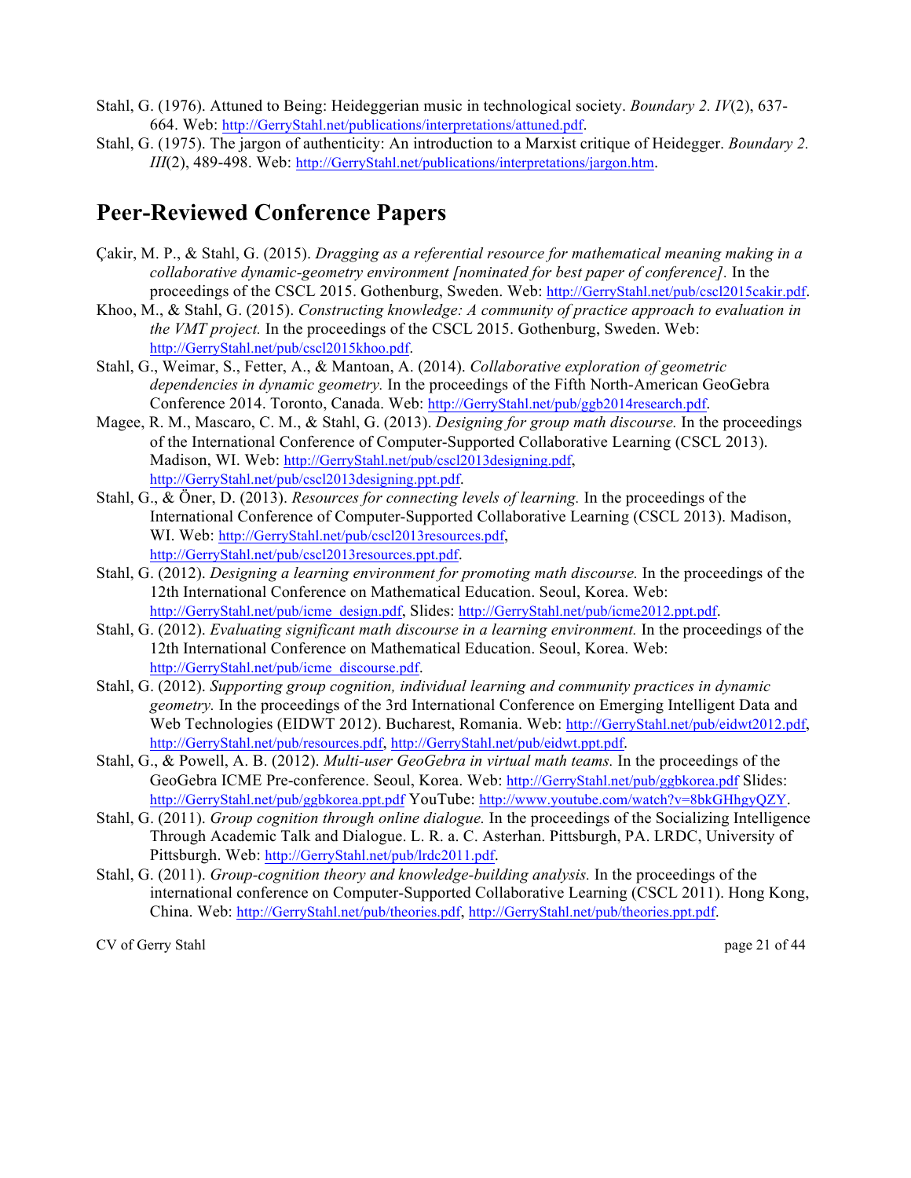Stahl, G. (1976). Attuned to Being: Heideggerian music in technological society. *Boundary 2. IV*(2), 637-664. Web: http://GerryStahl.net/publications/interpretations/attuned.pdf.

Stahl, G. (1975). The jargon of authenticity: An introduction to a Marxist critique of Heidegger. *Boundary 2. III*(2), 489-498. Web: http://GerryStahl.net/publications/interpretations/jargon.htm.

## Peer-Reviewed Conference Papers

Çakir, M. P., & Stahl, G. (2015). *Dragging as a referential resource for mathematical meaning making in a collaborative dynamic-geometry environment [nominated for best paper of conference].* In the proceedings of the CSCL 2015. Gothenburg, Sweden. Web: http://GerryStahl.net/pub/cscl2015cakir.pdf.

Khoo, M., & Stahl, G. (2015). *Constructing knowledge: A community of practice approach to evaluation in the VMT project.* In the proceedings of the CSCL 2015. Gothenburg, Sweden. Web: http://GerryStahl.net/pub/cscl2015khoo.pdf.

Stahl, G., Weimar, S., Fetter, A., & Mantoan, A. (2014). *Collaborative exploration of geometric dependencies in dynamic geometry.* In the proceedings of the Fifth North-American GeoGebra Conference 2014. Toronto, Canada. Web: http://GerryStahl.net/pub/ggb2014research.pdf.

Magee, R. M., Mascaro, C. M., & Stahl, G. (2013). *Designing for group math discourse.* In the proceedings of the International Conference of Computer-Supported Collaborative Learning (CSCL 2013). Madison, WI. Web: http://GerryStahl.net/pub/cscl2013designing.pdf, http://GerryStahl.net/pub/cscl2013designing.ppt.pdf.

Stahl, G., & Öner, D. (2013). *Resources for connecting levels of learning.* In the proceedings of the International Conference of Computer-Supported Collaborative Learning (CSCL 2013). Madison, WI. Web: http://GerryStahl.net/pub/cscl2013resources.pdf, http://GerryStahl.net/pub/cscl2013resources.ppt.pdf.

Stahl, G. (2012). *Designing a learning environment for promoting math discourse.* In the proceedings of the 12th International Conference on Mathematical Education. Seoul, Korea. Web: http://GerryStahl.net/pub/icme_design.pdf, Slides: http://GerryStahl.net/pub/icme2012.ppt.pdf.

Stahl, G. (2012). *Evaluating significant math discourse in a learning environment.* In the proceedings of the 12th International Conference on Mathematical Education. Seoul, Korea. Web: http://GerryStahl.net/pub/icme_discourse.pdf.

Stahl, G. (2012). *Supporting group cognition, individual learning and community practices in dynamic geometry.* In the proceedings of the 3rd International Conference on Emerging Intelligent Data and Web Technologies (EIDWT 2012). Bucharest, Romania. Web: http://GerryStahl.net/pub/eidwt2012.pdf, http://GerryStahl.net/pub/resources.pdf, http://GerryStahl.net/pub/eidwt.ppt.pdf.

Stahl, G., & Powell, A. B. (2012). *Multi-user GeoGebra in virtual math teams.* In the proceedings of the GeoGebra ICME Pre-conference. Seoul, Korea. Web: http://GerryStahl.net/pub/ggbkorea.pdf Slides: http://GerryStahl.net/pub/ggbkorea.ppt.pdf YouTube: http://www.youtube.com/watch?v=8bkGHhgyQZY.

Stahl, G. (2011). *Group cognition through online dialogue.* In the proceedings of the Socializing Intelligence Through Academic Talk and Dialogue. L. R. a. C. Asterhan. Pittsburgh, PA. LRDC, University of Pittsburgh. Web: http://GerryStahl.net/pub/lrdc2011.pdf.

Stahl, G. (2011). *Group-cognition theory and knowledge-building analysis.* In the proceedings of the international conference on Computer-Supported Collaborative Learning (CSCL 2011). Hong Kong, China. Web: http://GerryStahl.net/pub/theories.pdf, http://GerryStahl.net/pub/theories.ppt.pdf.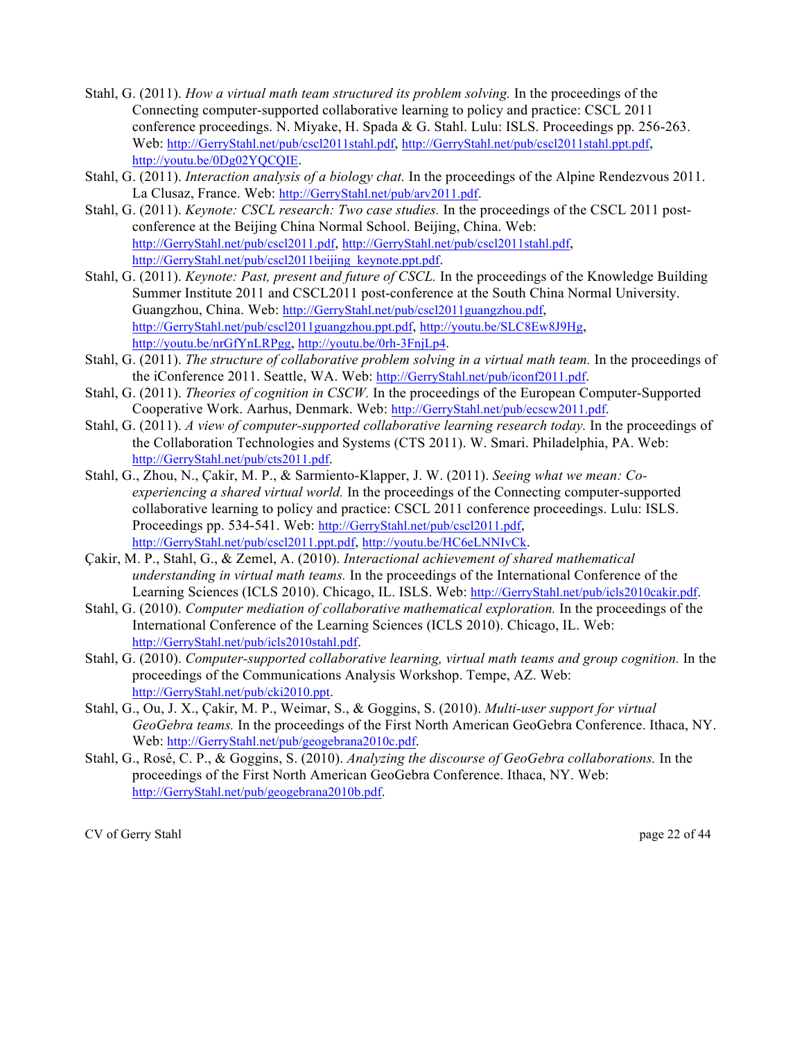Stahl, G. (2011). *How a virtual math team structured its problem solving.* In the proceedings of the Connecting computer-supported collaborative learning to policy and practice: CSCL 2011 conference proceedings. N. Miyake, H. Spada & G. Stahl. Lulu: ISLS. Proceedings pp. 256-263. Web: http://GerryStahl.net/pub/cscl2011stahl.pdf, http://GerryStahl.net/pub/cscl2011stahl.ppt.pdf, http://youtu.be/0Dg02YQCQIE.

Stahl, G. (2011). *Interaction analysis of a biology chat.* In the proceedings of the Alpine Rendezvous 2011. La Clusaz, France. Web: http://GerryStahl.net/pub/arv2011.pdf.

Stahl, G. (2011). *Keynote: CSCL research: Two case studies.* In the proceedings of the CSCL 2011 post-conference at the Beijing China Normal School. Beijing, China. Web: http://GerryStahl.net/pub/cscl2011.pdf, http://GerryStahl.net/pub/cscl2011stahl.pdf, http://GerryStahl.net/pub/cscl2011beijing_keynote.ppt.pdf.

Stahl, G. (2011). *Keynote: Past, present and future of CSCL.* In the proceedings of the Knowledge Building Summer Institute 2011 and CSCL2011 post-conference at the South China Normal University. Guangzhou, China. Web: http://GerryStahl.net/pub/cscl2011guangzhou.pdf, http://GerryStahl.net/pub/cscl2011guangzhou.ppt.pdf, http://youtu.be/SLC8Ew8J9Hg, http://youtu.be/nrGfYnLRPgg, http://youtu.be/0rh-3FnjLp4.

Stahl, G. (2011). *The structure of collaborative problem solving in a virtual math team.* In the proceedings of the iConference 2011. Seattle, WA. Web: http://GerryStahl.net/pub/iconf2011.pdf.

Stahl, G. (2011). *Theories of cognition in CSCW.* In the proceedings of the European Computer-Supported Cooperative Work. Aarhus, Denmark. Web: http://GerryStahl.net/pub/ecscw2011.pdf.

Stahl, G. (2011). *A view of computer-supported collaborative learning research today.* In the proceedings of the Collaboration Technologies and Systems (CTS 2011). W. Smari. Philadelphia, PA. Web: http://GerryStahl.net/pub/cts2011.pdf.

Stahl, G., Zhou, N., Çakir, M. P., & Sarmiento-Klapper, J. W. (2011). *Seeing what we mean: Co-experiencing a shared virtual world.* In the proceedings of the Connecting computer-supported collaborative learning to policy and practice: CSCL 2011 conference proceedings. Lulu: ISLS. Proceedings pp. 534-541. Web: http://GerryStahl.net/pub/cscl2011.pdf, http://GerryStahl.net/pub/cscl2011.ppt.pdf, http://youtu.be/HC6eLNNIvCk.

Çakir, M. P., Stahl, G., & Zemel, A. (2010). *Interactional achievement of shared mathematical understanding in virtual math teams.* In the proceedings of the International Conference of the Learning Sciences (ICLS 2010). Chicago, IL. ISLS. Web: http://GerryStahl.net/pub/icls2010cakir.pdf.

Stahl, G. (2010). *Computer mediation of collaborative mathematical exploration.* In the proceedings of the International Conference of the Learning Sciences (ICLS 2010). Chicago, IL. Web: http://GerryStahl.net/pub/icls2010stahl.pdf.

Stahl, G. (2010). *Computer-supported collaborative learning, virtual math teams and group cognition.* In the proceedings of the Communications Analysis Workshop. Tempe, AZ. Web: http://GerryStahl.net/pub/cki2010.ppt.

Stahl, G., Ou, J. X., Çakir, M. P., Weimar, S., & Goggins, S. (2010). *Multi-user support for virtual GeoGebra teams.* In the proceedings of the First North American GeoGebra Conference. Ithaca, NY. Web: http://GerryStahl.net/pub/geogebrana2010c.pdf.

Stahl, G., Rosé, C. P., & Goggins, S. (2010). *Analyzing the discourse of GeoGebra collaborations.* In the proceedings of the First North American GeoGebra Conference. Ithaca, NY. Web: http://GerryStahl.net/pub/geogebrana2010b.pdf.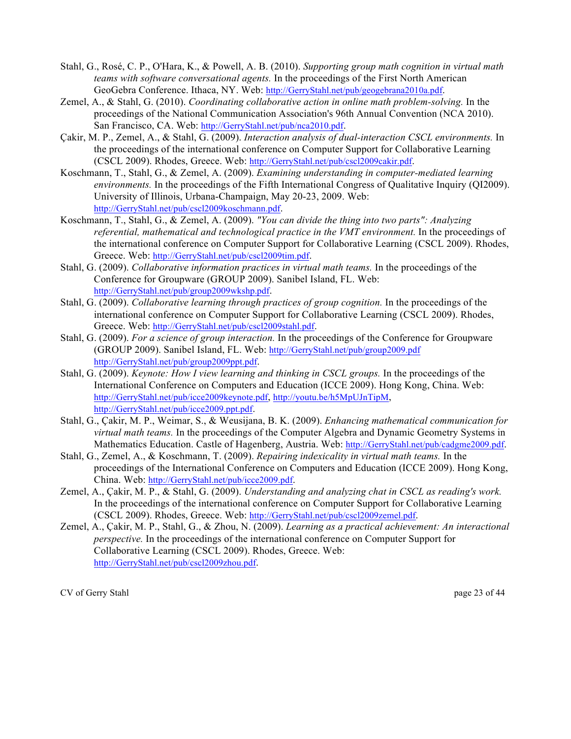Stahl, G., Rosé, C. P., O'Hara, K., & Powell, A. B. (2010). *Supporting group math cognition in virtual math teams with software conversational agents.* In the proceedings of the First North American GeoGebra Conference. Ithaca, NY. Web: http://GerryStahl.net/pub/geogebrana2010a.pdf.

Zemel, A., & Stahl, G. (2010). *Coordinating collaborative action in online math problem-solving.* In the proceedings of the National Communication Association's 96th Annual Convention (NCA 2010). San Francisco, CA. Web: http://GerryStahl.net/pub/nca2010.pdf.

Çakir, M. P., Zemel, A., & Stahl, G. (2009). *Interaction analysis of dual-interaction CSCL environments.* In the proceedings of the international conference on Computer Support for Collaborative Learning (CSCL 2009). Rhodes, Greece. Web: http://GerryStahl.net/pub/cscl2009cakir.pdf.

Koschmann, T., Stahl, G., & Zemel, A. (2009). *Examining understanding in computer-mediated learning environments.* In the proceedings of the Fifth International Congress of Qualitative Inquiry (QI2009). University of Illinois, Urbana-Champaign, May 20-23, 2009. Web: http://GerryStahl.net/pub/cscl2009koschmann.pdf.

Koschmann, T., Stahl, G., & Zemel, A. (2009). *"You can divide the thing into two parts": Analyzing referential, mathematical and technological practice in the VMT environment.* In the proceedings of the international conference on Computer Support for Collaborative Learning (CSCL 2009). Rhodes, Greece. Web: http://GerryStahl.net/pub/cscl2009tim.pdf.

Stahl, G. (2009). *Collaborative information practices in virtual math teams.* In the proceedings of the Conference for Groupware (GROUP 2009). Sanibel Island, FL. Web: http://GerryStahl.net/pub/group2009wkshp.pdf.

Stahl, G. (2009). *Collaborative learning through practices of group cognition.* In the proceedings of the international conference on Computer Support for Collaborative Learning (CSCL 2009). Rhodes, Greece. Web: http://GerryStahl.net/pub/cscl2009stahl.pdf.

Stahl, G. (2009). *For a science of group interaction.* In the proceedings of the Conference for Groupware (GROUP 2009). Sanibel Island, FL. Web: http://GerryStahl.net/pub/group2009.pdf http://GerryStahl.net/pub/group2009ppt.pdf.

Stahl, G. (2009). *Keynote: How I view learning and thinking in CSCL groups.* In the proceedings of the International Conference on Computers and Education (ICCE 2009). Hong Kong, China. Web: http://GerryStahl.net/pub/icce2009keynote.pdf, http://youtu.be/h5MpUJnTipM, http://GerryStahl.net/pub/icce2009.ppt.pdf.

Stahl, G., Çakir, M. P., Weimar, S., & Weusijana, B. K. (2009). *Enhancing mathematical communication for virtual math teams.* In the proceedings of the Computer Algebra and Dynamic Geometry Systems in Mathematics Education. Castle of Hagenberg, Austria. Web: http://GerryStahl.net/pub/cadgme2009.pdf.

Stahl, G., Zemel, A., & Koschmann, T. (2009). *Repairing indexicality in virtual math teams.* In the proceedings of the International Conference on Computers and Education (ICCE 2009). Hong Kong, China. Web: http://GerryStahl.net/pub/icce2009.pdf.

Zemel, A., Çakir, M. P., & Stahl, G. (2009). *Understanding and analyzing chat in CSCL as reading's work.* In the proceedings of the international conference on Computer Support for Collaborative Learning (CSCL 2009). Rhodes, Greece. Web: http://GerryStahl.net/pub/cscl2009zemel.pdf.

Zemel, A., Çakir, M. P., Stahl, G., & Zhou, N. (2009). *Learning as a practical achievement: An interactional perspective.* In the proceedings of the international conference on Computer Support for Collaborative Learning (CSCL 2009). Rhodes, Greece. Web: http://GerryStahl.net/pub/cscl2009zhou.pdf.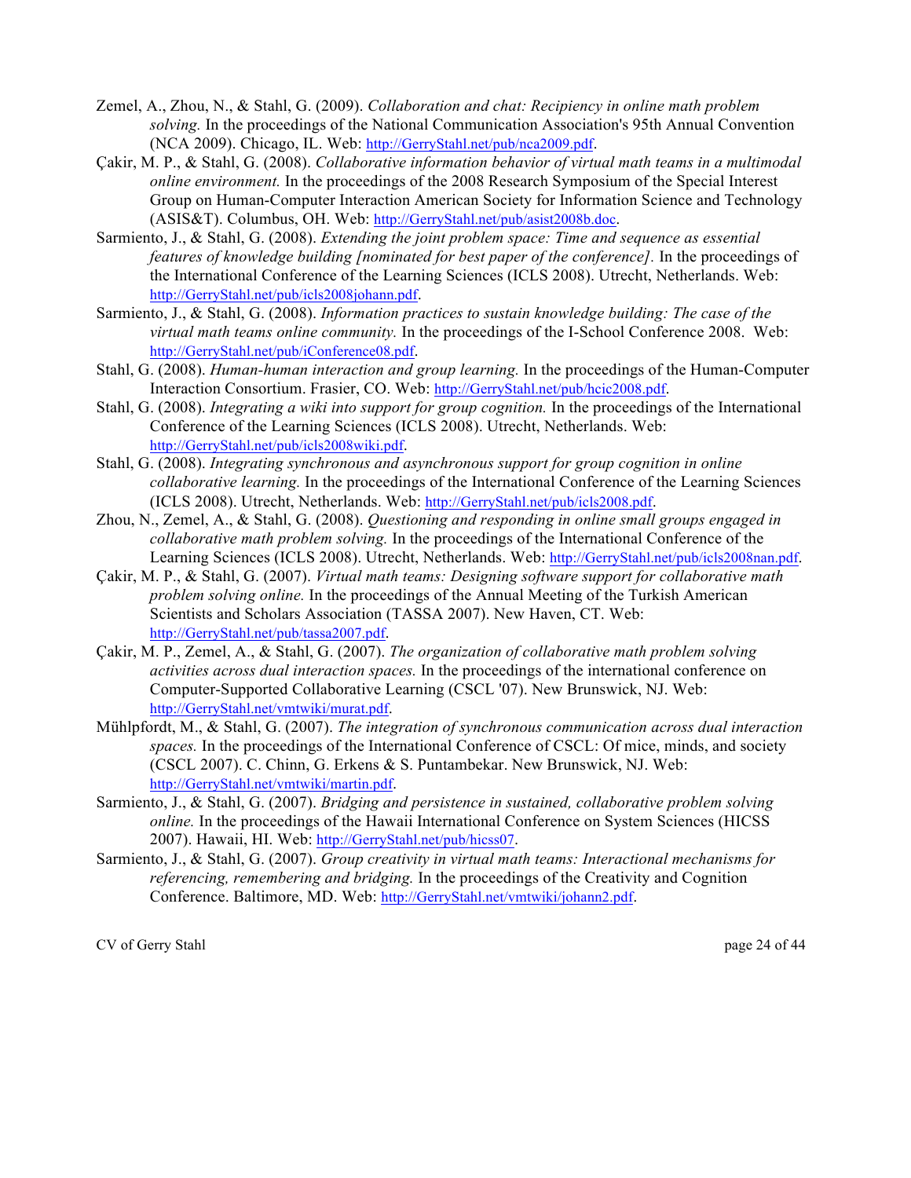Zemel, A., Zhou, N., & Stahl, G. (2009). *Collaboration and chat: Recipiency in online math problem solving.* In the proceedings of the National Communication Association's 95th Annual Convention (NCA 2009). Chicago, IL. Web: http://GerryStahl.net/pub/nca2009.pdf.

Çakir, M. P., & Stahl, G. (2008). *Collaborative information behavior of virtual math teams in a multimodal online environment.* In the proceedings of the 2008 Research Symposium of the Special Interest Group on Human-Computer Interaction American Society for Information Science and Technology (ASIS&T). Columbus, OH. Web: http://GerryStahl.net/pub/asist2008b.doc.

Sarmiento, J., & Stahl, G. (2008). *Extending the joint problem space: Time and sequence as essential features of knowledge building [nominated for best paper of the conference].* In the proceedings of the International Conference of the Learning Sciences (ICLS 2008). Utrecht, Netherlands. Web: http://GerryStahl.net/pub/icls2008johann.pdf.

Sarmiento, J., & Stahl, G. (2008). *Information practices to sustain knowledge building: The case of the virtual math teams online community.* In the proceedings of the I-School Conference 2008. Web: http://GerryStahl.net/pub/iConference08.pdf.

Stahl, G. (2008). *Human-human interaction and group learning.* In the proceedings of the Human-Computer Interaction Consortium. Frasier, CO. Web: http://GerryStahl.net/pub/hcic2008.pdf.

Stahl, G. (2008). *Integrating a wiki into support for group cognition.* In the proceedings of the International Conference of the Learning Sciences (ICLS 2008). Utrecht, Netherlands. Web: http://GerryStahl.net/pub/icls2008wiki.pdf.

Stahl, G. (2008). *Integrating synchronous and asynchronous support for group cognition in online collaborative learning.* In the proceedings of the International Conference of the Learning Sciences (ICLS 2008). Utrecht, Netherlands. Web: http://GerryStahl.net/pub/icls2008.pdf.

Zhou, N., Zemel, A., & Stahl, G. (2008). *Questioning and responding in online small groups engaged in collaborative math problem solving.* In the proceedings of the International Conference of the Learning Sciences (ICLS 2008). Utrecht, Netherlands. Web: http://GerryStahl.net/pub/icls2008nan.pdf.

Çakir, M. P., & Stahl, G. (2007). *Virtual math teams: Designing software support for collaborative math problem solving online.* In the proceedings of the Annual Meeting of the Turkish American Scientists and Scholars Association (TASSA 2007). New Haven, CT. Web: http://GerryStahl.net/pub/tassa2007.pdf.

Çakir, M. P., Zemel, A., & Stahl, G. (2007). *The organization of collaborative math problem solving activities across dual interaction spaces.* In the proceedings of the international conference on Computer-Supported Collaborative Learning (CSCL '07). New Brunswick, NJ. Web: http://GerryStahl.net/vmtwiki/murat.pdf.

Mühlpfordt, M., & Stahl, G. (2007). *The integration of synchronous communication across dual interaction spaces.* In the proceedings of the International Conference of CSCL: Of mice, minds, and society (CSCL 2007). C. Chinn, G. Erkens & S. Puntambekar. New Brunswick, NJ. Web: http://GerryStahl.net/vmtwiki/martin.pdf.

Sarmiento, J., & Stahl, G. (2007). *Bridging and persistence in sustained, collaborative problem solving online.* In the proceedings of the Hawaii International Conference on System Sciences (HICSS 2007). Hawaii, HI. Web: http://GerryStahl.net/pub/hicss07.

Sarmiento, J., & Stahl, G. (2007). *Group creativity in virtual math teams: Interactional mechanisms for referencing, remembering and bridging.* In the proceedings of the Creativity and Cognition Conference. Baltimore, MD. Web: http://GerryStahl.net/vmtwiki/johann2.pdf.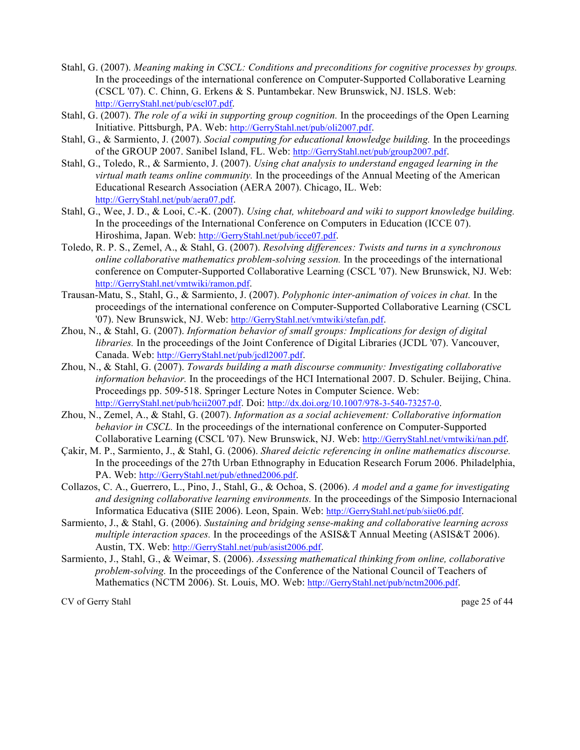Stahl, G. (2007). *Meaning making in CSCL: Conditions and preconditions for cognitive processes by groups.* In the proceedings of the international conference on Computer-Supported Collaborative Learning (CSCL '07). C. Chinn, G. Erkens & S. Puntambekar. New Brunswick, NJ. ISLS. Web: http://GerryStahl.net/pub/cscl07.pdf.

Stahl, G. (2007). *The role of a wiki in supporting group cognition.* In the proceedings of the Open Learning Initiative. Pittsburgh, PA. Web: http://GerryStahl.net/pub/oli2007.pdf.

Stahl, G., & Sarmiento, J. (2007). *Social computing for educational knowledge building.* In the proceedings of the GROUP 2007. Sanibel Island, FL. Web: http://GerryStahl.net/pub/group2007.pdf.

Stahl, G., Toledo, R., & Sarmiento, J. (2007). *Using chat analysis to understand engaged learning in the virtual math teams online community.* In the proceedings of the Annual Meeting of the American Educational Research Association (AERA 2007). Chicago, IL. Web: http://GerryStahl.net/pub/aera07.pdf.

Stahl, G., Wee, J. D., & Looi, C.-K. (2007). *Using chat, whiteboard and wiki to support knowledge building.* In the proceedings of the International Conference on Computers in Education (ICCE 07). Hiroshima, Japan. Web: http://GerryStahl.net/pub/icce07.pdf.

Toledo, R. P. S., Zemel, A., & Stahl, G. (2007). *Resolving differences: Twists and turns in a synchronous online collaborative mathematics problem-solving session.* In the proceedings of the international conference on Computer-Supported Collaborative Learning (CSCL '07). New Brunswick, NJ. Web: http://GerryStahl.net/vmtwiki/ramon.pdf.

Trausan-Matu, S., Stahl, G., & Sarmiento, J. (2007). *Polyphonic inter-animation of voices in chat.* In the proceedings of the international conference on Computer-Supported Collaborative Learning (CSCL '07). New Brunswick, NJ. Web: http://GerryStahl.net/vmtwiki/stefan.pdf.

Zhou, N., & Stahl, G. (2007). *Information behavior of small groups: Implications for design of digital libraries.* In the proceedings of the Joint Conference of Digital Libraries (JCDL '07). Vancouver, Canada. Web: http://GerryStahl.net/pub/jcdl2007.pdf.

Zhou, N., & Stahl, G. (2007). *Towards building a math discourse community: Investigating collaborative information behavior.* In the proceedings of the HCI International 2007. D. Schuler. Beijing, China. Proceedings pp. 509-518. Springer Lecture Notes in Computer Science. Web: http://GerryStahl.net/pub/hcii2007.pdf. Doi: http://dx.doi.org/10.1007/978-3-540-73257-0.

Zhou, N., Zemel, A., & Stahl, G. (2007). *Information as a social achievement: Collaborative information behavior in CSCL.* In the proceedings of the international conference on Computer-Supported Collaborative Learning (CSCL '07). New Brunswick, NJ. Web: http://GerryStahl.net/vmtwiki/nan.pdf.

Çakir, M. P., Sarmiento, J., & Stahl, G. (2006). *Shared deictic referencing in online mathematics discourse.* In the proceedings of the 27th Urban Ethnography in Education Research Forum 2006. Philadelphia, PA. Web: http://GerryStahl.net/pub/ethned2006.pdf.

Collazos, C. A., Guerrero, L., Pino, J., Stahl, G., & Ochoa, S. (2006). *A model and a game for investigating and designing collaborative learning environments.* In the proceedings of the Simposio Internacional Informatica Educativa (SIIE 2006). Leon, Spain. Web: http://GerryStahl.net/pub/siie06.pdf.

Sarmiento, J., & Stahl, G. (2006). *Sustaining and bridging sense-making and collaborative learning across multiple interaction spaces.* In the proceedings of the ASIS&T Annual Meeting (ASIS&T 2006). Austin, TX. Web: http://GerryStahl.net/pub/asist2006.pdf.

Sarmiento, J., Stahl, G., & Weimar, S. (2006). *Assessing mathematical thinking from online, collaborative problem-solving.* In the proceedings of the Conference of the National Council of Teachers of Mathematics (NCTM 2006). St. Louis, MO. Web: http://GerryStahl.net/pub/nctm2006.pdf.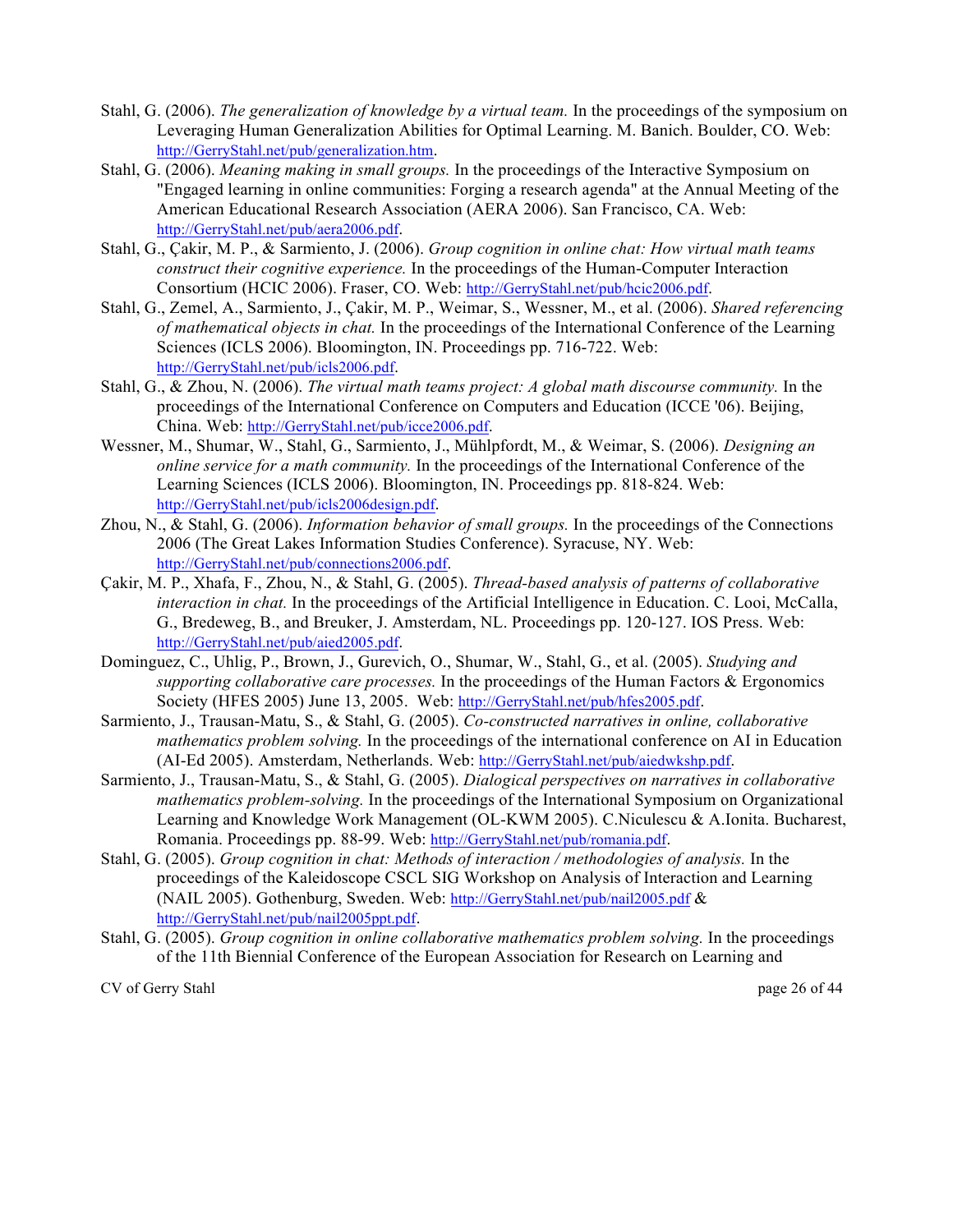Stahl, G. (2006). *The generalization of knowledge by a virtual team.* In the proceedings of the symposium on Leveraging Human Generalization Abilities for Optimal Learning. M. Banich. Boulder, CO. Web: http://GerryStahl.net/pub/generalization.htm.

Stahl, G. (2006). *Meaning making in small groups.* In the proceedings of the Interactive Symposium on "Engaged learning in online communities: Forging a research agenda" at the Annual Meeting of the American Educational Research Association (AERA 2006). San Francisco, CA. Web: http://GerryStahl.net/pub/aera2006.pdf.

Stahl, G., Çakir, M. P., & Sarmiento, J. (2006). *Group cognition in online chat: How virtual math teams construct their cognitive experience.* In the proceedings of the Human-Computer Interaction Consortium (HCIC 2006). Fraser, CO. Web: http://GerryStahl.net/pub/hcic2006.pdf.

Stahl, G., Zemel, A., Sarmiento, J., Çakir, M. P., Weimar, S., Wessner, M., et al. (2006). *Shared referencing of mathematical objects in chat.* In the proceedings of the International Conference of the Learning Sciences (ICLS 2006). Bloomington, IN. Proceedings pp. 716-722. Web: http://GerryStahl.net/pub/icls2006.pdf.

Stahl, G., & Zhou, N. (2006). *The virtual math teams project: A global math discourse community.* In the proceedings of the International Conference on Computers and Education (ICCE '06). Beijing, China. Web: http://GerryStahl.net/pub/icce2006.pdf.

Wessner, M., Shumar, W., Stahl, G., Sarmiento, J., Mühlpfordt, M., & Weimar, S. (2006). *Designing an online service for a math community.* In the proceedings of the International Conference of the Learning Sciences (ICLS 2006). Bloomington, IN. Proceedings pp. 818-824. Web: http://GerryStahl.net/pub/icls2006design.pdf.

Zhou, N., & Stahl, G. (2006). *Information behavior of small groups.* In the proceedings of the Connections 2006 (The Great Lakes Information Studies Conference). Syracuse, NY. Web: http://GerryStahl.net/pub/connections2006.pdf.

Çakir, M. P., Xhafa, F., Zhou, N., & Stahl, G. (2005). *Thread-based analysis of patterns of collaborative interaction in chat.* In the proceedings of the Artificial Intelligence in Education. C. Looi, McCalla, G., Bredeweg, B., and Breuker, J. Amsterdam, NL. Proceedings pp. 120-127. IOS Press. Web: http://GerryStahl.net/pub/aied2005.pdf.

Dominguez, C., Uhlig, P., Brown, J., Gurevich, O., Shumar, W., Stahl, G., et al. (2005). *Studying and supporting collaborative care processes.* In the proceedings of the Human Factors & Ergonomics Society (HFES 2005) June 13, 2005. Web: http://GerryStahl.net/pub/hfes2005.pdf.

Sarmiento, J., Trausan-Matu, S., & Stahl, G. (2005). *Co-constructed narratives in online, collaborative mathematics problem solving.* In the proceedings of the international conference on AI in Education (AI-Ed 2005). Amsterdam, Netherlands. Web: http://GerryStahl.net/pub/aiedwkshp.pdf.

Sarmiento, J., Trausan-Matu, S., & Stahl, G. (2005). *Dialogical perspectives on narratives in collaborative mathematics problem-solving.* In the proceedings of the International Symposium on Organizational Learning and Knowledge Work Management (OL-KWM 2005). C.Niculescu & A.Ionita. Bucharest, Romania. Proceedings pp. 88-99. Web: http://GerryStahl.net/pub/romania.pdf.

Stahl, G. (2005). *Group cognition in chat: Methods of interaction / methodologies of analysis.* In the proceedings of the Kaleidoscope CSCL SIG Workshop on Analysis of Interaction and Learning (NAIL 2005). Gothenburg, Sweden. Web: http://GerryStahl.net/pub/nail2005.pdf & http://GerryStahl.net/pub/nail2005ppt.pdf.

Stahl, G. (2005). *Group cognition in online collaborative mathematics problem solving.* In the proceedings of the 11th Biennial Conference of the European Association for Research on Learning and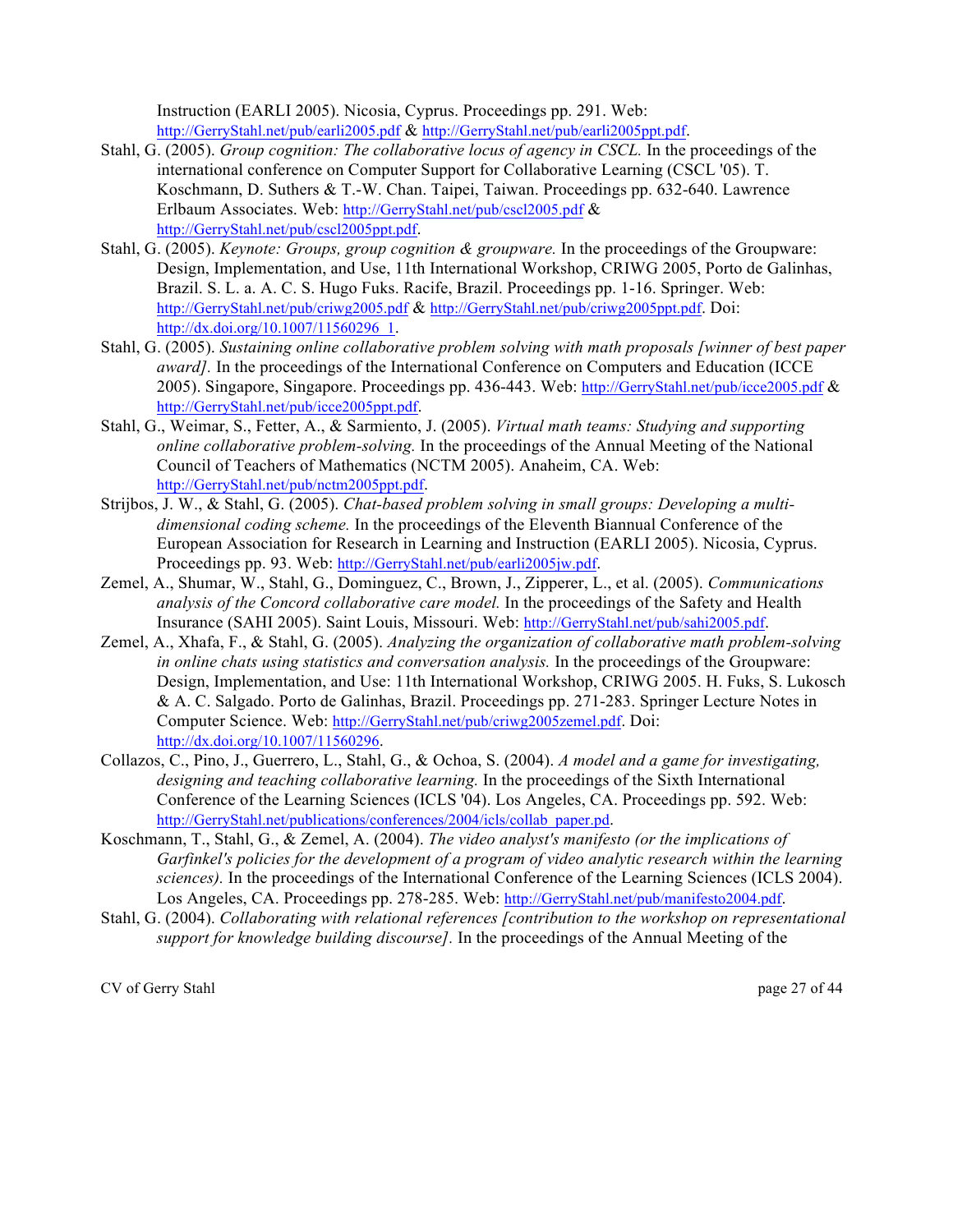Instruction (EARLI 2005). Nicosia, Cyprus. Proceedings pp. 291. Web: http://GerryStahl.net/pub/earli2005.pdf & http://GerryStahl.net/pub/earli2005ppt.pdf.

Stahl, G. (2005). *Group cognition: The collaborative locus of agency in CSCL.* In the proceedings of the international conference on Computer Support for Collaborative Learning (CSCL '05). T. Koschmann, D. Suthers & T.-W. Chan. Taipei, Taiwan. Proceedings pp. 632-640. Lawrence Erlbaum Associates. Web: http://GerryStahl.net/pub/cscl2005.pdf & http://GerryStahl.net/pub/cscl2005ppt.pdf.

Stahl, G. (2005). *Keynote: Groups, group cognition & groupware.* In the proceedings of the Groupware: Design, Implementation, and Use, 11th International Workshop, CRIWG 2005, Porto de Galinhas, Brazil. S. L. a. A. C. S. Hugo Fuks. Racife, Brazil. Proceedings pp. 1-16. Springer. Web: http://GerryStahl.net/pub/criwg2005.pdf & http://GerryStahl.net/pub/criwg2005ppt.pdf. Doi: http://dx.doi.org/10.1007/11560296_1.

Stahl, G. (2005). *Sustaining online collaborative problem solving with math proposals [winner of best paper award].* In the proceedings of the International Conference on Computers and Education (ICCE 2005). Singapore, Singapore. Proceedings pp. 436-443. Web: http://GerryStahl.net/pub/icce2005.pdf & http://GerryStahl.net/pub/icce2005ppt.pdf.

Stahl, G., Weimar, S., Fetter, A., & Sarmiento, J. (2005). *Virtual math teams: Studying and supporting online collaborative problem-solving.* In the proceedings of the Annual Meeting of the National Council of Teachers of Mathematics (NCTM 2005). Anaheim, CA. Web: http://GerryStahl.net/pub/nctm2005ppt.pdf.

Strijbos, J. W., & Stahl, G. (2005). *Chat-based problem solving in small groups: Developing a multi-dimensional coding scheme.* In the proceedings of the Eleventh Biannual Conference of the European Association for Research in Learning and Instruction (EARLI 2005). Nicosia, Cyprus. Proceedings pp. 93. Web: http://GerryStahl.net/pub/earli2005jw.pdf.

Zemel, A., Shumar, W., Stahl, G., Dominguez, C., Brown, J., Zipperer, L., et al. (2005). *Communications analysis of the Concord collaborative care model.* In the proceedings of the Safety and Health Insurance (SAHI 2005). Saint Louis, Missouri. Web: http://GerryStahl.net/pub/sahi2005.pdf.

Zemel, A., Xhafa, F., & Stahl, G. (2005). *Analyzing the organization of collaborative math problem-solving in online chats using statistics and conversation analysis.* In the proceedings of the Groupware: Design, Implementation, and Use: 11th International Workshop, CRIWG 2005. H. Fuks, S. Lukosch & A. C. Salgado. Porto de Galinhas, Brazil. Proceedings pp. 271-283. Springer Lecture Notes in Computer Science. Web: http://GerryStahl.net/pub/criwg2005zemel.pdf. Doi: http://dx.doi.org/10.1007/11560296.

Collazos, C., Pino, J., Guerrero, L., Stahl, G., & Ochoa, S. (2004). *A model and a game for investigating, designing and teaching collaborative learning.* In the proceedings of the Sixth International Conference of the Learning Sciences (ICLS '04). Los Angeles, CA. Proceedings pp. 592. Web: http://GerryStahl.net/publications/conferences/2004/icls/collab_paper.pd.

Koschmann, T., Stahl, G., & Zemel, A. (2004). *The video analyst's manifesto (or the implications of Garfinkel's policies for the development of a program of video analytic research within the learning sciences).* In the proceedings of the International Conference of the Learning Sciences (ICLS 2004). Los Angeles, CA. Proceedings pp. 278-285. Web: http://GerryStahl.net/pub/manifesto2004.pdf.

Stahl, G. (2004). *Collaborating with relational references [contribution to the workshop on representational support for knowledge building discourse].* In the proceedings of the Annual Meeting of the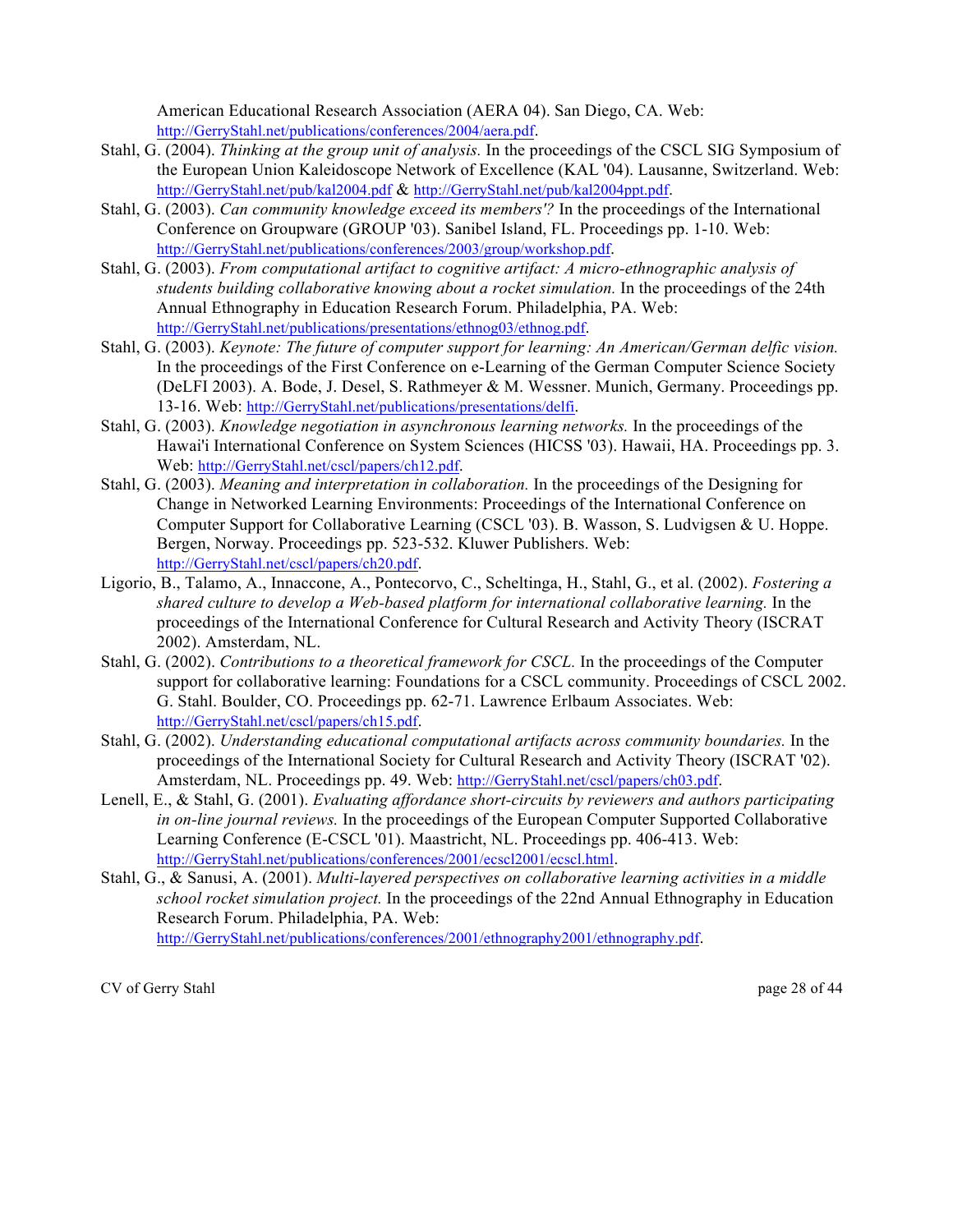American Educational Research Association (AERA 04). San Diego, CA. Web: http://GerryStahl.net/publications/conferences/2004/aera.pdf.

Stahl, G. (2004). *Thinking at the group unit of analysis.* In the proceedings of the CSCL SIG Symposium of the European Union Kaleidoscope Network of Excellence (KAL '04). Lausanne, Switzerland. Web: http://GerryStahl.net/pub/kal2004.pdf & http://GerryStahl.net/pub/kal2004ppt.pdf.

Stahl, G. (2003). *Can community knowledge exceed its members'?* In the proceedings of the International Conference on Groupware (GROUP '03). Sanibel Island, FL. Proceedings pp. 1-10. Web: http://GerryStahl.net/publications/conferences/2003/group/workshop.pdf.

Stahl, G. (2003). *From computational artifact to cognitive artifact: A micro-ethnographic analysis of students building collaborative knowing about a rocket simulation.* In the proceedings of the 24th Annual Ethnography in Education Research Forum. Philadelphia, PA. Web: http://GerryStahl.net/publications/presentations/ethnog03/ethnog.pdf.

Stahl, G. (2003). *Keynote: The future of computer support for learning: An American/German delfic vision.* In the proceedings of the First Conference on e-Learning of the German Computer Science Society (DeLFI 2003). A. Bode, J. Desel, S. Rathmeyer & M. Wessner. Munich, Germany. Proceedings pp. 13-16. Web: http://GerryStahl.net/publications/presentations/delfi.

Stahl, G. (2003). *Knowledge negotiation in asynchronous learning networks.* In the proceedings of the Hawai'i International Conference on System Sciences (HICSS '03). Hawaii, HA. Proceedings pp. 3. Web: http://GerryStahl.net/cscl/papers/ch12.pdf.

Stahl, G. (2003). *Meaning and interpretation in collaboration.* In the proceedings of the Designing for Change in Networked Learning Environments: Proceedings of the International Conference on Computer Support for Collaborative Learning (CSCL '03). B. Wasson, S. Ludvigsen & U. Hoppe. Bergen, Norway. Proceedings pp. 523-532. Kluwer Publishers. Web: http://GerryStahl.net/cscl/papers/ch20.pdf.

Ligorio, B., Talamo, A., Innaccone, A., Pontecorvo, C., Scheltinga, H., Stahl, G., et al. (2002). *Fostering a shared culture to develop a Web-based platform for international collaborative learning.* In the proceedings of the International Conference for Cultural Research and Activity Theory (ISCRAT 2002). Amsterdam, NL.

Stahl, G. (2002). *Contributions to a theoretical framework for CSCL.* In the proceedings of the Computer support for collaborative learning: Foundations for a CSCL community. Proceedings of CSCL 2002. G. Stahl. Boulder, CO. Proceedings pp. 62-71. Lawrence Erlbaum Associates. Web: http://GerryStahl.net/cscl/papers/ch15.pdf.

Stahl, G. (2002). *Understanding educational computational artifacts across community boundaries.* In the proceedings of the International Society for Cultural Research and Activity Theory (ISCRAT '02). Amsterdam, NL. Proceedings pp. 49. Web: http://GerryStahl.net/cscl/papers/ch03.pdf.

Lenell, E., & Stahl, G. (2001). *Evaluating affordance short-circuits by reviewers and authors participating in on-line journal reviews.* In the proceedings of the European Computer Supported Collaborative Learning Conference (E-CSCL '01). Maastricht, NL. Proceedings pp. 406-413. Web: http://GerryStahl.net/publications/conferences/2001/ecscl2001/ecscl.html.

Stahl, G., & Sanusi, A. (2001). *Multi-layered perspectives on collaborative learning activities in a middle school rocket simulation project.* In the proceedings of the 22nd Annual Ethnography in Education Research Forum. Philadelphia, PA. Web: http://GerryStahl.net/publications/conferences/2001/ethnography2001/ethnography.pdf.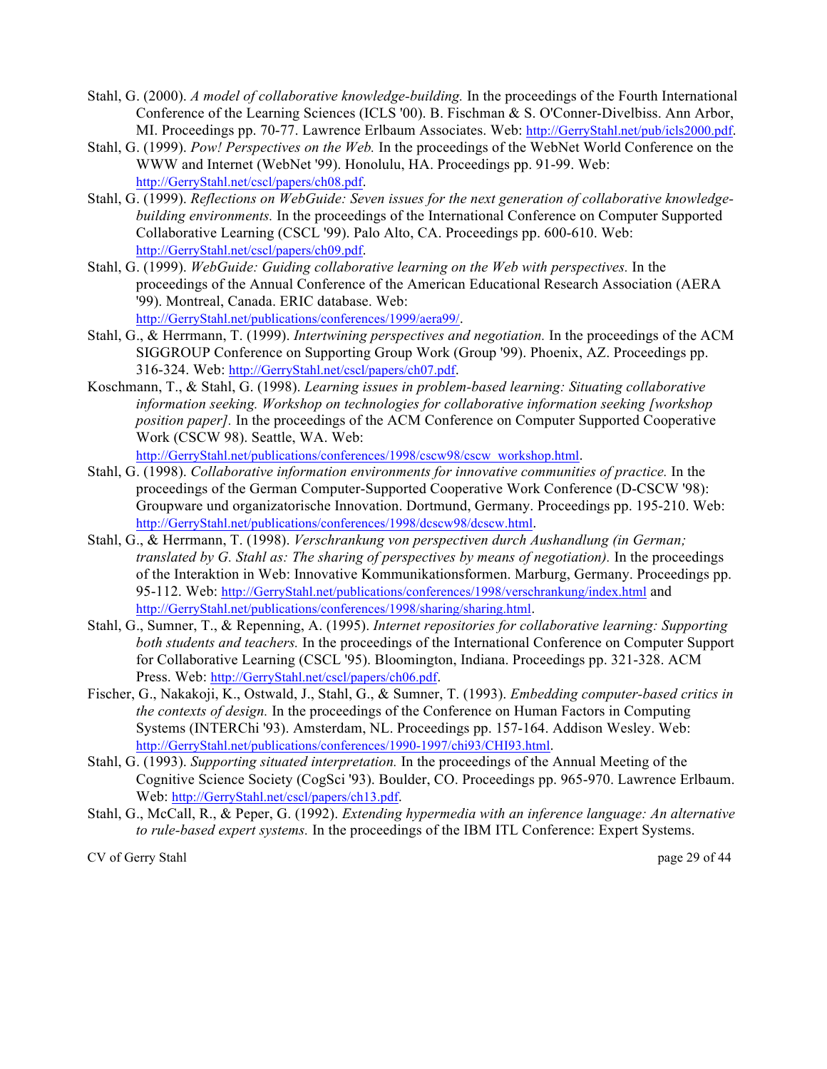Stahl, G. (2000). *A model of collaborative knowledge-building.* In the proceedings of the Fourth International Conference of the Learning Sciences (ICLS '00). B. Fischman & S. O'Conner-Divelbiss. Ann Arbor, MI. Proceedings pp. 70-77. Lawrence Erlbaum Associates. Web: http://GerryStahl.net/pub/icls2000.pdf.

Stahl, G. (1999). *Pow! Perspectives on the Web.* In the proceedings of the WebNet World Conference on the WWW and Internet (WebNet '99). Honolulu, HA. Proceedings pp. 91-99. Web: http://GerryStahl.net/cscl/papers/ch08.pdf.

Stahl, G. (1999). *Reflections on WebGuide: Seven issues for the next generation of collaborative knowledge-building environments.* In the proceedings of the International Conference on Computer Supported Collaborative Learning (CSCL '99). Palo Alto, CA. Proceedings pp. 600-610. Web: http://GerryStahl.net/cscl/papers/ch09.pdf.

Stahl, G. (1999). *WebGuide: Guiding collaborative learning on the Web with perspectives.* In the proceedings of the Annual Conference of the American Educational Research Association (AERA '99). Montreal, Canada. ERIC database. Web: http://GerryStahl.net/publications/conferences/1999/aera99/.

Stahl, G., & Herrmann, T. (1999). *Intertwining perspectives and negotiation.* In the proceedings of the ACM SIGGROUP Conference on Supporting Group Work (Group '99). Phoenix, AZ. Proceedings pp. 316-324. Web: http://GerryStahl.net/cscl/papers/ch07.pdf.

Koschmann, T., & Stahl, G. (1998). *Learning issues in problem-based learning: Situating collaborative information seeking. Workshop on technologies for collaborative information seeking [workshop position paper].* In the proceedings of the ACM Conference on Computer Supported Cooperative Work (CSCW 98). Seattle, WA. Web: http://GerryStahl.net/publications/conferences/1998/cscw98/cscw_workshop.html.

Stahl, G. (1998). *Collaborative information environments for innovative communities of practice.* In the proceedings of the German Computer-Supported Cooperative Work Conference (D-CSCW '98): Groupware und organizatorische Innovation. Dortmund, Germany. Proceedings pp. 195-210. Web: http://GerryStahl.net/publications/conferences/1998/dcscw98/dcscw.html.

Stahl, G., & Herrmann, T. (1998). *Verschrankung von perspectiven durch Aushandlung (in German; translated by G. Stahl as: The sharing of perspectives by means of negotiation).* In the proceedings of the Interaktion in Web: Innovative Kommunikationsformen. Marburg, Germany. Proceedings pp. 95-112. Web: http://GerryStahl.net/publications/conferences/1998/verschrankung/index.html and http://GerryStahl.net/publications/conferences/1998/sharing/sharing.html.

Stahl, G., Sumner, T., & Repenning, A. (1995). *Internet repositories for collaborative learning: Supporting both students and teachers.* In the proceedings of the International Conference on Computer Support for Collaborative Learning (CSCL '95). Bloomington, Indiana. Proceedings pp. 321-328. ACM Press. Web: http://GerryStahl.net/cscl/papers/ch06.pdf.

Fischer, G., Nakakoji, K., Ostwald, J., Stahl, G., & Sumner, T. (1993). *Embedding computer-based critics in the contexts of design.* In the proceedings of the Conference on Human Factors in Computing Systems (INTERChi '93). Amsterdam, NL. Proceedings pp. 157-164. Addison Wesley. Web: http://GerryStahl.net/publications/conferences/1990-1997/chi93/CHI93.html.

Stahl, G. (1993). *Supporting situated interpretation.* In the proceedings of the Annual Meeting of the Cognitive Science Society (CogSci '93). Boulder, CO. Proceedings pp. 965-970. Lawrence Erlbaum. Web: http://GerryStahl.net/cscl/papers/ch13.pdf.

Stahl, G., McCall, R., & Peper, G. (1992). *Extending hypermedia with an inference language: An alternative to rule-based expert systems.* In the proceedings of the IBM ITL Conference: Expert Systems.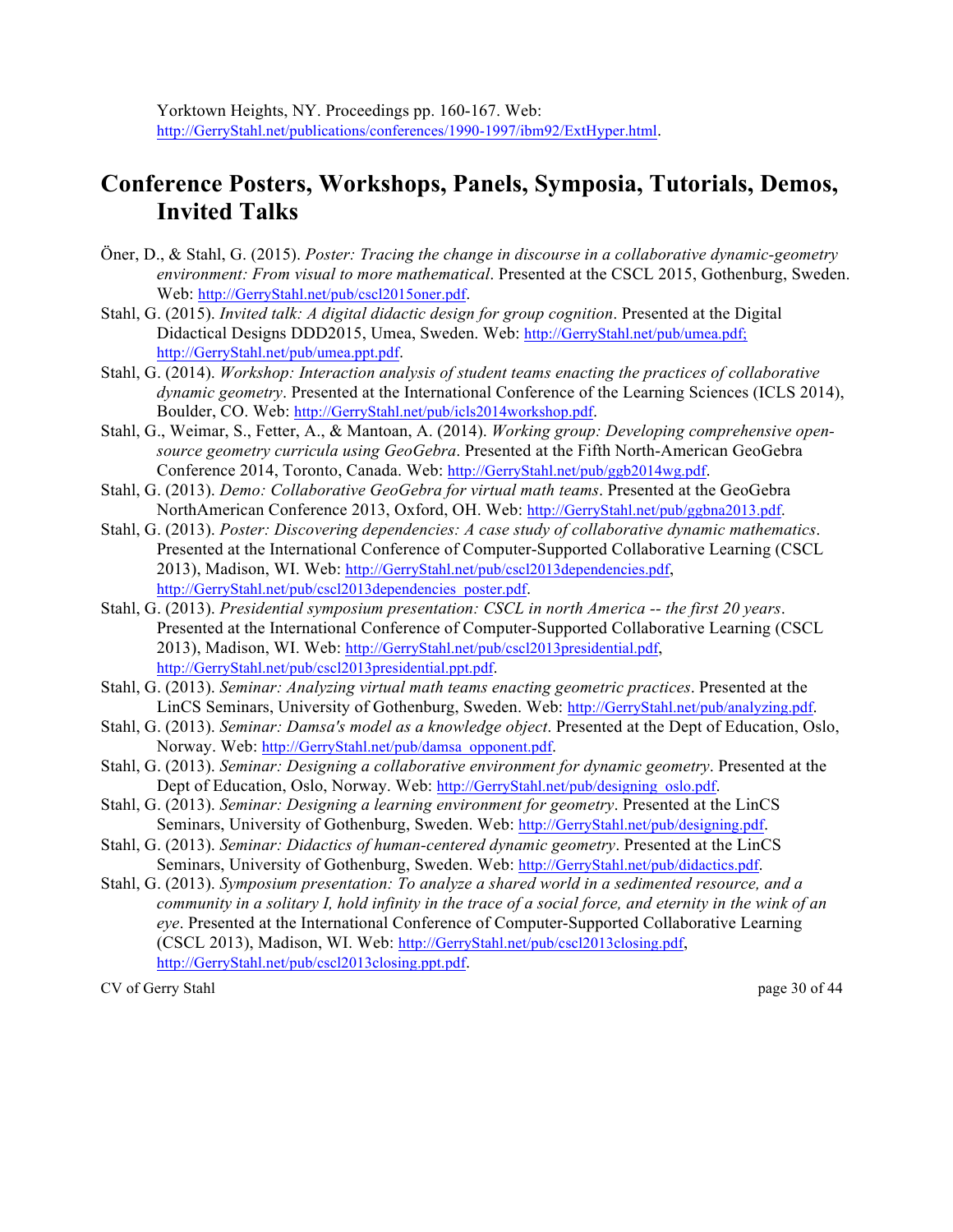Yorktown Heights, NY. Proceedings pp. 160-167. Web: http://GerryStahl.net/publications/conferences/1990-1997/ibm92/ExtHyper.html.

# Conference Posters, Workshops, Panels, Symposia, Tutorials, Demos, Invited Talks

Öner, D., & Stahl, G. (2015). *Poster: Tracing the change in discourse in a collaborative dynamic-geometry environment: From visual to more mathematical*. Presented at the CSCL 2015, Gothenburg, Sweden. Web: http://GerryStahl.net/pub/cscl2015oner.pdf.

Stahl, G. (2015). *Invited talk: A digital didactic design for group cognition*. Presented at the Digital Didactical Designs DDD2015, Umea, Sweden. Web: http://GerryStahl.net/pub/umea.pdf; http://GerryStahl.net/pub/umea.ppt.pdf.

Stahl, G. (2014). *Workshop: Interaction analysis of student teams enacting the practices of collaborative dynamic geometry*. Presented at the International Conference of the Learning Sciences (ICLS 2014), Boulder, CO. Web: http://GerryStahl.net/pub/icls2014workshop.pdf.

Stahl, G., Weimar, S., Fetter, A., & Mantoan, A. (2014). *Working group: Developing comprehensive open-source geometry curricula using GeoGebra*. Presented at the Fifth North-American GeoGebra Conference 2014, Toronto, Canada. Web: http://GerryStahl.net/pub/ggb2014wg.pdf.

Stahl, G. (2013). *Demo: Collaborative GeoGebra for virtual math teams*. Presented at the GeoGebra NorthAmerican Conference 2013, Oxford, OH. Web: http://GerryStahl.net/pub/ggbna2013.pdf.

Stahl, G. (2013). *Poster: Discovering dependencies: A case study of collaborative dynamic mathematics*. Presented at the International Conference of Computer-Supported Collaborative Learning (CSCL 2013), Madison, WI. Web: http://GerryStahl.net/pub/cscl2013dependencies.pdf, http://GerryStahl.net/pub/cscl2013dependencies_poster.pdf.

Stahl, G. (2013). *Presidential symposium presentation: CSCL in north America -- the first 20 years*. Presented at the International Conference of Computer-Supported Collaborative Learning (CSCL 2013), Madison, WI. Web: http://GerryStahl.net/pub/cscl2013presidential.pdf, http://GerryStahl.net/pub/cscl2013presidential.ppt.pdf.

Stahl, G. (2013). *Seminar: Analyzing virtual math teams enacting geometric practices*. Presented at the LinCS Seminars, University of Gothenburg, Sweden. Web: http://GerryStahl.net/pub/analyzing.pdf.

Stahl, G. (2013). *Seminar: Damsa's model as a knowledge object*. Presented at the Dept of Education, Oslo, Norway. Web: http://GerryStahl.net/pub/damsa_opponent.pdf.

Stahl, G. (2013). *Seminar: Designing a collaborative environment for dynamic geometry*. Presented at the Dept of Education, Oslo, Norway. Web: http://GerryStahl.net/pub/designing_oslo.pdf.

Stahl, G. (2013). *Seminar: Designing a learning environment for geometry*. Presented at the LinCS Seminars, University of Gothenburg, Sweden. Web: http://GerryStahl.net/pub/designing.pdf.

Stahl, G. (2013). *Seminar: Didactics of human-centered dynamic geometry*. Presented at the LinCS Seminars, University of Gothenburg, Sweden. Web: http://GerryStahl.net/pub/didactics.pdf.

Stahl, G. (2013). *Symposium presentation: To analyze a shared world in a sedimented resource, and a community in a solitary I, hold infinity in the trace of a social force, and eternity in the wink of an eye*. Presented at the International Conference of Computer-Supported Collaborative Learning (CSCL 2013), Madison, WI. Web: http://GerryStahl.net/pub/cscl2013closing.pdf, http://GerryStahl.net/pub/cscl2013closing.ppt.pdf.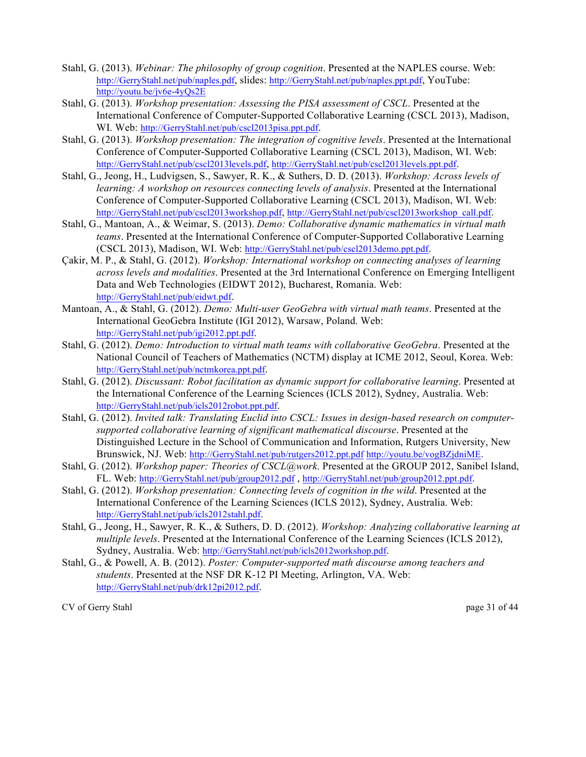Stahl, G. (2013). *Webinar: The philosophy of group cognition*. Presented at the NAPLES course. Web: http://GerryStahl.net/pub/naples.pdf, slides: http://GerryStahl.net/pub/naples.ppt.pdf, YouTube: http://youtu.be/jv6e-4yQs2E

Stahl, G. (2013). *Workshop presentation: Assessing the PISA assessment of CSCL*. Presented at the International Conference of Computer-Supported Collaborative Learning (CSCL 2013), Madison, WI. Web: http://GerryStahl.net/pub/cscl2013pisa.ppt.pdf.

Stahl, G. (2013). *Workshop presentation: The integration of cognitive levels*. Presented at the International Conference of Computer-Supported Collaborative Learning (CSCL 2013), Madison, WI. Web: http://GerryStahl.net/pub/cscl2013levels.pdf, http://GerryStahl.net/pub/cscl2013levels.ppt.pdf.

Stahl, G., Jeong, H., Ludvigsen, S., Sawyer, R. K., & Suthers, D. D. (2013). *Workshop: Across levels of learning: A workshop on resources connecting levels of analysis*. Presented at the International Conference of Computer-Supported Collaborative Learning (CSCL 2013), Madison, WI. Web: http://GerryStahl.net/pub/cscl2013workshop.pdf, http://GerryStahl.net/pub/cscl2013workshop_call.pdf.

Stahl, G., Mantoan, A., & Weimar, S. (2013). *Demo: Collaborative dynamic mathematics in virtual math teams*. Presented at the International Conference of Computer-Supported Collaborative Learning (CSCL 2013), Madison, WI. Web: http://GerryStahl.net/pub/cscl2013demo.ppt.pdf.

Çakir, M. P., & Stahl, G. (2012). *Workshop: International workshop on connecting analyses of learning across levels and modalities*. Presented at the 3rd International Conference on Emerging Intelligent Data and Web Technologies (EIDWT 2012), Bucharest, Romania. Web: http://GerryStahl.net/pub/eidwt.pdf.

Mantoan, A., & Stahl, G. (2012). *Demo: Multi-user GeoGebra with virtual math teams*. Presented at the International GeoGebra Institute (IGI 2012), Warsaw, Poland. Web: http://GerryStahl.net/pub/igi2012.ppt.pdf.

Stahl, G. (2012). *Demo: Introduction to virtual math teams with collaborative GeoGebra*. Presented at the National Council of Teachers of Mathematics (NCTM) display at ICME 2012, Seoul, Korea. Web: http://GerryStahl.net/pub/nctmkorea.ppt.pdf.

Stahl, G. (2012). *Discussant: Robot facilitation as dynamic support for collaborative learning*. Presented at the International Conference of the Learning Sciences (ICLS 2012), Sydney, Australia. Web: http://GerryStahl.net/pub/icls2012robot.ppt.pdf.

Stahl, G. (2012). *Invited talk: Translating Euclid into CSCL: Issues in design-based research on computer-supported collaborative learning of significant mathematical discourse*. Presented at the Distinguished Lecture in the School of Communication and Information, Rutgers University, New Brunswick, NJ. Web: http://GerryStahl.net/pub/rutgers2012.ppt.pdf http://youtu.be/vogBZjdniME.

Stahl, G. (2012). *Workshop paper: Theories of CSCL@work*. Presented at the GROUP 2012, Sanibel Island, FL. Web: http://GerryStahl.net/pub/group2012.pdf , http://GerryStahl.net/pub/group2012.ppt.pdf.

Stahl, G. (2012). *Workshop presentation: Connecting levels of cognition in the wild*. Presented at the International Conference of the Learning Sciences (ICLS 2012), Sydney, Australia. Web: http://GerryStahl.net/pub/icls2012stahl.pdf.

Stahl, G., Jeong, H., Sawyer, R. K., & Suthers, D. D. (2012). *Workshop: Analyzing collaborative learning at multiple levels*. Presented at the International Conference of the Learning Sciences (ICLS 2012), Sydney, Australia. Web: http://GerryStahl.net/pub/icls2012workshop.pdf.

Stahl, G., & Powell, A. B. (2012). *Poster: Computer-supported math discourse among teachers and students*. Presented at the NSF DR K-12 PI Meeting, Arlington, VA. Web: http://GerryStahl.net/pub/drk12pi2012.pdf.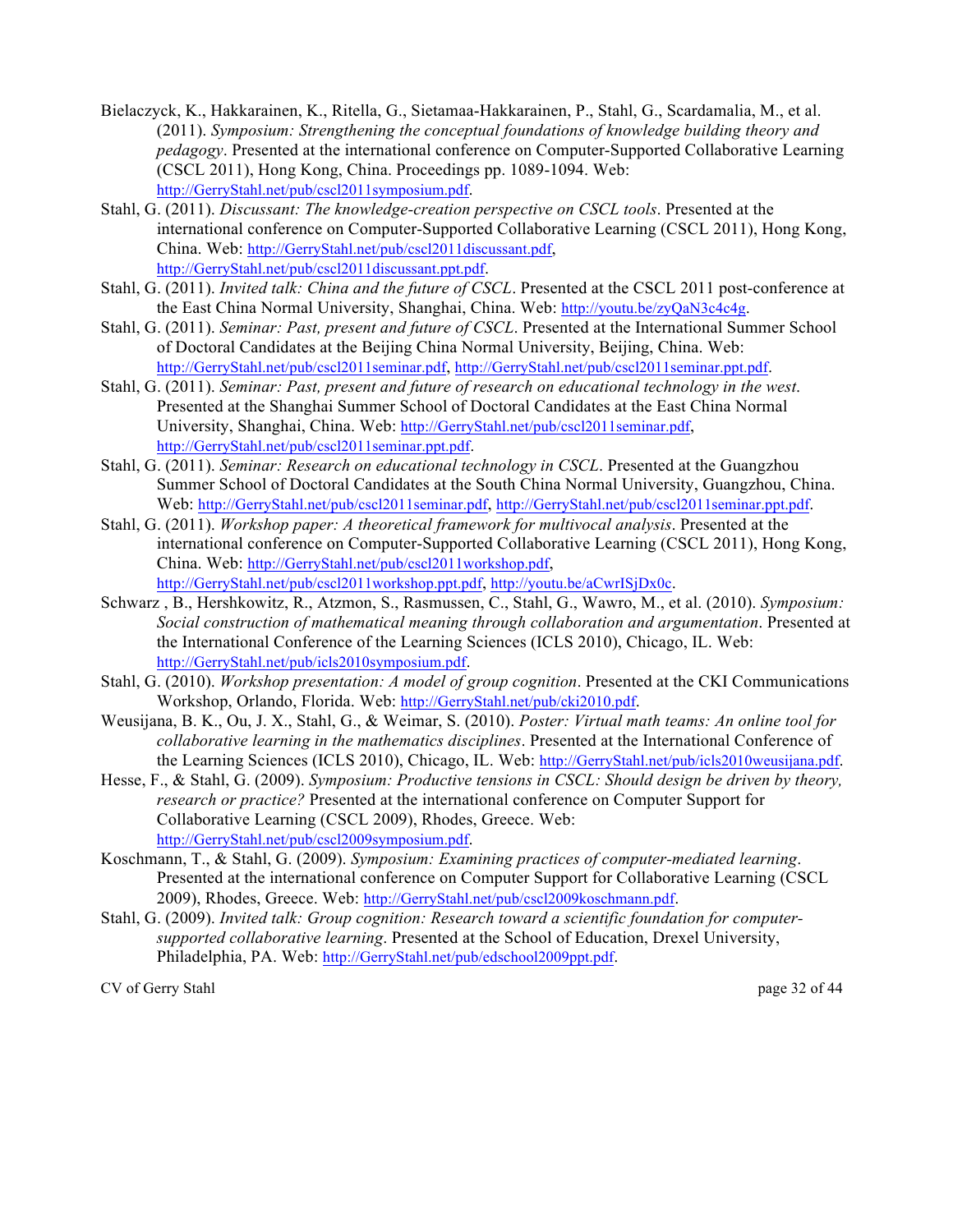Bielaczyck, K., Hakkarainen, K., Ritella, G., Sietamaa-Hakkarainen, P., Stahl, G., Scardamalia, M., et al. (2011). *Symposium: Strengthening the conceptual foundations of knowledge building theory and pedagogy*. Presented at the international conference on Computer-Supported Collaborative Learning (CSCL 2011), Hong Kong, China. Proceedings pp. 1089-1094. Web: http://GerryStahl.net/pub/cscl2011symposium.pdf.

Stahl, G. (2011). *Discussant: The knowledge-creation perspective on CSCL tools*. Presented at the international conference on Computer-Supported Collaborative Learning (CSCL 2011), Hong Kong, China. Web: http://GerryStahl.net/pub/cscl2011discussant.pdf, http://GerryStahl.net/pub/cscl2011discussant.ppt.pdf.

Stahl, G. (2011). *Invited talk: China and the future of CSCL*. Presented at the CSCL 2011 post-conference at the East China Normal University, Shanghai, China. Web: http://youtu.be/zyQaN3c4c4g.

Stahl, G. (2011). *Seminar: Past, present and future of CSCL*. Presented at the International Summer School of Doctoral Candidates at the Beijing China Normal University, Beijing, China. Web: http://GerryStahl.net/pub/cscl2011seminar.pdf, http://GerryStahl.net/pub/cscl2011seminar.ppt.pdf.

Stahl, G. (2011). *Seminar: Past, present and future of research on educational technology in the west*. Presented at the Shanghai Summer School of Doctoral Candidates at the East China Normal University, Shanghai, China. Web: http://GerryStahl.net/pub/cscl2011seminar.pdf, http://GerryStahl.net/pub/cscl2011seminar.ppt.pdf.

Stahl, G. (2011). *Seminar: Research on educational technology in CSCL*. Presented at the Guangzhou Summer School of Doctoral Candidates at the South China Normal University, Guangzhou, China. Web: http://GerryStahl.net/pub/cscl2011seminar.pdf, http://GerryStahl.net/pub/cscl2011seminar.ppt.pdf.

Stahl, G. (2011). *Workshop paper: A theoretical framework for multivocal analysis*. Presented at the international conference on Computer-Supported Collaborative Learning (CSCL 2011), Hong Kong, China. Web: http://GerryStahl.net/pub/cscl2011workshop.pdf, http://GerryStahl.net/pub/cscl2011workshop.ppt.pdf, http://youtu.be/aCwrISjDx0c.

Schwarz , B., Hershkowitz, R., Atzmon, S., Rasmussen, C., Stahl, G., Wawro, M., et al. (2010). *Symposium: Social construction of mathematical meaning through collaboration and argumentation*. Presented at the International Conference of the Learning Sciences (ICLS 2010), Chicago, IL. Web: http://GerryStahl.net/pub/icls2010symposium.pdf.

Stahl, G. (2010). *Workshop presentation: A model of group cognition*. Presented at the CKI Communications Workshop, Orlando, Florida. Web: http://GerryStahl.net/pub/cki2010.pdf.

Weusijana, B. K., Ou, J. X., Stahl, G., & Weimar, S. (2010). *Poster: Virtual math teams: An online tool for collaborative learning in the mathematics disciplines*. Presented at the International Conference of the Learning Sciences (ICLS 2010), Chicago, IL. Web: http://GerryStahl.net/pub/icls2010weusijana.pdf.

Hesse, F., & Stahl, G. (2009). *Symposium: Productive tensions in CSCL: Should design be driven by theory, research or practice?* Presented at the international conference on Computer Support for Collaborative Learning (CSCL 2009), Rhodes, Greece. Web: http://GerryStahl.net/pub/cscl2009symposium.pdf.

Koschmann, T., & Stahl, G. (2009). *Symposium: Examining practices of computer-mediated learning*. Presented at the international conference on Computer Support for Collaborative Learning (CSCL 2009), Rhodes, Greece. Web: http://GerryStahl.net/pub/cscl2009koschmann.pdf.

Stahl, G. (2009). *Invited talk: Group cognition: Research toward a scientific foundation for computer-supported collaborative learning*. Presented at the School of Education, Drexel University, Philadelphia, PA. Web: http://GerryStahl.net/pub/edschool2009ppt.pdf.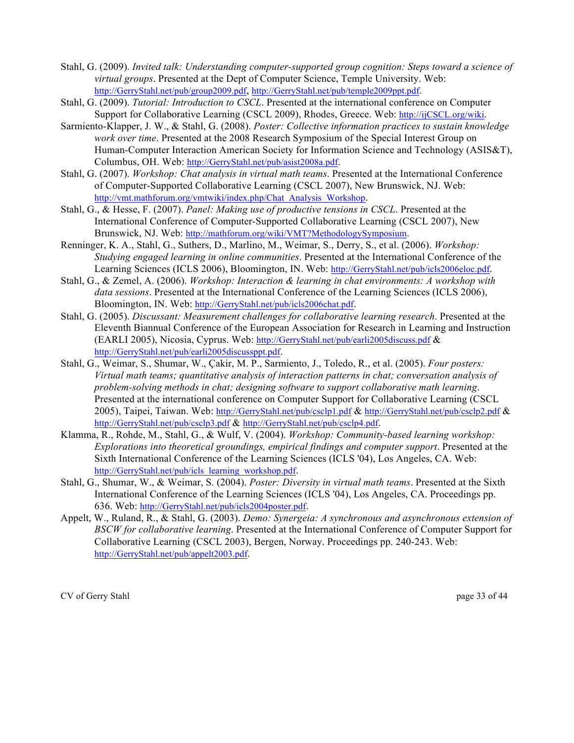Stahl, G. (2009). *Invited talk: Understanding computer-supported group cognition: Steps toward a science of virtual groups*. Presented at the Dept of Computer Science, Temple University. Web: http://GerryStahl.net/pub/group2009.pdf, http://GerryStahl.net/pub/temple2009ppt.pdf.

Stahl, G. (2009). *Tutorial: Introduction to CSCL*. Presented at the international conference on Computer Support for Collaborative Learning (CSCL 2009), Rhodes, Greece. Web: http://ijCSCL.org/wiki.

Sarmiento-Klapper, J. W., & Stahl, G. (2008). *Poster: Collective information practices to sustain knowledge work over time*. Presented at the 2008 Research Symposium of the Special Interest Group on Human-Computer Interaction American Society for Information Science and Technology (ASIS&T), Columbus, OH. Web: http://GerryStahl.net/pub/asist2008a.pdf.

Stahl, G. (2007). *Workshop: Chat analysis in virtual math teams*. Presented at the International Conference of Computer-Supported Collaborative Learning (CSCL 2007), New Brunswick, NJ. Web: http://vmt.mathforum.org/vmtwiki/index.php/Chat_Analysis_Workshop.

Stahl, G., & Hesse, F. (2007). *Panel: Making use of productive tensions in CSCL*. Presented at the International Conference of Computer-Supported Collaborative Learning (CSCL 2007), New Brunswick, NJ. Web: http://mathforum.org/wiki/VMT?MethodologySymposium.

Renninger, K. A., Stahl, G., Suthers, D., Marlino, M., Weimar, S., Derry, S., et al. (2006). *Workshop: Studying engaged learning in online communities*. Presented at the International Conference of the Learning Sciences (ICLS 2006), Bloomington, IN. Web: http://GerryStahl.net/pub/icls2006eloc.pdf.

Stahl, G., & Zemel, A. (2006). *Workshop: Interaction & learning in chat environments: A workshop with data sessions*. Presented at the International Conference of the Learning Sciences (ICLS 2006), Bloomington, IN. Web: http://GerryStahl.net/pub/icls2006chat.pdf.

Stahl, G. (2005). *Discussant: Measurement challenges for collaborative learning research*. Presented at the Eleventh Biannual Conference of the European Association for Research in Learning and Instruction (EARLI 2005), Nicosia, Cyprus. Web: http://GerryStahl.net/pub/earli2005discuss.pdf & http://GerryStahl.net/pub/earli2005discussppt.pdf.

Stahl, G., Weimar, S., Shumar, W., Çakir, M. P., Sarmiento, J., Toledo, R., et al. (2005). *Four posters: Virtual math teams; quantitative analysis of interaction patterns in chat; conversation analysis of problem-solving methods in chat; designing software to support collaborative math learning*. Presented at the international conference on Computer Support for Collaborative Learning (CSCL 2005), Taipei, Taiwan. Web: http://GerryStahl.net/pub/csclp1.pdf & http://GerryStahl.net/pub/csclp2.pdf & http://GerryStahl.net/pub/csclp3.pdf & http://GerryStahl.net/pub/csclp4.pdf.

Klamma, R., Rohde, M., Stahl, G., & Wulf, V. (2004). *Workshop: Community-based learning workshop: Explorations into theoretical groundings, empirical findings and computer support*. Presented at the Sixth International Conference of the Learning Sciences (ICLS '04), Los Angeles, CA. Web: http://GerryStahl.net/pub/icls_learning_workshop.pdf.

Stahl, G., Shumar, W., & Weimar, S. (2004). *Poster: Diversity in virtual math teams*. Presented at the Sixth International Conference of the Learning Sciences (ICLS '04), Los Angeles, CA. Proceedings pp. 636. Web: http://GerryStahl.net/pub/icls2004poster.pdf.

Appelt, W., Ruland, R., & Stahl, G. (2003). *Demo: Synergeia: A synchronous and asynchronous extension of BSCW for collaborative learning*. Presented at the International Conference of Computer Support for Collaborative Learning (CSCL 2003), Bergen, Norway. Proceedings pp. 240-243. Web: http://GerryStahl.net/pub/appelt2003.pdf.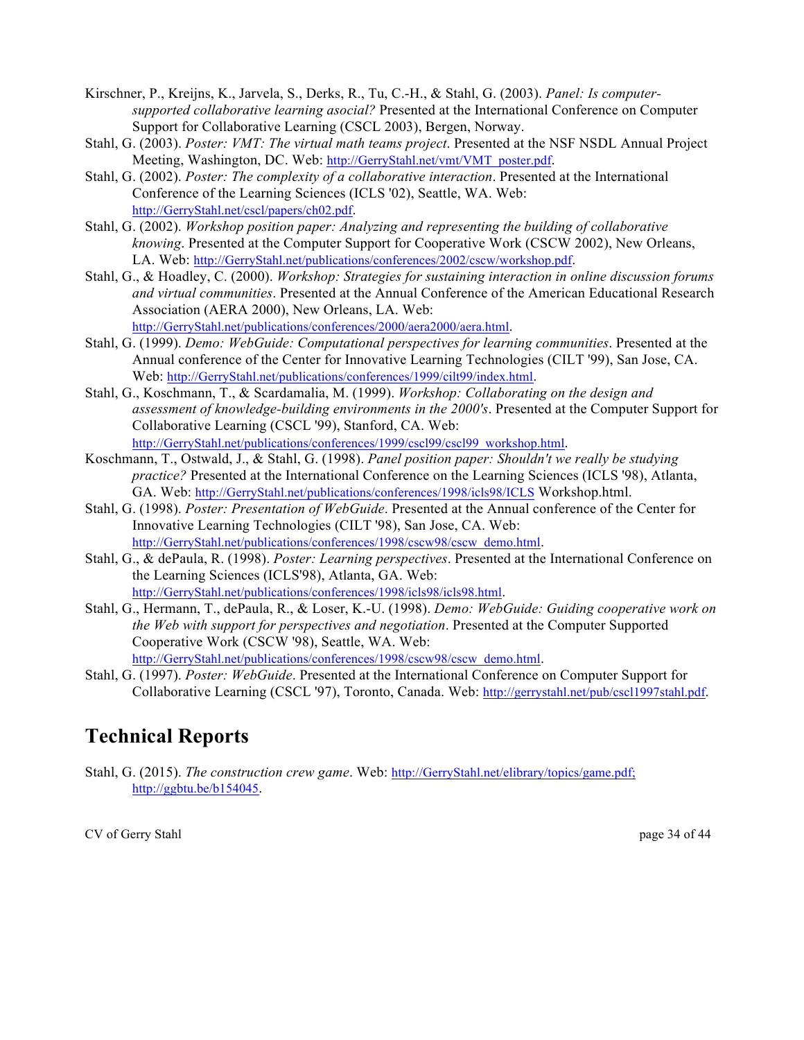Kirschner, P., Kreijns, K., Jarvela, S., Derks, R., Tu, C.-H., & Stahl, G. (2003). *Panel: Is computer-supported collaborative learning asocial?* Presented at the International Conference on Computer Support for Collaborative Learning (CSCL 2003), Bergen, Norway.

Stahl, G. (2003). *Poster: VMT: The virtual math teams project*. Presented at the NSF NSDL Annual Project Meeting, Washington, DC. Web: http://GerryStahl.net/vmt/VMT_poster.pdf.

Stahl, G. (2002). *Poster: The complexity of a collaborative interaction*. Presented at the International Conference of the Learning Sciences (ICLS '02), Seattle, WA. Web: http://GerryStahl.net/cscl/papers/ch02.pdf.

Stahl, G. (2002). *Workshop position paper: Analyzing and representing the building of collaborative knowing*. Presented at the Computer Support for Cooperative Work (CSCW 2002), New Orleans, LA. Web: http://GerryStahl.net/publications/conferences/2002/cscw/workshop.pdf.

Stahl, G., & Hoadley, C. (2000). *Workshop: Strategies for sustaining interaction in online discussion forums and virtual communities*. Presented at the Annual Conference of the American Educational Research Association (AERA 2000), New Orleans, LA. Web: http://GerryStahl.net/publications/conferences/2000/aera2000/aera.html.

Stahl, G. (1999). *Demo: WebGuide: Computational perspectives for learning communities*. Presented at the Annual conference of the Center for Innovative Learning Technologies (CILT '99), San Jose, CA. Web: http://GerryStahl.net/publications/conferences/1999/cilt99/index.html.

Stahl, G., Koschmann, T., & Scardamalia, M. (1999). *Workshop: Collaborating on the design and assessment of knowledge-building environments in the 2000's*. Presented at the Computer Support for Collaborative Learning (CSCL '99), Stanford, CA. Web: http://GerryStahl.net/publications/conferences/1999/cscl99/cscl99_workshop.html.

Koschmann, T., Ostwald, J., & Stahl, G. (1998). *Panel position paper: Shouldn't we really be studying practice?* Presented at the International Conference on the Learning Sciences (ICLS '98), Atlanta, GA. Web: http://GerryStahl.net/publications/conferences/1998/icls98/ICLS Workshop.html.

Stahl, G. (1998). *Poster: Presentation of WebGuide*. Presented at the Annual conference of the Center for Innovative Learning Technologies (CILT '98), San Jose, CA. Web: http://GerryStahl.net/publications/conferences/1998/cscw98/cscw_demo.html.

Stahl, G., & dePaula, R. (1998). *Poster: Learning perspectives*. Presented at the International Conference on the Learning Sciences (ICLS'98), Atlanta, GA. Web: http://GerryStahl.net/publications/conferences/1998/icls98/icls98.html.

Stahl, G., Hermann, T., dePaula, R., & Loser, K.-U. (1998). *Demo: WebGuide: Guiding cooperative work on the Web with support for perspectives and negotiation*. Presented at the Computer Supported Cooperative Work (CSCW '98), Seattle, WA. Web: http://GerryStahl.net/publications/conferences/1998/cscw98/cscw_demo.html.

Stahl, G. (1997). *Poster: WebGuide*. Presented at the International Conference on Computer Support for Collaborative Learning (CSCL '97), Toronto, Canada. Web: http://gerrystahl.net/pub/cscl1997stahl.pdf.

## Technical Reports

Stahl, G. (2015). *The construction crew game*. Web: http://GerryStahl.net/elibrary/topics/game.pdf; http://ggbtu.be/b154045.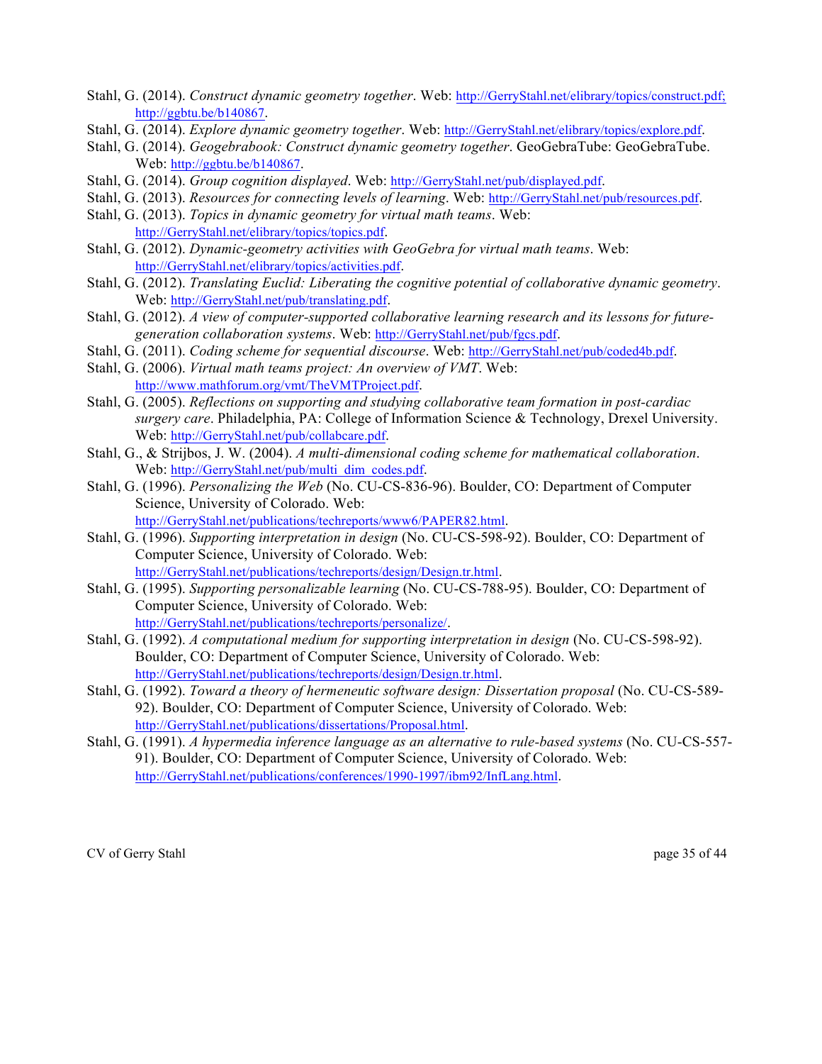Stahl, G. (2014). *Construct dynamic geometry together*. Web: http://GerryStahl.net/elibrary/topics/construct.pdf; http://ggbtu.be/b140867.

Stahl, G. (2014). *Explore dynamic geometry together*. Web: http://GerryStahl.net/elibrary/topics/explore.pdf.

Stahl, G. (2014). *Geogebrabook: Construct dynamic geometry together*. GeoGebraTube: GeoGebraTube. Web: http://ggbtu.be/b140867.

Stahl, G. (2014). *Group cognition displayed*. Web: http://GerryStahl.net/pub/displayed.pdf.

Stahl, G. (2013). *Resources for connecting levels of learning*. Web: http://GerryStahl.net/pub/resources.pdf.

Stahl, G. (2013). *Topics in dynamic geometry for virtual math teams*. Web: http://GerryStahl.net/elibrary/topics/topics.pdf.

Stahl, G. (2012). *Dynamic-geometry activities with GeoGebra for virtual math teams*. Web: http://GerryStahl.net/elibrary/topics/activities.pdf.

Stahl, G. (2012). *Translating Euclid: Liberating the cognitive potential of collaborative dynamic geometry*. Web: http://GerryStahl.net/pub/translating.pdf.

Stahl, G. (2012). *A view of computer-supported collaborative learning research and its lessons for future-generation collaboration systems*. Web: http://GerryStahl.net/pub/fgcs.pdf.

Stahl, G. (2011). *Coding scheme for sequential discourse*. Web: http://GerryStahl.net/pub/coded4b.pdf.

Stahl, G. (2006). *Virtual math teams project: An overview of VMT*. Web: http://www.mathforum.org/vmt/TheVMTProject.pdf.

Stahl, G. (2005). *Reflections on supporting and studying collaborative team formation in post-cardiac surgery care*. Philadelphia, PA: College of Information Science & Technology, Drexel University. Web: http://GerryStahl.net/pub/collabcare.pdf.

Stahl, G., & Strijbos, J. W. (2004). *A multi-dimensional coding scheme for mathematical collaboration*. Web: http://GerryStahl.net/pub/multi_dim_codes.pdf.

Stahl, G. (1996). *Personalizing the Web* (No. CU-CS-836-96). Boulder, CO: Department of Computer Science, University of Colorado. Web: http://GerryStahl.net/publications/techreports/www6/PAPER82.html.

Stahl, G. (1996). *Supporting interpretation in design* (No. CU-CS-598-92). Boulder, CO: Department of Computer Science, University of Colorado. Web: http://GerryStahl.net/publications/techreports/design/Design.tr.html.

Stahl, G. (1995). *Supporting personalizable learning* (No. CU-CS-788-95). Boulder, CO: Department of Computer Science, University of Colorado. Web: http://GerryStahl.net/publications/techreports/personalize/.

Stahl, G. (1992). *A computational medium for supporting interpretation in design* (No. CU-CS-598-92). Boulder, CO: Department of Computer Science, University of Colorado. Web: http://GerryStahl.net/publications/techreports/design/Design.tr.html.

Stahl, G. (1992). *Toward a theory of hermeneutic software design: Dissertation proposal* (No. CU-CS-589-92). Boulder, CO: Department of Computer Science, University of Colorado. Web: http://GerryStahl.net/publications/dissertations/Proposal.html.

Stahl, G. (1991). *A hypermedia inference language as an alternative to rule-based systems* (No. CU-CS-557-91). Boulder, CO: Department of Computer Science, University of Colorado. Web: http://GerryStahl.net/publications/conferences/1990-1997/ibm92/InfLang.html.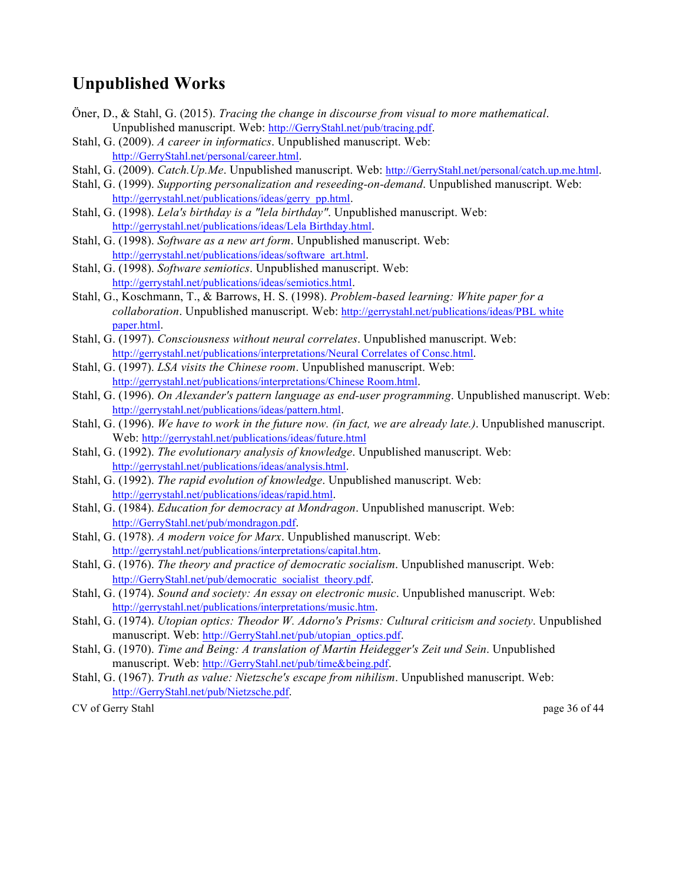# Unpublished Works

Öner, D., & Stahl, G. (2015). *Tracing the change in discourse from visual to more mathematical*. Unpublished manuscript. Web: http://GerryStahl.net/pub/tracing.pdf.

Stahl, G. (2009). *A career in informatics*. Unpublished manuscript. Web: http://GerryStahl.net/personal/career.html.

Stahl, G. (2009). *Catch.Up.Me*. Unpublished manuscript. Web: http://GerryStahl.net/personal/catch.up.me.html.

Stahl, G. (1999). *Supporting personalization and reseeding-on-demand*. Unpublished manuscript. Web: http://gerrystahl.net/publications/ideas/gerry_pp.html.

Stahl, G. (1998). *Lela's birthday is a "lela birthday"*. Unpublished manuscript. Web: http://gerrystahl.net/publications/ideas/Lela Birthday.html.

Stahl, G. (1998). *Software as a new art form*. Unpublished manuscript. Web: http://gerrystahl.net/publications/ideas/software_art.html.

Stahl, G. (1998). *Software semiotics*. Unpublished manuscript. Web: http://gerrystahl.net/publications/ideas/semiotics.html.

Stahl, G., Koschmann, T., & Barrows, H. S. (1998). *Problem-based learning: White paper for a collaboration*. Unpublished manuscript. Web: http://gerrystahl.net/publications/ideas/PBL white paper.html.

Stahl, G. (1997). *Consciousness without neural correlates*. Unpublished manuscript. Web: http://gerrystahl.net/publications/interpretations/Neural Correlates of Consc.html.

Stahl, G. (1997). *LSA visits the Chinese room*. Unpublished manuscript. Web: http://gerrystahl.net/publications/interpretations/Chinese Room.html.

Stahl, G. (1996). *On Alexander's pattern language as end-user programming*. Unpublished manuscript. Web: http://gerrystahl.net/publications/ideas/pattern.html.

Stahl, G. (1996). *We have to work in the future now. (in fact, we are already late.)*. Unpublished manuscript. Web: http://gerrystahl.net/publications/ideas/future.html

Stahl, G. (1992). *The evolutionary analysis of knowledge*. Unpublished manuscript. Web: http://gerrystahl.net/publications/ideas/analysis.html.

Stahl, G. (1992). *The rapid evolution of knowledge*. Unpublished manuscript. Web: http://gerrystahl.net/publications/ideas/rapid.html.

Stahl, G. (1984). *Education for democracy at Mondragon*. Unpublished manuscript. Web: http://GerryStahl.net/pub/mondragon.pdf.

Stahl, G. (1978). *A modern voice for Marx*. Unpublished manuscript. Web: http://gerrystahl.net/publications/interpretations/capital.htm.

Stahl, G. (1976). *The theory and practice of democratic socialism*. Unpublished manuscript. Web: http://GerryStahl.net/pub/democratic_socialist_theory.pdf.

Stahl, G. (1974). *Sound and society: An essay on electronic music*. Unpublished manuscript. Web: http://gerrystahl.net/publications/interpretations/music.htm.

Stahl, G. (1974). *Utopian optics: Theodor W. Adorno's Prisms: Cultural criticism and society*. Unpublished manuscript. Web: http://GerryStahl.net/pub/utopian_optics.pdf.

Stahl, G. (1970). *Time and Being: A translation of Martin Heidegger's Zeit und Sein*. Unpublished manuscript. Web: http://GerryStahl.net/pub/time&being.pdf.

Stahl, G. (1967). *Truth as value: Nietzsche's escape from nihilism*. Unpublished manuscript. Web: http://GerryStahl.net/pub/Nietzsche.pdf.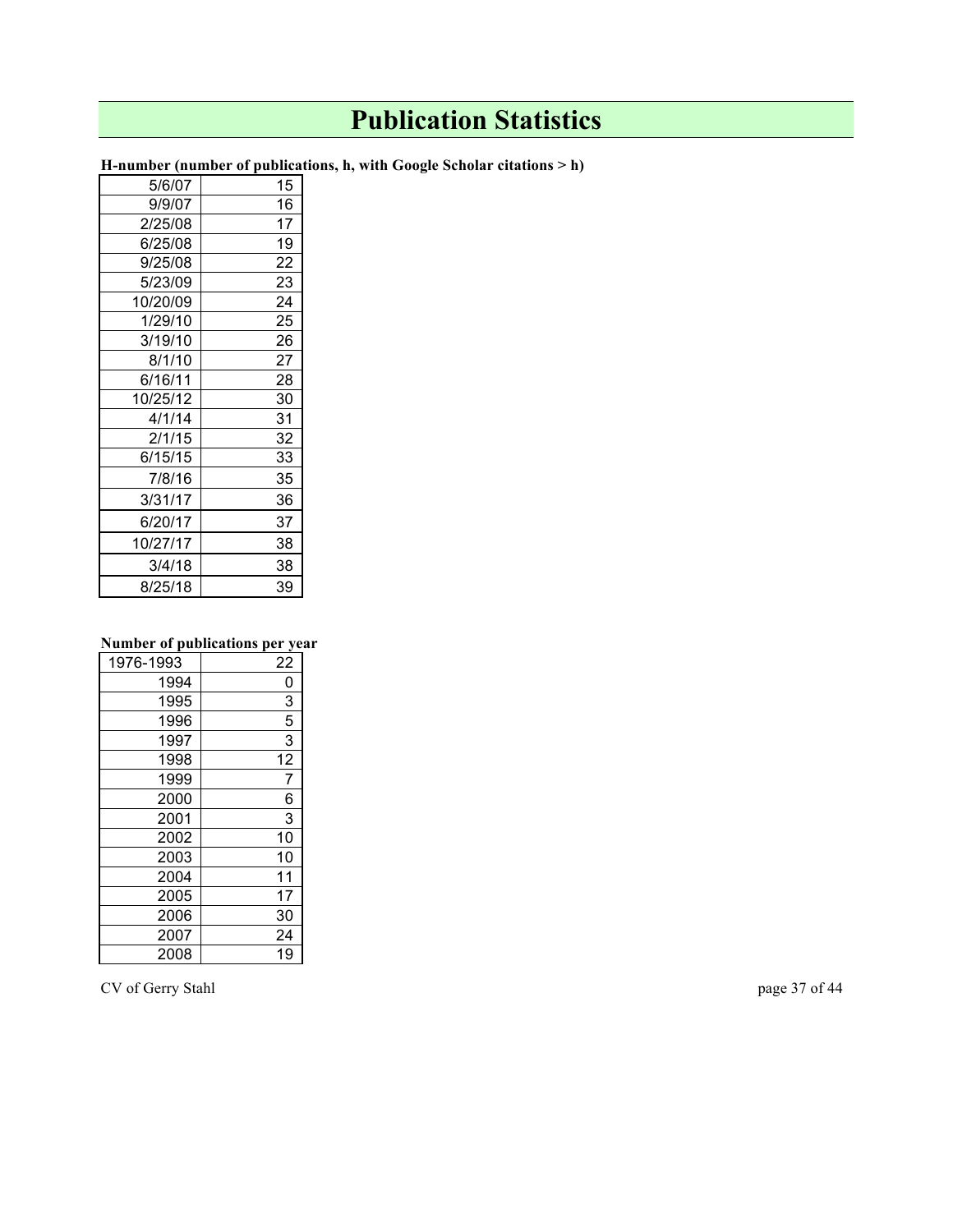# Publication Statistics

**H-number (number of publications, h, with Google Scholar citations > h)**

| Date | h |
|---|---|
| 5/6/07 | 15 |
| 9/9/07 | 16 |
| 2/25/08 | 17 |
| 6/25/08 | 19 |
| 9/25/08 | 22 |
| 5/23/09 | 23 |
| 10/20/09 | 24 |
| 1/29/10 | 25 |
| 3/19/10 | 26 |
| 8/1/10 | 27 |
| 6/16/11 | 28 |
| 10/25/12 | 30 |
| 4/1/14 | 31 |
| 2/1/15 | 32 |
| 6/15/15 | 33 |
| 7/8/16 | 35 |
| 3/31/17 | 36 |
| 6/20/17 | 37 |
| 10/27/17 | 38 |
| 3/4/18 | 38 |
| 8/25/18 | 39 |

**Number of publications per year**

| Year | Number |
|---|---|
| 1976-1993 | 22 |
| 1994 | 0 |
| 1995 | 3 |
| 1996 | 5 |
| 1997 | 3 |
| 1998 | 12 |
| 1999 | 7 |
| 2000 | 6 |
| 2001 | 3 |
| 2002 | 10 |
| 2003 | 10 |
| 2004 | 11 |
| 2005 | 17 |
| 2006 | 30 |
| 2007 | 24 |
| 2008 | 19 |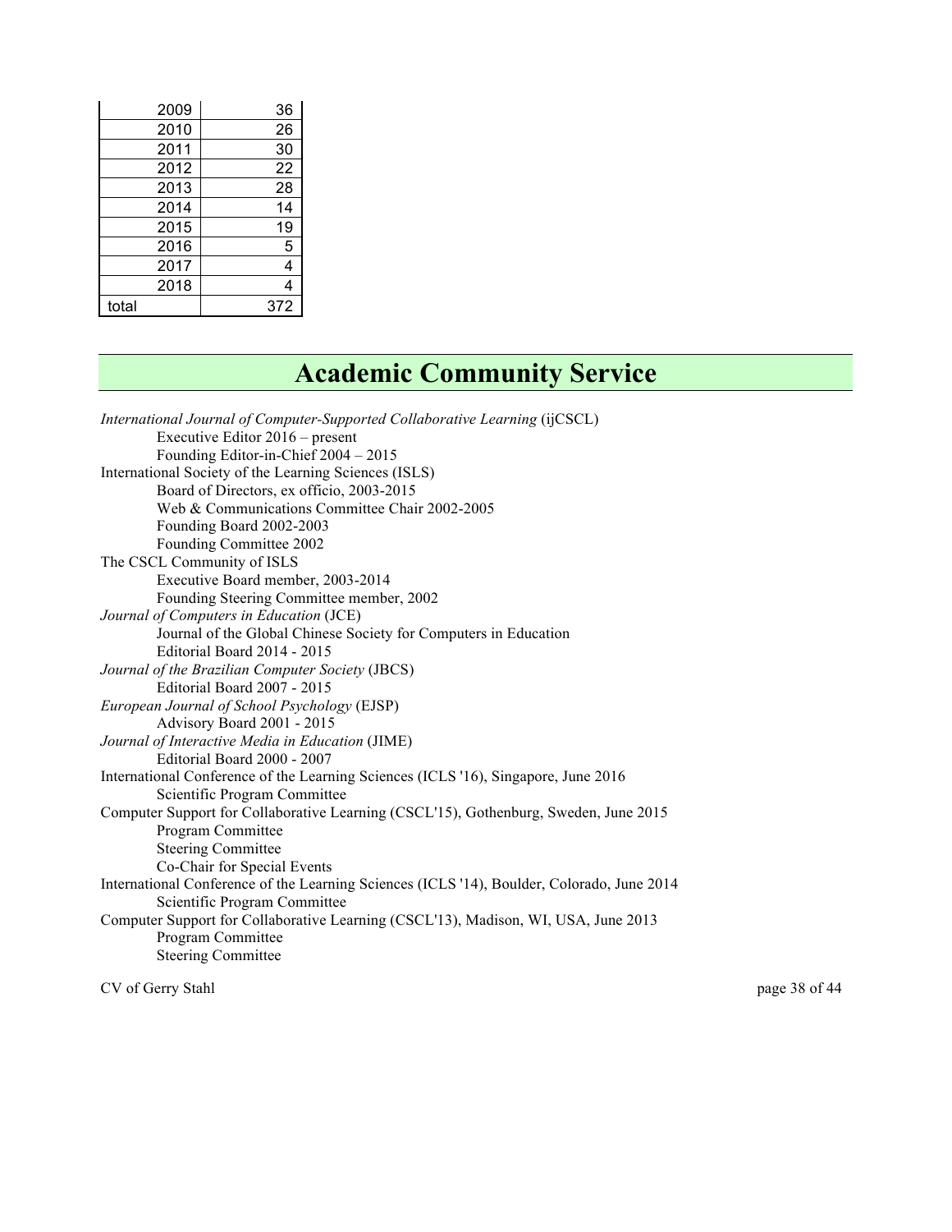| | |
|---|---|
| 2009 | 36 |
| 2010 | 26 |
| 2011 | 30 |
| 2012 | 22 |
| 2013 | 28 |
| 2014 | 14 |
| 2015 | 19 |
| 2016 | 5 |
| 2017 | 4 |
| 2018 | 4 |
| total | 372 |

# Academic Community Service

*International Journal of Computer-Supported Collaborative Learning* (ijCSCL)
  Executive Editor 2016 – present
  Founding Editor-in-Chief 2004 – 2015

International Society of the Learning Sciences (ISLS)
  Board of Directors, ex officio, 2003-2015
  Web & Communications Committee Chair 2002-2005
  Founding Board 2002-2003
  Founding Committee 2002

The CSCL Community of ISLS
  Executive Board member, 2003-2014
  Founding Steering Committee member, 2002

*Journal of Computers in Education* (JCE)
  Journal of the Global Chinese Society for Computers in Education
  Editorial Board 2014 - 2015

*Journal of the Brazilian Computer Society* (JBCS)
  Editorial Board 2007 - 2015

*European Journal of School Psychology* (EJSP)
  Advisory Board 2001 - 2015

*Journal of Interactive Media in Education* (JIME)
  Editorial Board 2000 - 2007

International Conference of the Learning Sciences (ICLS '16), Singapore, June 2016
  Scientific Program Committee

Computer Support for Collaborative Learning (CSCL'15), Gothenburg, Sweden, June 2015
  Program Committee
  Steering Committee
  Co-Chair for Special Events

International Conference of the Learning Sciences (ICLS '14), Boulder, Colorado, June 2014
  Scientific Program Committee

Computer Support for Collaborative Learning (CSCL'13), Madison, WI, USA, June 2013
  Program Committee
  Steering Committee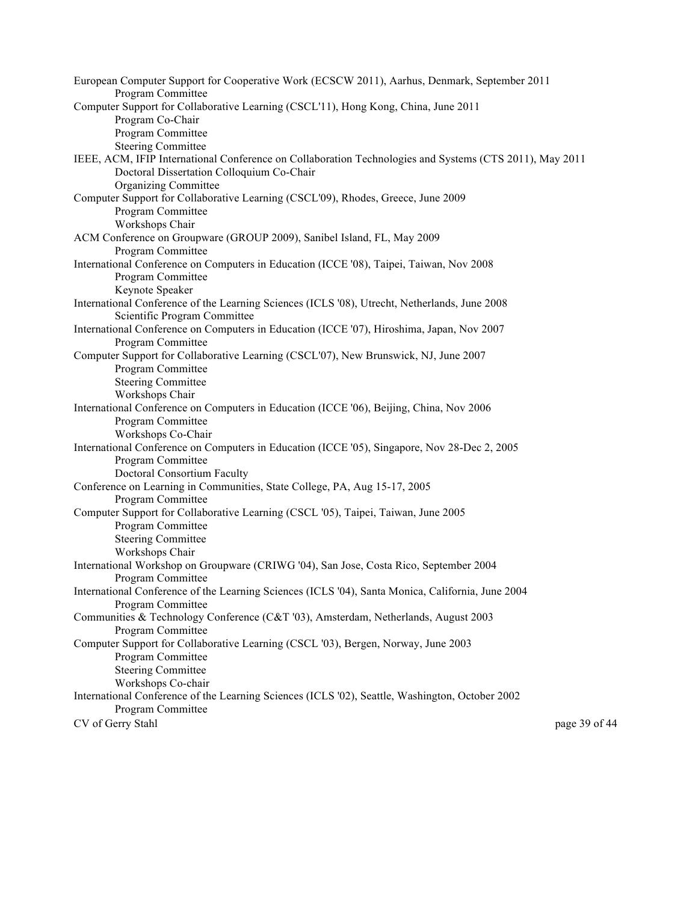European Computer Support for Cooperative Work (ECSCW 2011), Aarhus, Denmark, September 2011
- Program Committee

Computer Support for Collaborative Learning (CSCL'11), Hong Kong, China, June 2011
- Program Co-Chair
- Program Committee
- Steering Committee

IEEE, ACM, IFIP International Conference on Collaboration Technologies and Systems (CTS 2011), May 2011
- Doctoral Dissertation Colloquium Co-Chair
- Organizing Committee

Computer Support for Collaborative Learning (CSCL'09), Rhodes, Greece, June 2009
- Program Committee
- Workshops Chair

ACM Conference on Groupware (GROUP 2009), Sanibel Island, FL, May 2009
- Program Committee

International Conference on Computers in Education (ICCE '08), Taipei, Taiwan, Nov 2008
- Program Committee
- Keynote Speaker

International Conference of the Learning Sciences (ICLS '08), Utrecht, Netherlands, June 2008
- Scientific Program Committee

International Conference on Computers in Education (ICCE '07), Hiroshima, Japan, Nov 2007
- Program Committee

Computer Support for Collaborative Learning (CSCL'07), New Brunswick, NJ, June 2007
- Program Committee
- Steering Committee
- Workshops Chair

International Conference on Computers in Education (ICCE '06), Beijing, China, Nov 2006
- Program Committee
- Workshops Co-Chair

International Conference on Computers in Education (ICCE '05), Singapore, Nov 28-Dec 2, 2005
- Program Committee
- Doctoral Consortium Faculty

Conference on Learning in Communities, State College, PA, Aug 15-17, 2005
- Program Committee

Computer Support for Collaborative Learning (CSCL '05), Taipei, Taiwan, June 2005
- Program Committee
- Steering Committee
- Workshops Chair

International Workshop on Groupware (CRIWG '04), San Jose, Costa Rico, September 2004
- Program Committee

International Conference of the Learning Sciences (ICLS '04), Santa Monica, California, June 2004
- Program Committee

Communities & Technology Conference (C&T '03), Amsterdam, Netherlands, August 2003
- Program Committee

Computer Support for Collaborative Learning (CSCL '03), Bergen, Norway, June 2003
- Program Committee
- Steering Committee
- Workshops Co-chair

International Conference of the Learning Sciences (ICLS '02), Seattle, Washington, October 2002
- Program Committee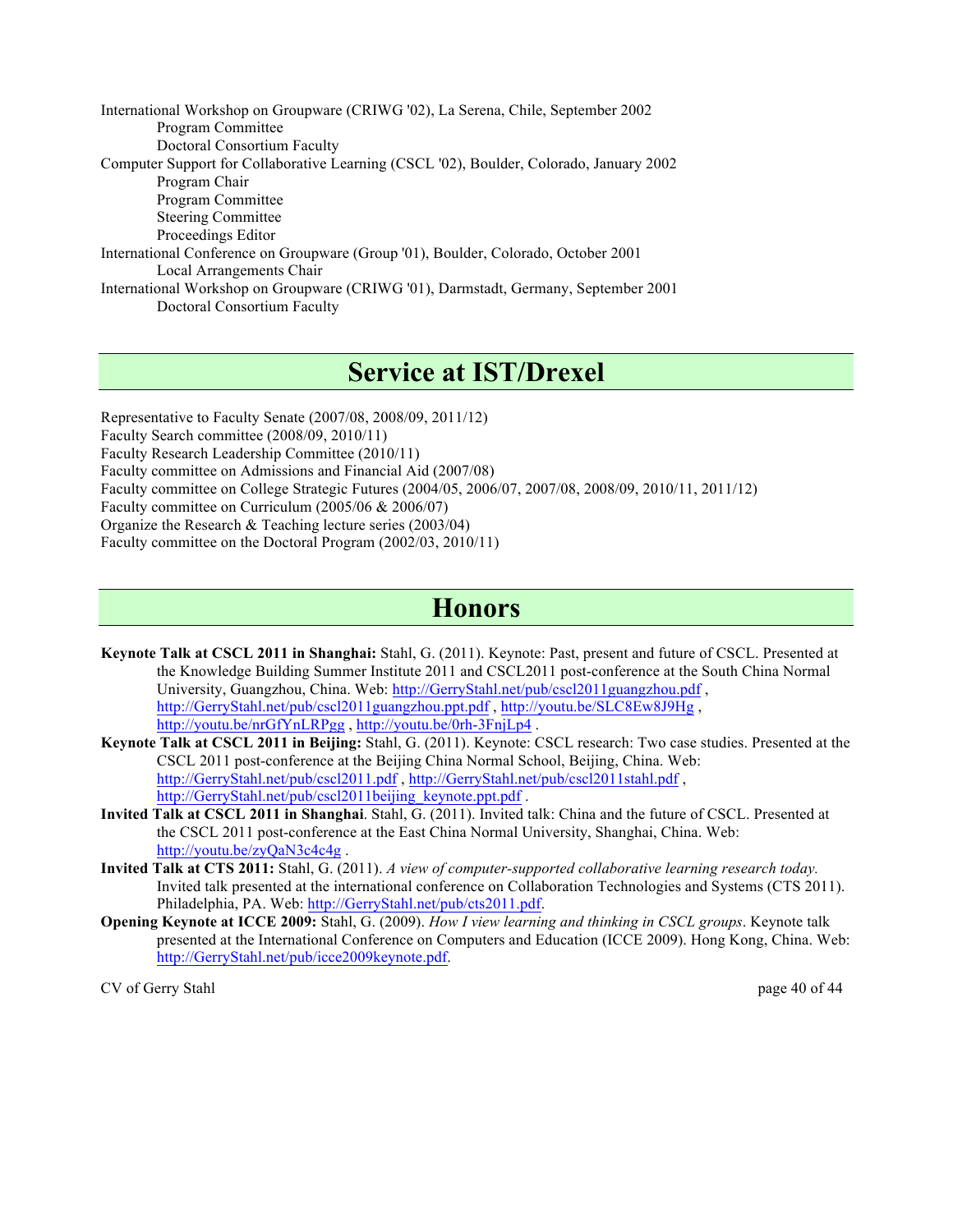International Workshop on Groupware (CRIWG '02), La Serena, Chile, September 2002
  Program Committee
  Doctoral Consortium Faculty
Computer Support for Collaborative Learning (CSCL '02), Boulder, Colorado, January 2002
  Program Chair
  Program Committee
  Steering Committee
  Proceedings Editor
International Conference on Groupware (Group '01), Boulder, Colorado, October 2001
  Local Arrangements Chair
International Workshop on Groupware (CRIWG '01), Darmstadt, Germany, September 2001
  Doctoral Consortium Faculty

# Service at IST/Drexel

Representative to Faculty Senate (2007/08, 2008/09, 2011/12)
Faculty Search committee (2008/09, 2010/11)
Faculty Research Leadership Committee (2010/11)
Faculty committee on Admissions and Financial Aid (2007/08)
Faculty committee on College Strategic Futures (2004/05, 2006/07, 2007/08, 2008/09, 2010/11, 2011/12)
Faculty committee on Curriculum (2005/06 & 2006/07)
Organize the Research & Teaching lecture series (2003/04)
Faculty committee on the Doctoral Program (2002/03, 2010/11)

# Honors

**Keynote Talk at CSCL 2011 in Shanghai:** Stahl, G. (2011). Keynote: Past, present and future of CSCL. Presented at the Knowledge Building Summer Institute 2011 and CSCL2011 post-conference at the South China Normal University, Guangzhou, China. Web: http://GerryStahl.net/pub/cscl2011guangzhou.pdf , http://GerryStahl.net/pub/cscl2011guangzhou.ppt.pdf , http://youtu.be/SLC8Ew8J9Hg , http://youtu.be/nrGfYnLRPgg , http://youtu.be/0rh-3FnjLp4 .

**Keynote Talk at CSCL 2011 in Beijing:** Stahl, G. (2011). Keynote: CSCL research: Two case studies. Presented at the CSCL 2011 post-conference at the Beijing China Normal School, Beijing, China. Web: http://GerryStahl.net/pub/cscl2011.pdf , http://GerryStahl.net/pub/cscl2011stahl.pdf , http://GerryStahl.net/pub/cscl2011beijing_keynote.ppt.pdf .

**Invited Talk at CSCL 2011 in Shanghai**. Stahl, G. (2011). Invited talk: China and the future of CSCL. Presented at the CSCL 2011 post-conference at the East China Normal University, Shanghai, China. Web: http://youtu.be/zyQaN3c4c4g .

**Invited Talk at CTS 2011:** Stahl, G. (2011). *A view of computer-supported collaborative learning research today.* Invited talk presented at the international conference on Collaboration Technologies and Systems (CTS 2011). Philadelphia, PA. Web: http://GerryStahl.net/pub/cts2011.pdf.

**Opening Keynote at ICCE 2009:** Stahl, G. (2009). *How I view learning and thinking in CSCL groups*. Keynote talk presented at the International Conference on Computers and Education (ICCE 2009). Hong Kong, China. Web: http://GerryStahl.net/pub/icce2009keynote.pdf.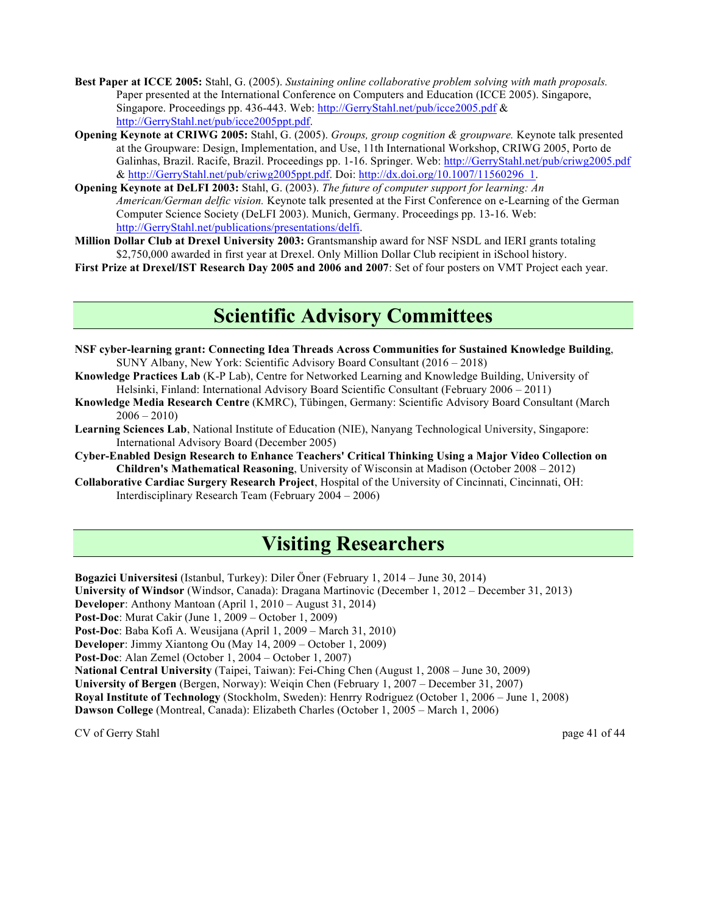**Best Paper at ICCE 2005:** Stahl, G. (2005). *Sustaining online collaborative problem solving with math proposals.* Paper presented at the International Conference on Computers and Education (ICCE 2005). Singapore, Singapore. Proceedings pp. 436-443. Web: http://GerryStahl.net/pub/icce2005.pdf & http://GerryStahl.net/pub/icce2005ppt.pdf.

**Opening Keynote at CRIWG 2005:** Stahl, G. (2005). *Groups, group cognition & groupware.* Keynote talk presented at the Groupware: Design, Implementation, and Use, 11th International Workshop, CRIWG 2005, Porto de Galinhas, Brazil. Racife, Brazil. Proceedings pp. 1-16. Springer. Web: http://GerryStahl.net/pub/criwg2005.pdf & http://GerryStahl.net/pub/criwg2005ppt.pdf. Doi: http://dx.doi.org/10.1007/11560296_1.

**Opening Keynote at DeLFI 2003:** Stahl, G. (2003). *The future of computer support for learning: An American/German delfic vision.* Keynote talk presented at the First Conference on e-Learning of the German Computer Science Society (DeLFI 2003). Munich, Germany. Proceedings pp. 13-16. Web: http://GerryStahl.net/publications/presentations/delfi.

**Million Dollar Club at Drexel University 2003:** Grantsmanship award for NSF NSDL and IERI grants totaling $2,750,000 awarded in first year at Drexel. Only Million Dollar Club recipient in iSchool history.

**First Prize at Drexel/IST Research Day 2005 and 2006 and 2007**: Set of four posters on VMT Project each year.

# Scientific Advisory Committees

**NSF cyber-learning grant: Connecting Idea Threads Across Communities for Sustained Knowledge Building**, SUNY Albany, New York: Scientific Advisory Board Consultant (2016 – 2018)

**Knowledge Practices Lab** (K-P Lab), Centre for Networked Learning and Knowledge Building, University of Helsinki, Finland: International Advisory Board Scientific Consultant (February 2006 – 2011)

**Knowledge Media Research Centre** (KMRC), Tübingen, Germany: Scientific Advisory Board Consultant (March 2006 – 2010)

**Learning Sciences Lab**, National Institute of Education (NIE), Nanyang Technological University, Singapore: International Advisory Board (December 2005)

**Cyber-Enabled Design Research to Enhance Teachers' Critical Thinking Using a Major Video Collection on Children's Mathematical Reasoning**, University of Wisconsin at Madison (October 2008 – 2012)

**Collaborative Cardiac Surgery Research Project**, Hospital of the University of Cincinnati, Cincinnati, OH: Interdisciplinary Research Team (February 2004 – 2006)

# Visiting Researchers

**Bogazici Universitesi** (Istanbul, Turkey): Diler Öner (February 1, 2014 – June 30, 2014)
**University of Windsor** (Windsor, Canada): Dragana Martinovic (December 1, 2012 – December 31, 2013)
**Developer**: Anthony Mantoan (April 1, 2010 – August 31, 2014)
**Post-Doc**: Murat Cakir (June 1, 2009 – October 1, 2009)
**Post-Doc**: Baba Kofi A. Weusijana (April 1, 2009 – March 31, 2010)
**Developer**: Jimmy Xiantong Ou (May 14, 2009 – October 1, 2009)
**Post-Doc**: Alan Zemel (October 1, 2004 – October 1, 2007)
**National Central University** (Taipei, Taiwan): Fei-Ching Chen (August 1, 2008 – June 30, 2009)
**University of Bergen** (Bergen, Norway): Weiqin Chen (February 1, 2007 – December 31, 2007)
**Royal Institute of Technology** (Stockholm, Sweden): Henrry Rodriguez (October 1, 2006 – June 1, 2008)
**Dawson College** (Montreal, Canada): Elizabeth Charles (October 1, 2005 – March 1, 2006)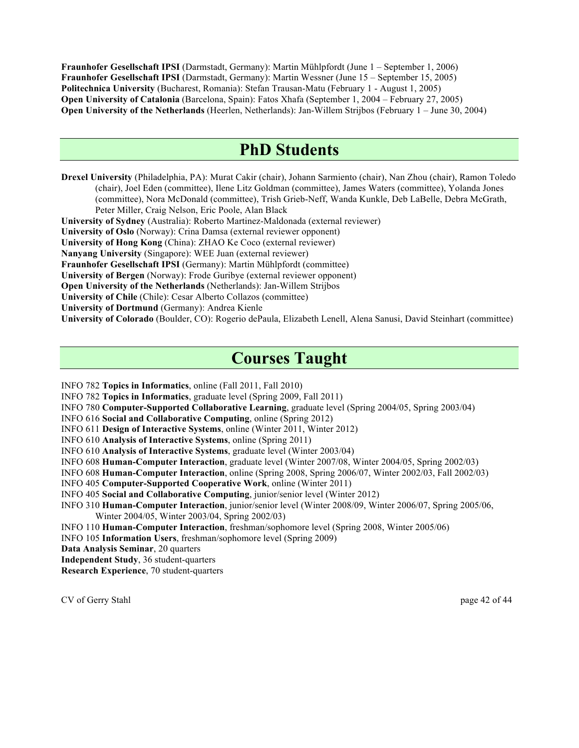**Fraunhofer Gesellschaft IPSI** (Darmstadt, Germany): Martin Mühlpfordt (June 1 – September 1, 2006)
**Fraunhofer Gesellschaft IPSI** (Darmstadt, Germany): Martin Wessner (June 15 – September 15, 2005)
**Politechnica University** (Bucharest, Romania): Stefan Trausan-Matu (February 1 - August 1, 2005)
**Open University of Catalonia** (Barcelona, Spain): Fatos Xhafa (September 1, 2004 – February 27, 2005)
**Open University of the Netherlands** (Heerlen, Netherlands): Jan-Willem Strijbos (February 1 – June 30, 2004)

# PhD Students

**Drexel University** (Philadelphia, PA): Murat Cakir (chair), Johann Sarmiento (chair), Nan Zhou (chair), Ramon Toledo (chair), Joel Eden (committee), Ilene Litz Goldman (committee), James Waters (committee), Yolanda Jones (committee), Nora McDonald (committee), Trish Grieb-Neff, Wanda Kunkle, Deb LaBelle, Debra McGrath, Peter Miller, Craig Nelson, Eric Poole, Alan Black
**University of Sydney** (Australia): Roberto Martinez-Maldonada (external reviewer)
**University of Oslo** (Norway): Crina Damsa (external reviewer opponent)
**University of Hong Kong** (China): ZHAO Ke Coco (external reviewer)
**Nanyang University** (Singapore): WEE Juan (external reviewer)
**Fraunhofer Gesellschaft IPSI** (Germany): Martin Mühlpfordt (committee)
**University of Bergen** (Norway): Frode Guribye (external reviewer opponent)
**Open University of the Netherlands** (Netherlands): Jan-Willem Strijbos
**University of Chile** (Chile): Cesar Alberto Collazos (committee)
**University of Dortmund** (Germany): Andrea Kienle
**University of Colorado** (Boulder, CO): Rogerio dePaula, Elizabeth Lenell, Alena Sanusi, David Steinhart (committee)

# Courses Taught

INFO 782 **Topics in Informatics**, online (Fall 2011, Fall 2010)
INFO 782 **Topics in Informatics**, graduate level (Spring 2009, Fall 2011)
INFO 780 **Computer-Supported Collaborative Learning**, graduate level (Spring 2004/05, Spring 2003/04)
INFO 616 **Social and Collaborative Computing**, online (Spring 2012)
INFO 611 **Design of Interactive Systems**, online (Winter 2011, Winter 2012)
INFO 610 **Analysis of Interactive Systems**, online (Spring 2011)
INFO 610 **Analysis of Interactive Systems**, graduate level (Winter 2003/04)
INFO 608 **Human-Computer Interaction**, graduate level (Winter 2007/08, Winter 2004/05, Spring 2002/03)
INFO 608 **Human-Computer Interaction**, online (Spring 2008, Spring 2006/07, Winter 2002/03, Fall 2002/03)
INFO 405 **Computer-Supported Cooperative Work**, online (Winter 2011)
INFO 405 **Social and Collaborative Computing**, junior/senior level (Winter 2012)
INFO 310 **Human-Computer Interaction**, junior/senior level (Winter 2008/09, Winter 2006/07, Spring 2005/06, Winter 2004/05, Winter 2003/04, Spring 2002/03)
INFO 110 **Human-Computer Interaction**, freshman/sophomore level (Spring 2008, Winter 2005/06)
INFO 105 **Information Users**, freshman/sophomore level (Spring 2009)
**Data Analysis Seminar**, 20 quarters
**Independent Study**, 36 student-quarters
**Research Experience**, 70 student-quarters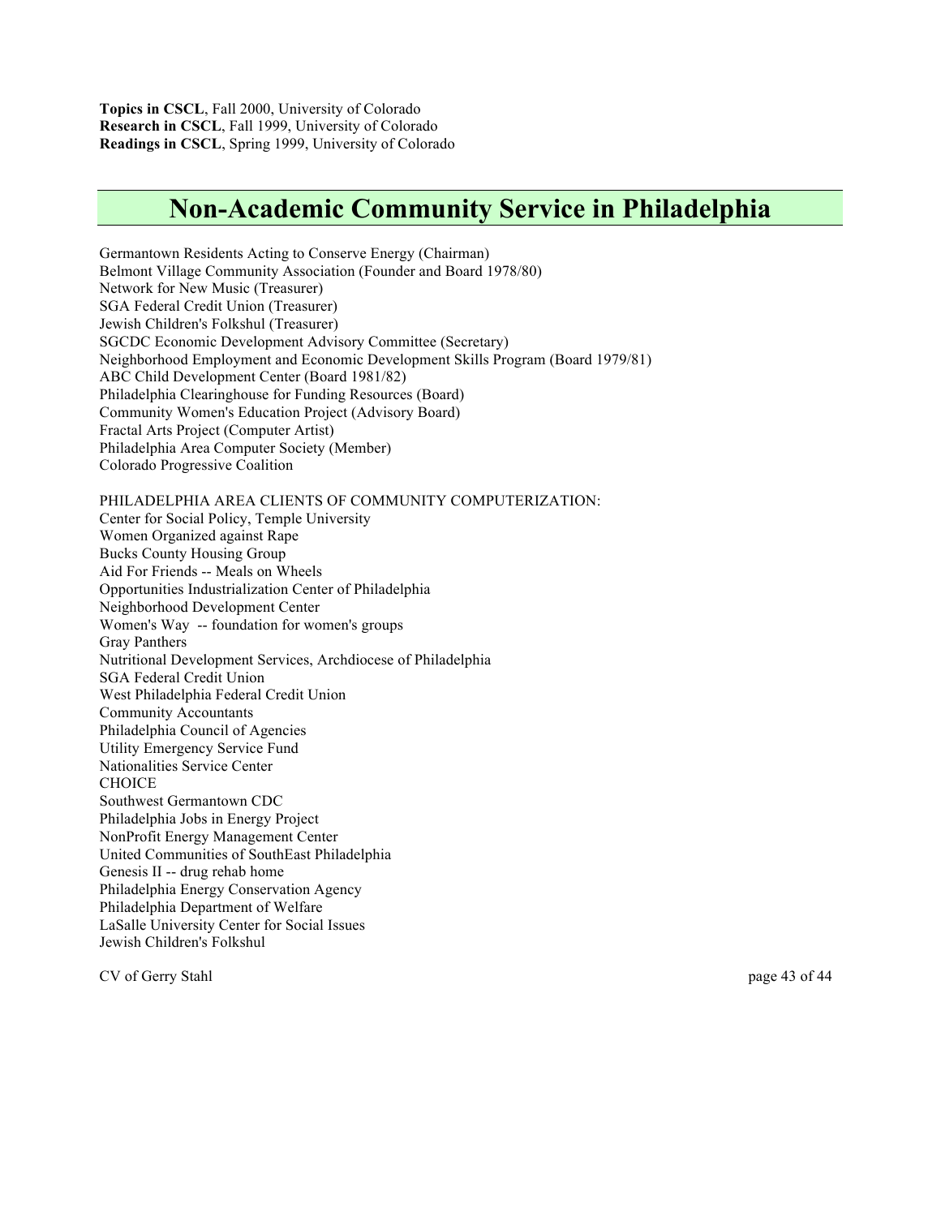**Topics in CSCL**, Fall 2000, University of Colorado
**Research in CSCL**, Fall 1999, University of Colorado
**Readings in CSCL**, Spring 1999, University of Colorado

# Non-Academic Community Service in Philadelphia

Germantown Residents Acting to Conserve Energy (Chairman)
Belmont Village Community Association (Founder and Board 1978/80)
Network for New Music (Treasurer)
SGA Federal Credit Union (Treasurer)
Jewish Children's Folkshul (Treasurer)
SGCDC Economic Development Advisory Committee (Secretary)
Neighborhood Employment and Economic Development Skills Program (Board 1979/81)
ABC Child Development Center (Board 1981/82)
Philadelphia Clearinghouse for Funding Resources (Board)
Community Women's Education Project (Advisory Board)
Fractal Arts Project (Computer Artist)
Philadelphia Area Computer Society (Member)
Colorado Progressive Coalition

PHILADELPHIA AREA CLIENTS OF COMMUNITY COMPUTERIZATION:
Center for Social Policy, Temple University
Women Organized against Rape
Bucks County Housing Group
Aid For Friends -- Meals on Wheels
Opportunities Industrialization Center of Philadelphia
Neighborhood Development Center
Women's Way -- foundation for women's groups
Gray Panthers
Nutritional Development Services, Archdiocese of Philadelphia
SGA Federal Credit Union
West Philadelphia Federal Credit Union
Community Accountants
Philadelphia Council of Agencies
Utility Emergency Service Fund
Nationalities Service Center
CHOICE
Southwest Germantown CDC
Philadelphia Jobs in Energy Project
NonProfit Energy Management Center
United Communities of SouthEast Philadelphia
Genesis II -- drug rehab home
Philadelphia Energy Conservation Agency
Philadelphia Department of Welfare
LaSalle University Center for Social Issues
Jewish Children's Folkshul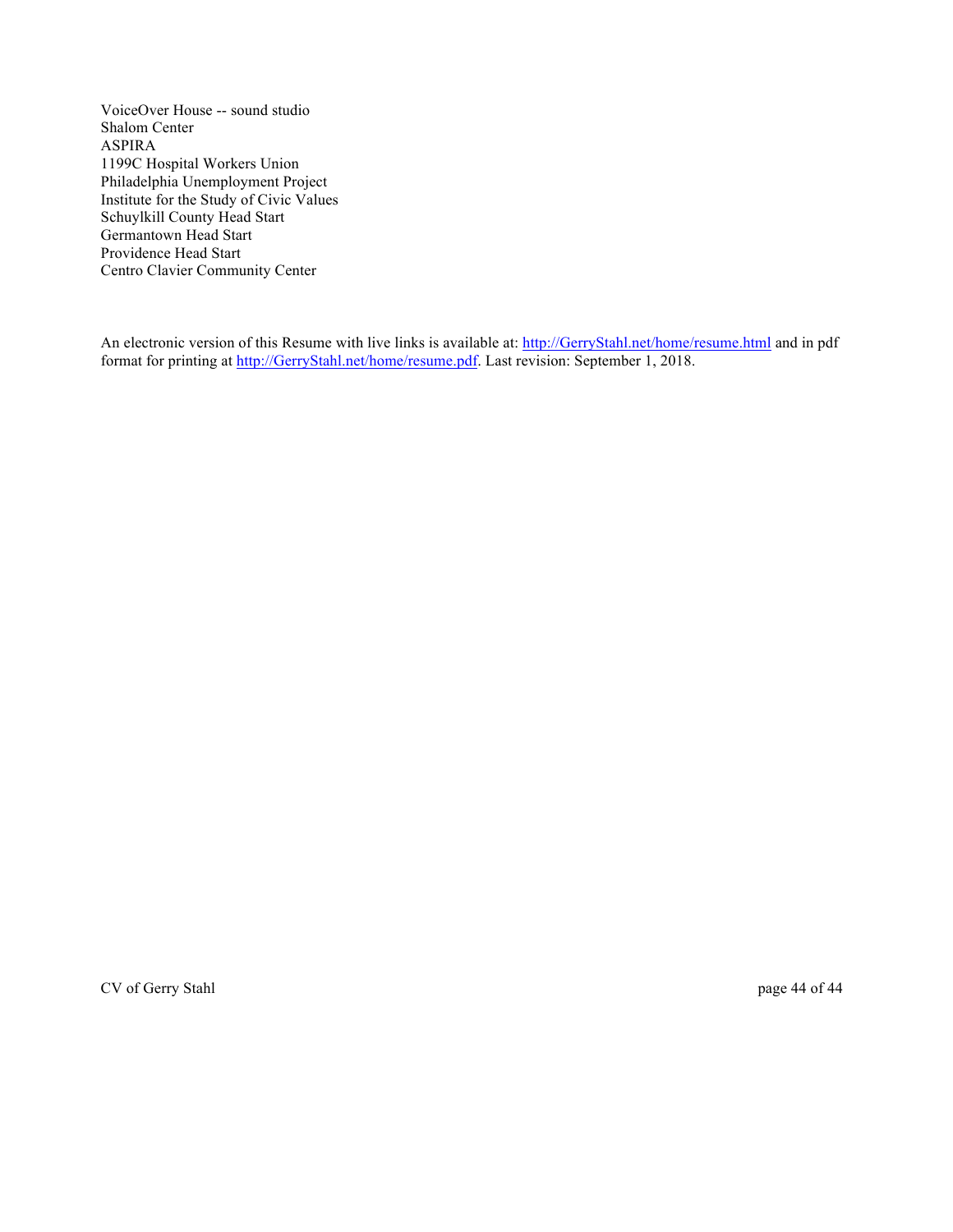VoiceOver House -- sound studio
Shalom Center
ASPIRA
1199C Hospital Workers Union
Philadelphia Unemployment Project
Institute for the Study of Civic Values
Schuylkill County Head Start
Germantown Head Start
Providence Head Start
Centro Clavier Community Center

An electronic version of this Resume with live links is available at: [http://GerryStahl.net/home/resume.html](http://GerryStahl.net/home/resume.html) and in pdf format for printing at [http://GerryStahl.net/home/resume.pdf](http://GerryStahl.net/home/resume.pdf). Last revision: September 1, 2018.